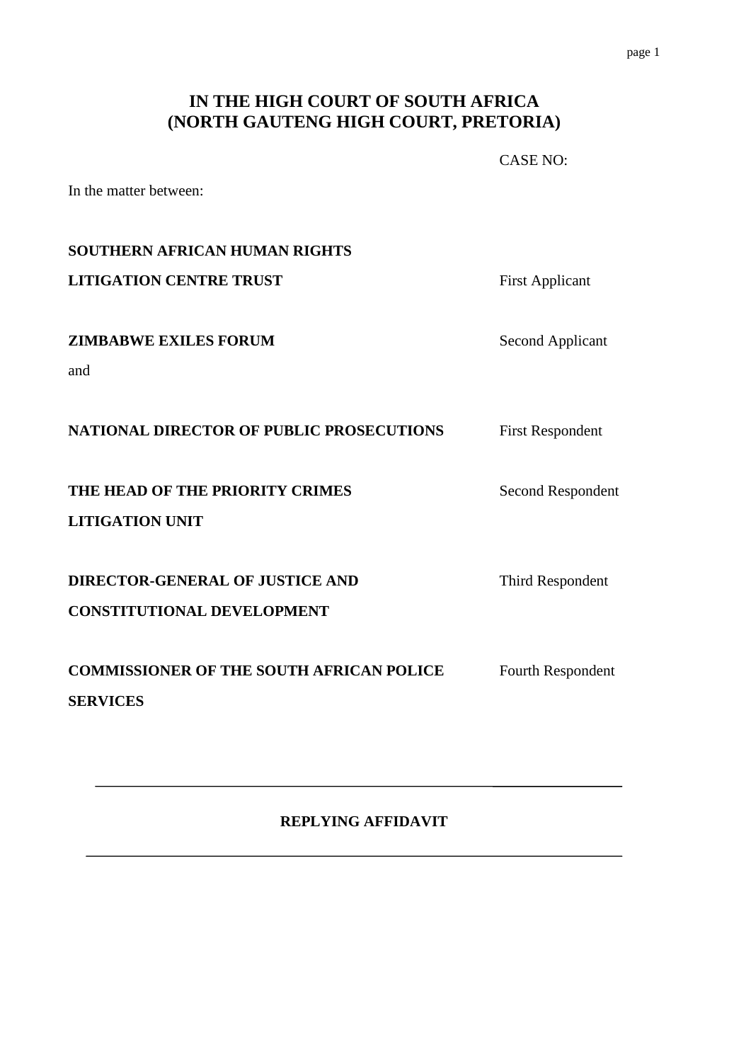# IN THE HIGH COURT OF SOUTH AFRICA
# (NORTH GAUTENG HIGH COURT, PRETORIA)

CASE NO:

In the matter between:

| | |
|---|---|
| **SOUTHERN AFRICAN HUMAN RIGHTS LITIGATION CENTRE TRUST** | First Applicant |
| **ZIMBABWE EXILES FORUM** | Second Applicant |

and

| | |
|---|---|
| **NATIONAL DIRECTOR OF PUBLIC PROSECUTIONS** | First Respondent |
| **THE HEAD OF THE PRIORITY CRIMES LITIGATION UNIT** | Second Respondent |
| **DIRECTOR-GENERAL OF JUSTICE AND CONSTITUTIONAL DEVELOPMENT** | Third Respondent |
| **COMMISSIONER OF THE SOUTH AFRICAN POLICE SERVICES** | Fourth Respondent |

---

**REPLYING AFFIDAVIT**

---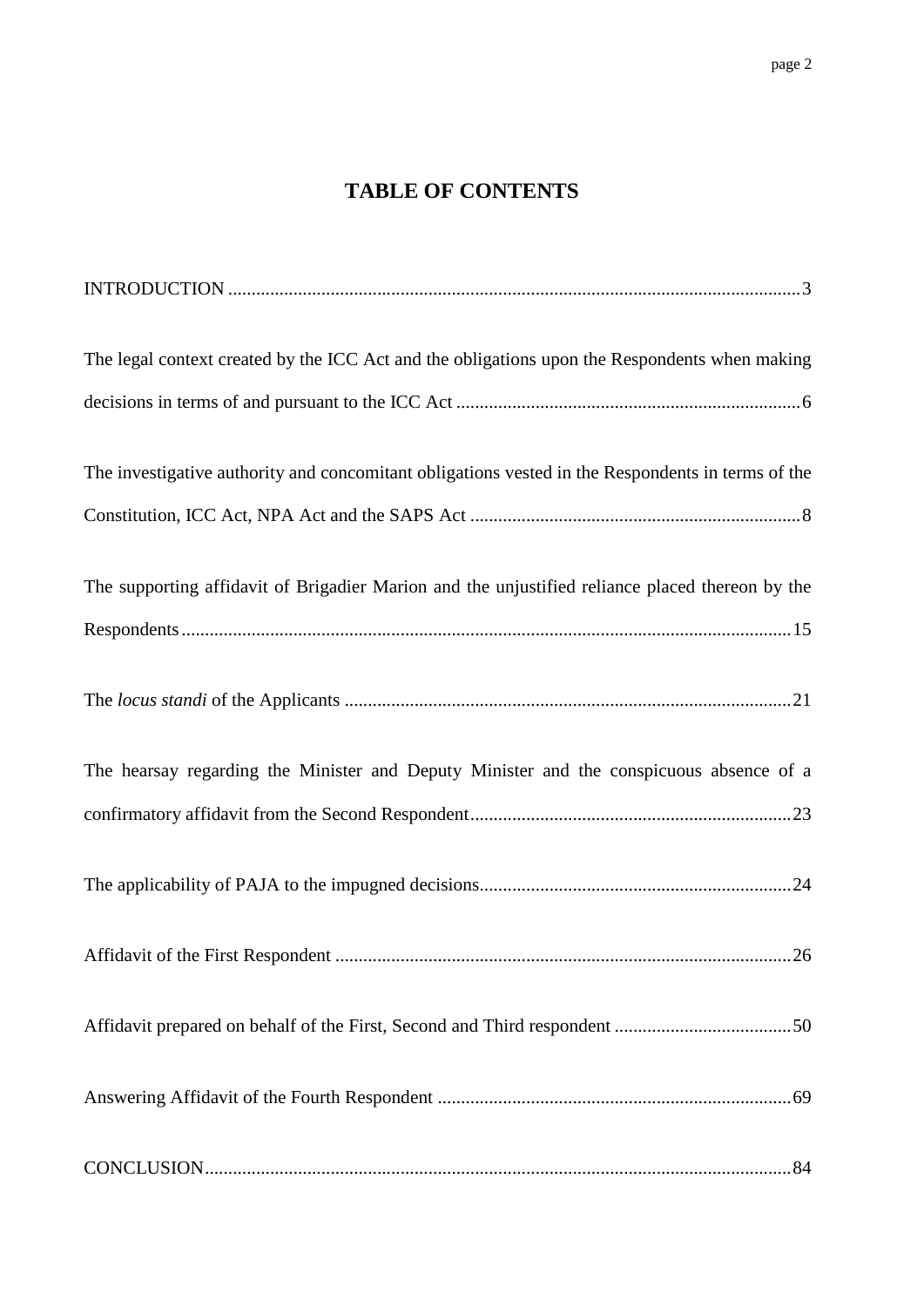# TABLE OF CONTENTS

INTRODUCTION ........................................................................................................................ 3

The legal context created by the ICC Act and the obligations upon the Respondents when making decisions in terms of and pursuant to the ICC Act .......................................................................... 6

The investigative authority and concomitant obligations vested in the Respondents in terms of the Constitution, ICC Act, NPA Act and the SAPS Act ....................................................................... 8

The supporting affidavit of Brigadier Marion and the unjustified reliance placed thereon by the Respondents .................................................................................................................................. 15

The *locus standi* of the Applicants ................................................................................................ 21

The hearsay regarding the Minister and Deputy Minister and the conspicuous absence of a confirmatory affidavit from the Second Respondent ..................................................................... 23

The applicability of PAJA to the impugned decisions ................................................................... 24

Affidavit of the First Respondent .................................................................................................. 26

Affidavit prepared on behalf of the First, Second and Third respondent ...................................... 50

Answering Affidavit of the Fourth Respondent ............................................................................ 69

CONCLUSION ............................................................................................................................. 84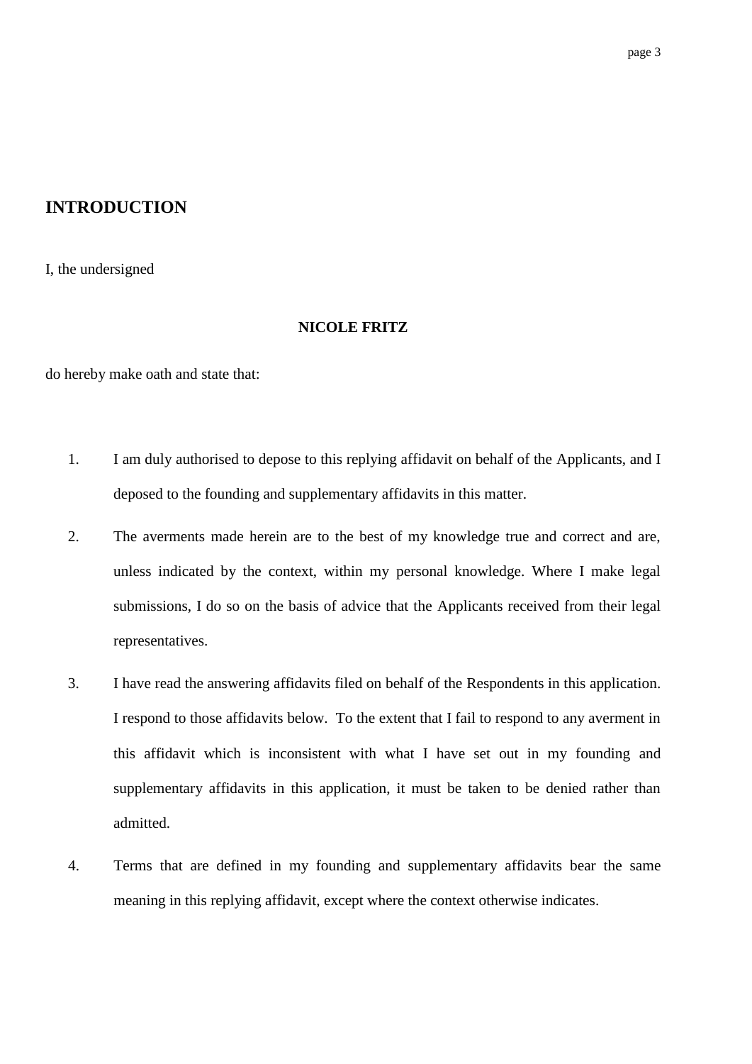## INTRODUCTION

I, the undersigned

**NICOLE FRITZ**

do hereby make oath and state that:

1. I am duly authorised to depose to this replying affidavit on behalf of the Applicants, and I deposed to the founding and supplementary affidavits in this matter.

2. The averments made herein are to the best of my knowledge true and correct and are, unless indicated by the context, within my personal knowledge. Where I make legal submissions, I do so on the basis of advice that the Applicants received from their legal representatives.

3. I have read the answering affidavits filed on behalf of the Respondents in this application. I respond to those affidavits below. To the extent that I fail to respond to any averment in this affidavit which is inconsistent with what I have set out in my founding and supplementary affidavits in this application, it must be taken to be denied rather than admitted.

4. Terms that are defined in my founding and supplementary affidavits bear the same meaning in this replying affidavit, except where the context otherwise indicates.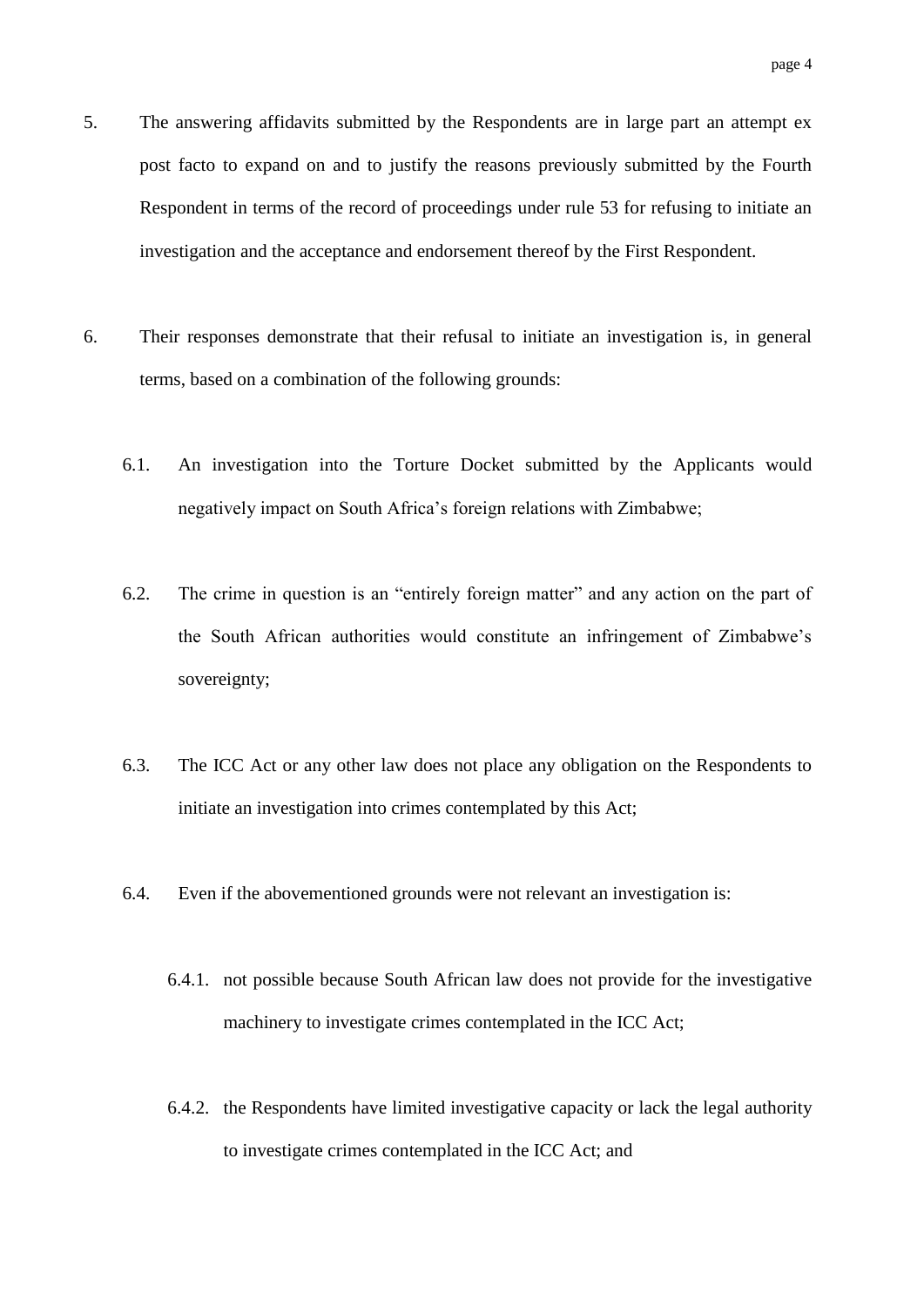5. The answering affidavits submitted by the Respondents are in large part an attempt ex post facto to expand on and to justify the reasons previously submitted by the Fourth Respondent in terms of the record of proceedings under rule 53 for refusing to initiate an investigation and the acceptance and endorsement thereof by the First Respondent.

6. Their responses demonstrate that their refusal to initiate an investigation is, in general terms, based on a combination of the following grounds:

   6.1. An investigation into the Torture Docket submitted by the Applicants would negatively impact on South Africa's foreign relations with Zimbabwe;

   6.2. The crime in question is an "entirely foreign matter" and any action on the part of the South African authorities would constitute an infringement of Zimbabwe's sovereignty;

   6.3. The ICC Act or any other law does not place any obligation on the Respondents to initiate an investigation into crimes contemplated by this Act;

   6.4. Even if the abovementioned grounds were not relevant an investigation is:

      6.4.1. not possible because South African law does not provide for the investigative machinery to investigate crimes contemplated in the ICC Act;

      6.4.2. the Respondents have limited investigative capacity or lack the legal authority to investigate crimes contemplated in the ICC Act; and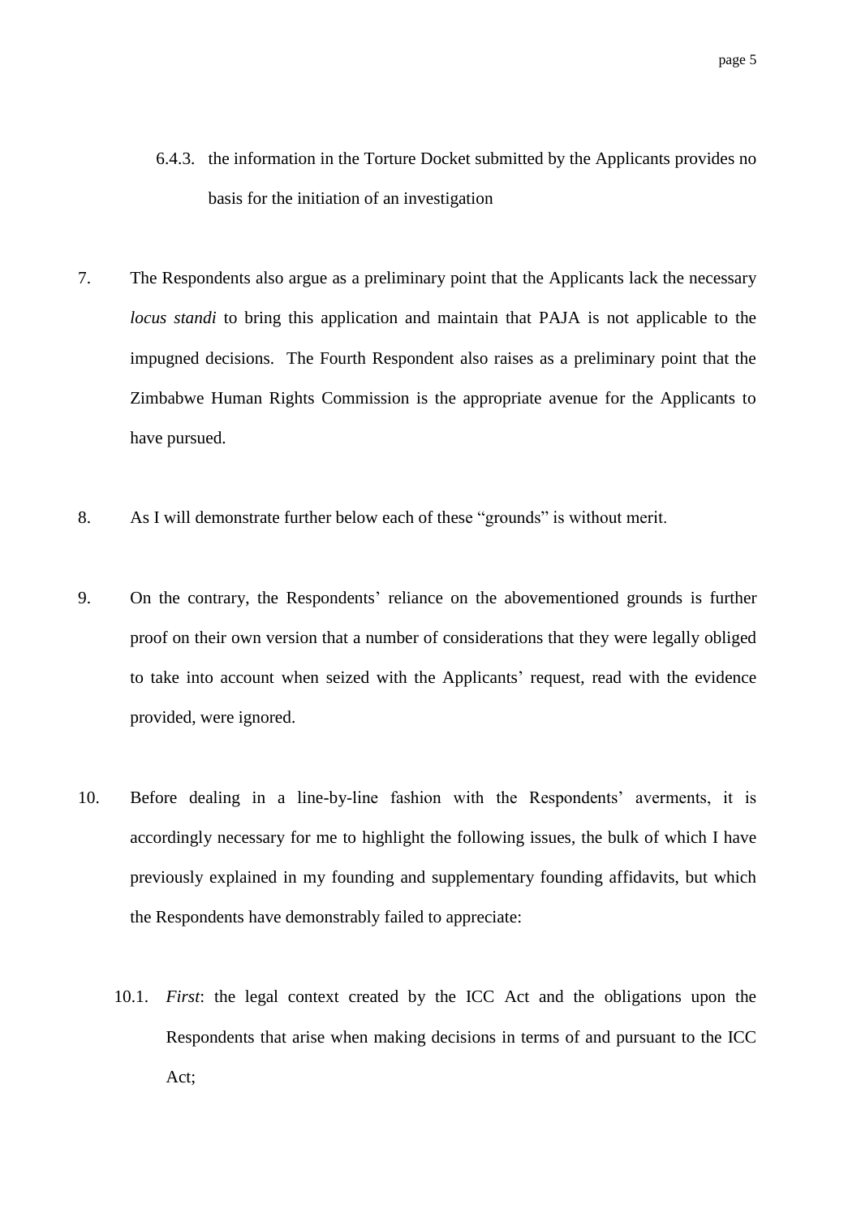6.4.3. the information in the Torture Docket submitted by the Applicants provides no basis for the initiation of an investigation

7. The Respondents also argue as a preliminary point that the Applicants lack the necessary *locus standi* to bring this application and maintain that PAJA is not applicable to the impugned decisions. The Fourth Respondent also raises as a preliminary point that the Zimbabwe Human Rights Commission is the appropriate avenue for the Applicants to have pursued.

8. As I will demonstrate further below each of these "grounds" is without merit.

9. On the contrary, the Respondents' reliance on the abovementioned grounds is further proof on their own version that a number of considerations that they were legally obliged to take into account when seized with the Applicants' request, read with the evidence provided, were ignored.

10. Before dealing in a line-by-line fashion with the Respondents' averments, it is accordingly necessary for me to highlight the following issues, the bulk of which I have previously explained in my founding and supplementary founding affidavits, but which the Respondents have demonstrably failed to appreciate:

    10.1. *First*: the legal context created by the ICC Act and the obligations upon the Respondents that arise when making decisions in terms of and pursuant to the ICC Act;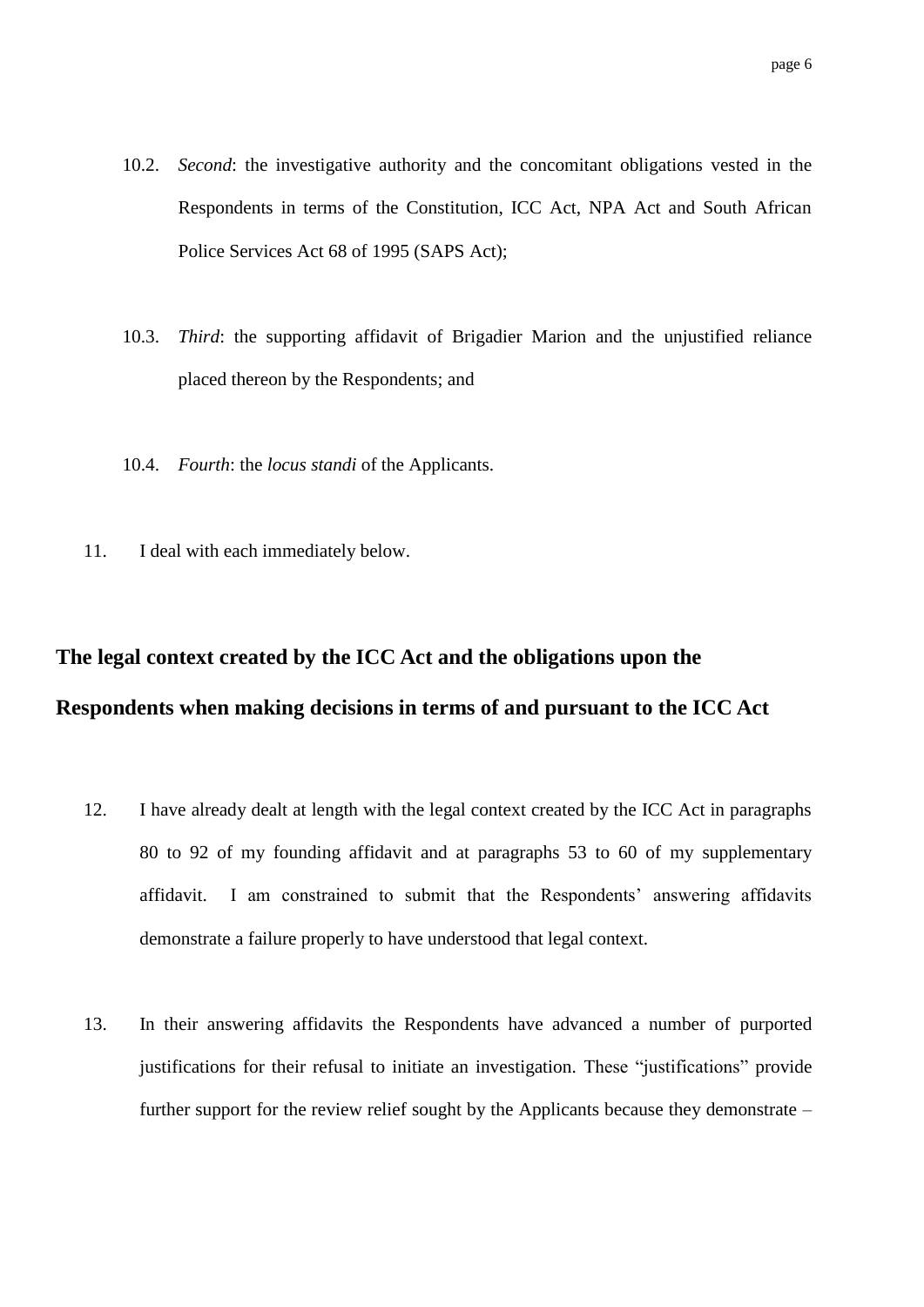10.2. *Second*: the investigative authority and the concomitant obligations vested in the Respondents in terms of the Constitution, ICC Act, NPA Act and South African Police Services Act 68 of 1995 (SAPS Act);

10.3. *Third*: the supporting affidavit of Brigadier Marion and the unjustified reliance placed thereon by the Respondents; and

10.4. *Fourth*: the *locus standi* of the Applicants.

11. I deal with each immediately below.

## The legal context created by the ICC Act and the obligations upon the Respondents when making decisions in terms of and pursuant to the ICC Act

12. I have already dealt at length with the legal context created by the ICC Act in paragraphs 80 to 92 of my founding affidavit and at paragraphs 53 to 60 of my supplementary affidavit. I am constrained to submit that the Respondents' answering affidavits demonstrate a failure properly to have understood that legal context.

13. In their answering affidavits the Respondents have advanced a number of purported justifications for their refusal to initiate an investigation. These "justifications" provide further support for the review relief sought by the Applicants because they demonstrate –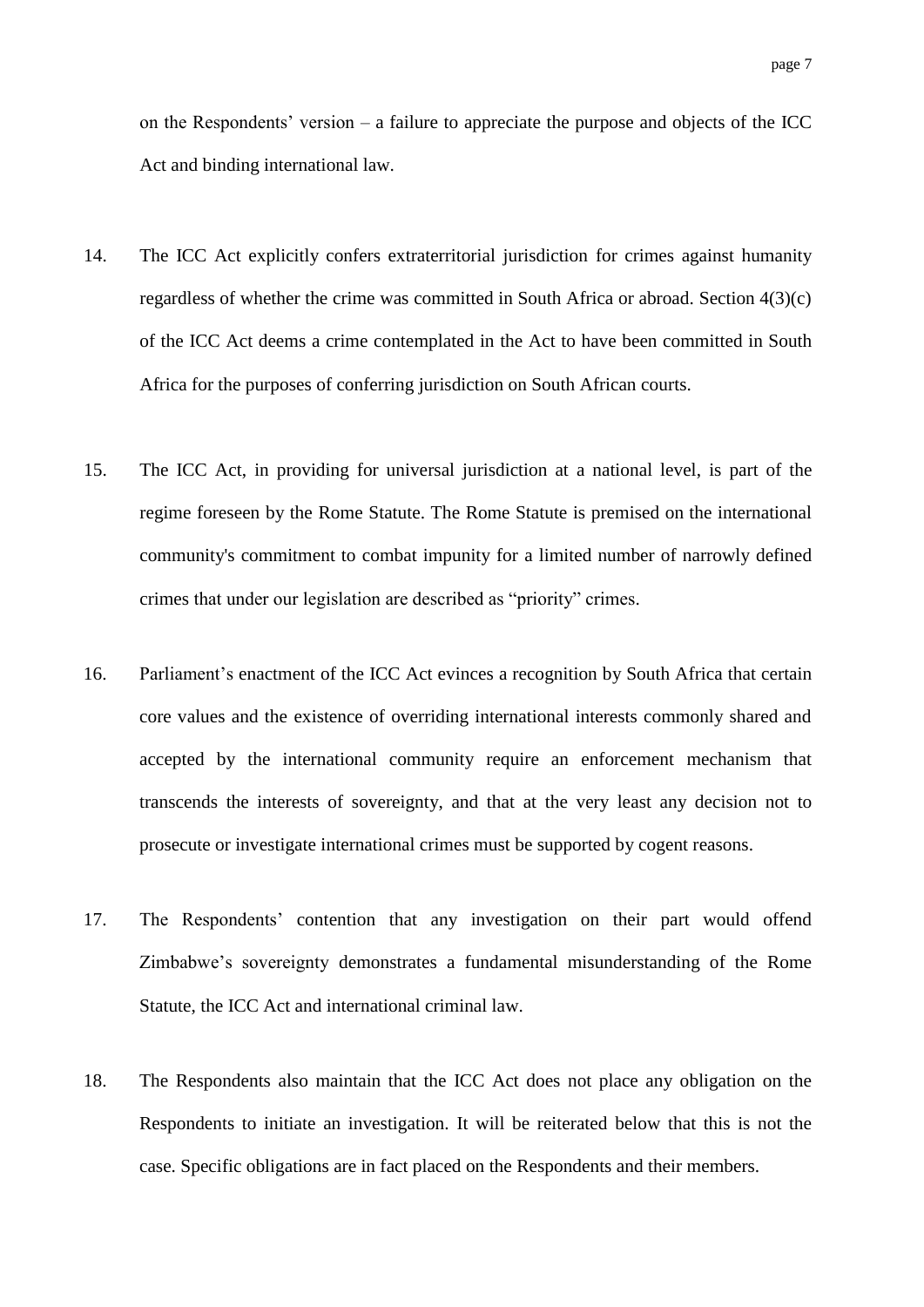on the Respondents' version – a failure to appreciate the purpose and objects of the ICC Act and binding international law.

14. The ICC Act explicitly confers extraterritorial jurisdiction for crimes against humanity regardless of whether the crime was committed in South Africa or abroad. Section 4(3)(c) of the ICC Act deems a crime contemplated in the Act to have been committed in South Africa for the purposes of conferring jurisdiction on South African courts.

15. The ICC Act, in providing for universal jurisdiction at a national level, is part of the regime foreseen by the Rome Statute. The Rome Statute is premised on the international community's commitment to combat impunity for a limited number of narrowly defined crimes that under our legislation are described as "priority" crimes.

16. Parliament's enactment of the ICC Act evinces a recognition by South Africa that certain core values and the existence of overriding international interests commonly shared and accepted by the international community require an enforcement mechanism that transcends the interests of sovereignty, and that at the very least any decision not to prosecute or investigate international crimes must be supported by cogent reasons.

17. The Respondents' contention that any investigation on their part would offend Zimbabwe's sovereignty demonstrates a fundamental misunderstanding of the Rome Statute, the ICC Act and international criminal law.

18. The Respondents also maintain that the ICC Act does not place any obligation on the Respondents to initiate an investigation. It will be reiterated below that this is not the case. Specific obligations are in fact placed on the Respondents and their members.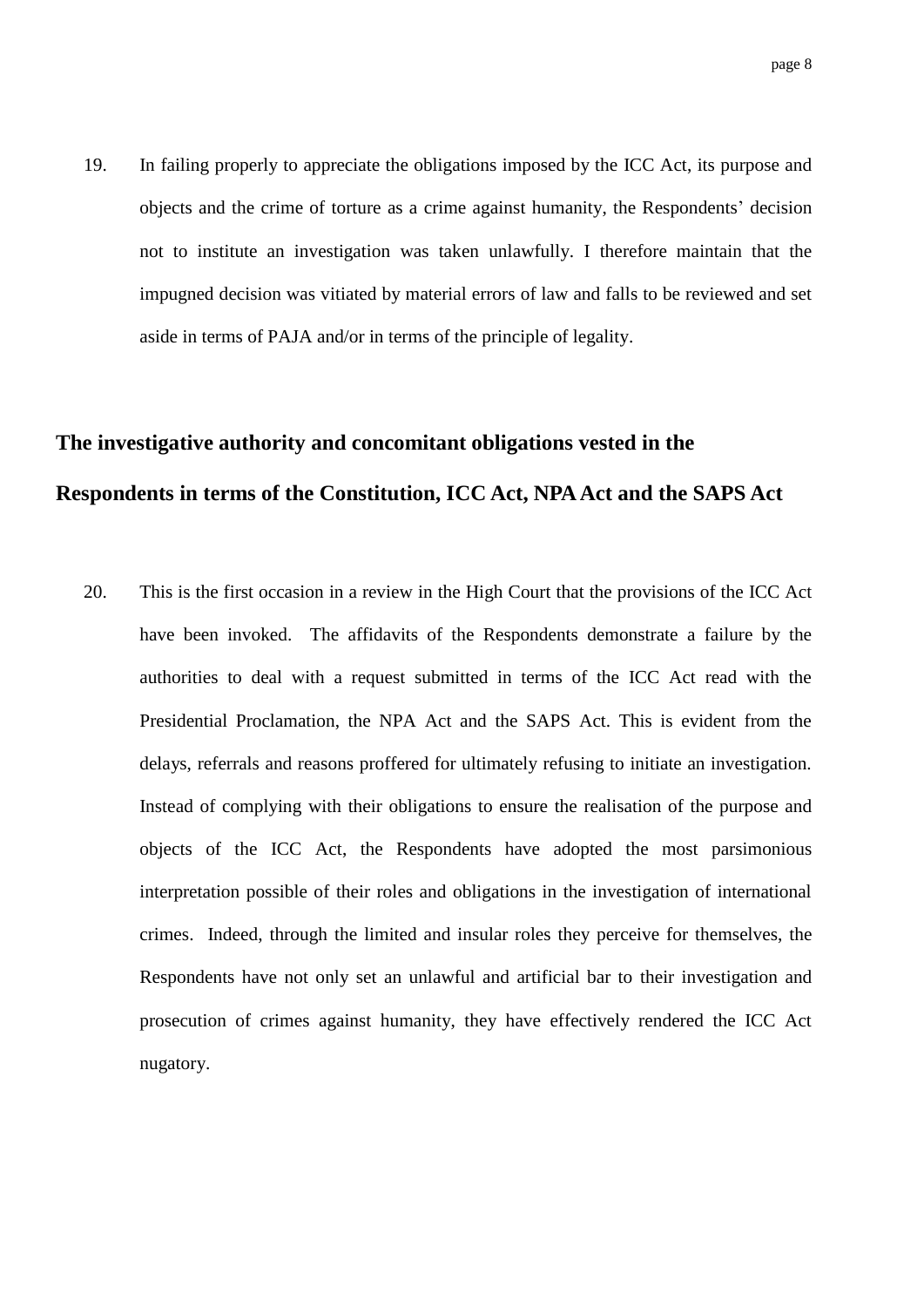19. In failing properly to appreciate the obligations imposed by the ICC Act, its purpose and objects and the crime of torture as a crime against humanity, the Respondents' decision not to institute an investigation was taken unlawfully. I therefore maintain that the impugned decision was vitiated by material errors of law and falls to be reviewed and set aside in terms of PAJA and/or in terms of the principle of legality.

## The investigative authority and concomitant obligations vested in the Respondents in terms of the Constitution, ICC Act, NPA Act and the SAPS Act

20. This is the first occasion in a review in the High Court that the provisions of the ICC Act have been invoked. The affidavits of the Respondents demonstrate a failure by the authorities to deal with a request submitted in terms of the ICC Act read with the Presidential Proclamation, the NPA Act and the SAPS Act. This is evident from the delays, referrals and reasons proffered for ultimately refusing to initiate an investigation. Instead of complying with their obligations to ensure the realisation of the purpose and objects of the ICC Act, the Respondents have adopted the most parsimonious interpretation possible of their roles and obligations in the investigation of international crimes. Indeed, through the limited and insular roles they perceive for themselves, the Respondents have not only set an unlawful and artificial bar to their investigation and prosecution of crimes against humanity, they have effectively rendered the ICC Act nugatory.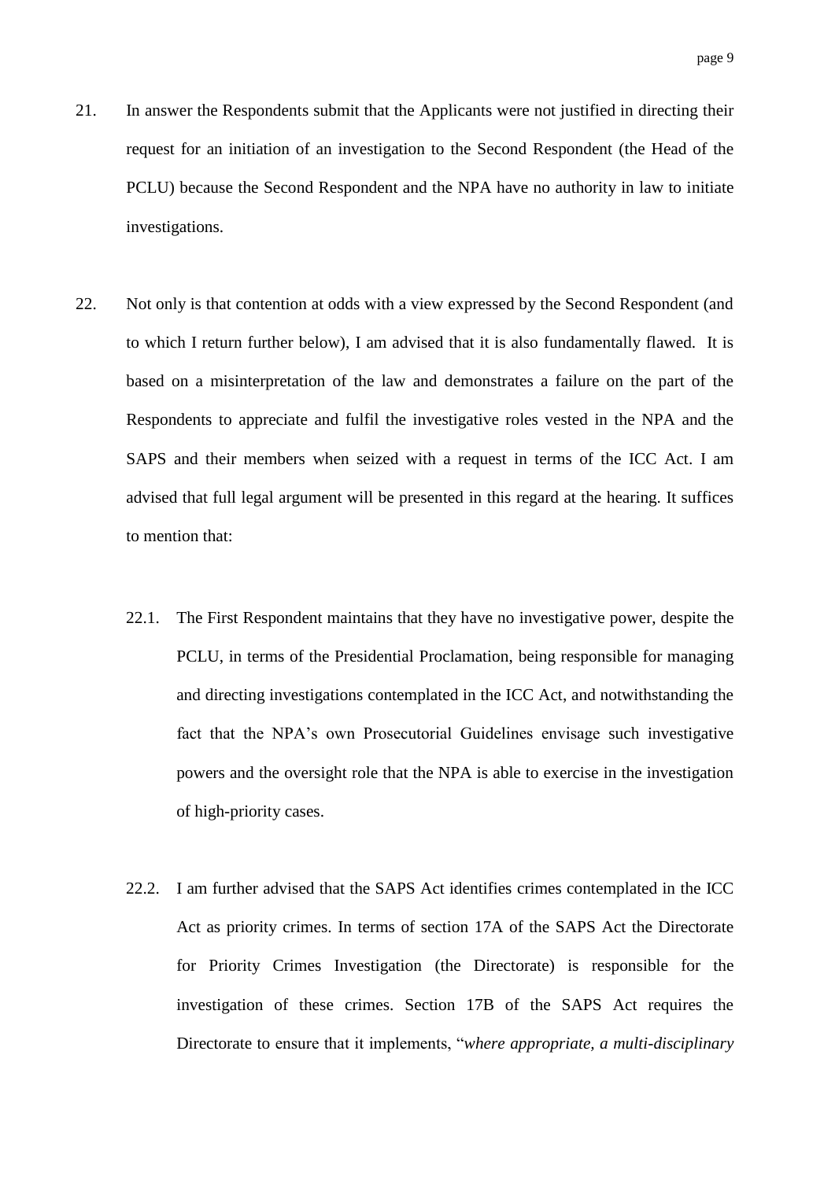21. In answer the Respondents submit that the Applicants were not justified in directing their request for an initiation of an investigation to the Second Respondent (the Head of the PCLU) because the Second Respondent and the NPA have no authority in law to initiate investigations.

22. Not only is that contention at odds with a view expressed by the Second Respondent (and to which I return further below), I am advised that it is also fundamentally flawed. It is based on a misinterpretation of the law and demonstrates a failure on the part of the Respondents to appreciate and fulfil the investigative roles vested in the NPA and the SAPS and their members when seized with a request in terms of the ICC Act. I am advised that full legal argument will be presented in this regard at the hearing. It suffices to mention that:

    22.1. The First Respondent maintains that they have no investigative power, despite the PCLU, in terms of the Presidential Proclamation, being responsible for managing and directing investigations contemplated in the ICC Act, and notwithstanding the fact that the NPA's own Prosecutorial Guidelines envisage such investigative powers and the oversight role that the NPA is able to exercise in the investigation of high-priority cases.

    22.2. I am further advised that the SAPS Act identifies crimes contemplated in the ICC Act as priority crimes. In terms of section 17A of the SAPS Act the Directorate for Priority Crimes Investigation (the Directorate) is responsible for the investigation of these crimes. Section 17B of the SAPS Act requires the Directorate to ensure that it implements, "*where appropriate, a multi-disciplinary*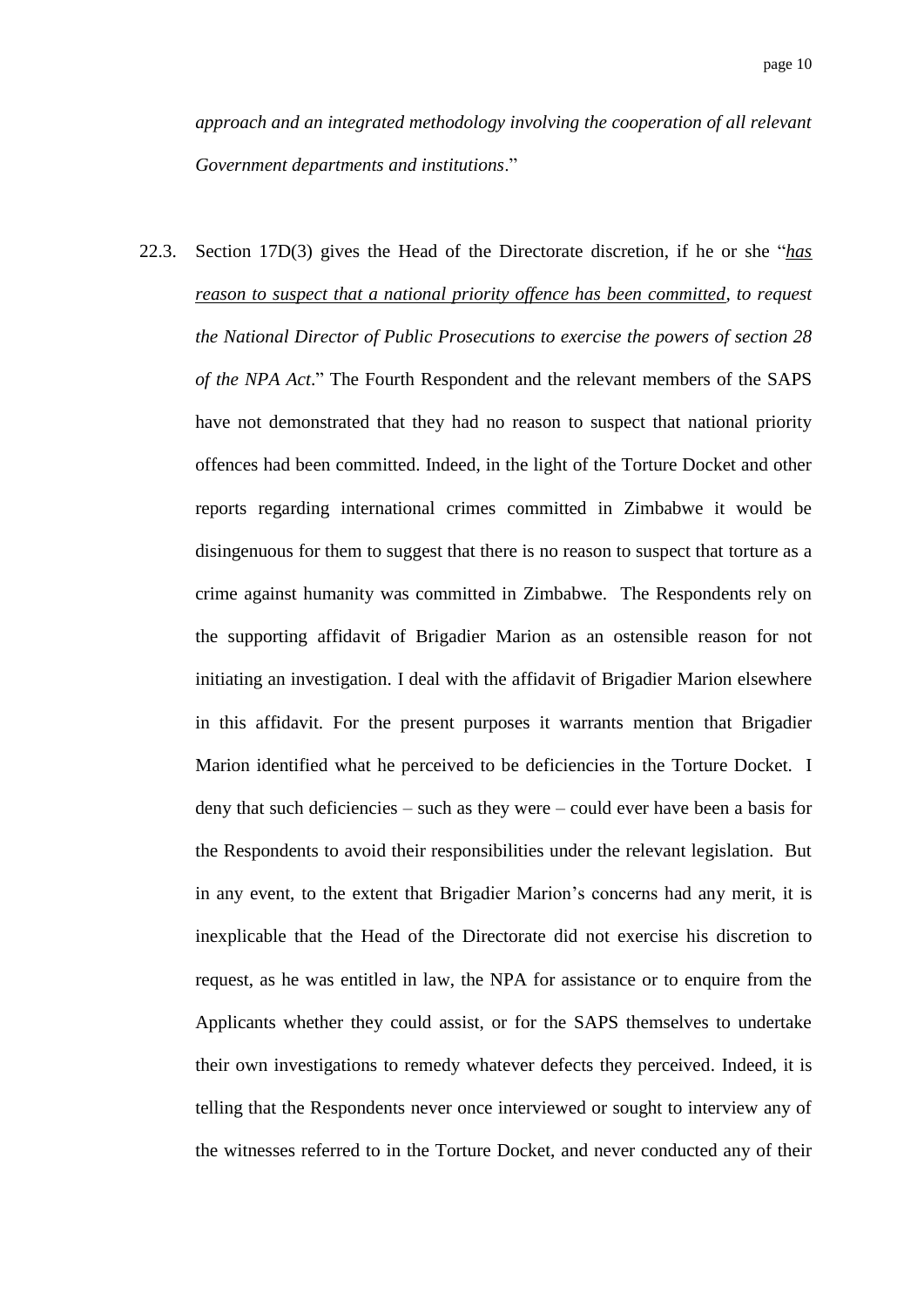*approach and an integrated methodology involving the cooperation of all relevant Government departments and institutions*."

22.3. Section 17D(3) gives the Head of the Directorate discretion, if he or she "*<u>has reason to suspect that a national priority offence has been committed</u>, to request the National Director of Public Prosecutions to exercise the powers of section 28 of the NPA Act*." The Fourth Respondent and the relevant members of the SAPS have not demonstrated that they had no reason to suspect that national priority offences had been committed. Indeed, in the light of the Torture Docket and other reports regarding international crimes committed in Zimbabwe it would be disingenuous for them to suggest that there is no reason to suspect that torture as a crime against humanity was committed in Zimbabwe. The Respondents rely on the supporting affidavit of Brigadier Marion as an ostensible reason for not initiating an investigation. I deal with the affidavit of Brigadier Marion elsewhere in this affidavit. For the present purposes it warrants mention that Brigadier Marion identified what he perceived to be deficiencies in the Torture Docket. I deny that such deficiencies – such as they were – could ever have been a basis for the Respondents to avoid their responsibilities under the relevant legislation. But in any event, to the extent that Brigadier Marion's concerns had any merit, it is inexplicable that the Head of the Directorate did not exercise his discretion to request, as he was entitled in law, the NPA for assistance or to enquire from the Applicants whether they could assist, or for the SAPS themselves to undertake their own investigations to remedy whatever defects they perceived. Indeed, it is telling that the Respondents never once interviewed or sought to interview any of the witnesses referred to in the Torture Docket, and never conducted any of their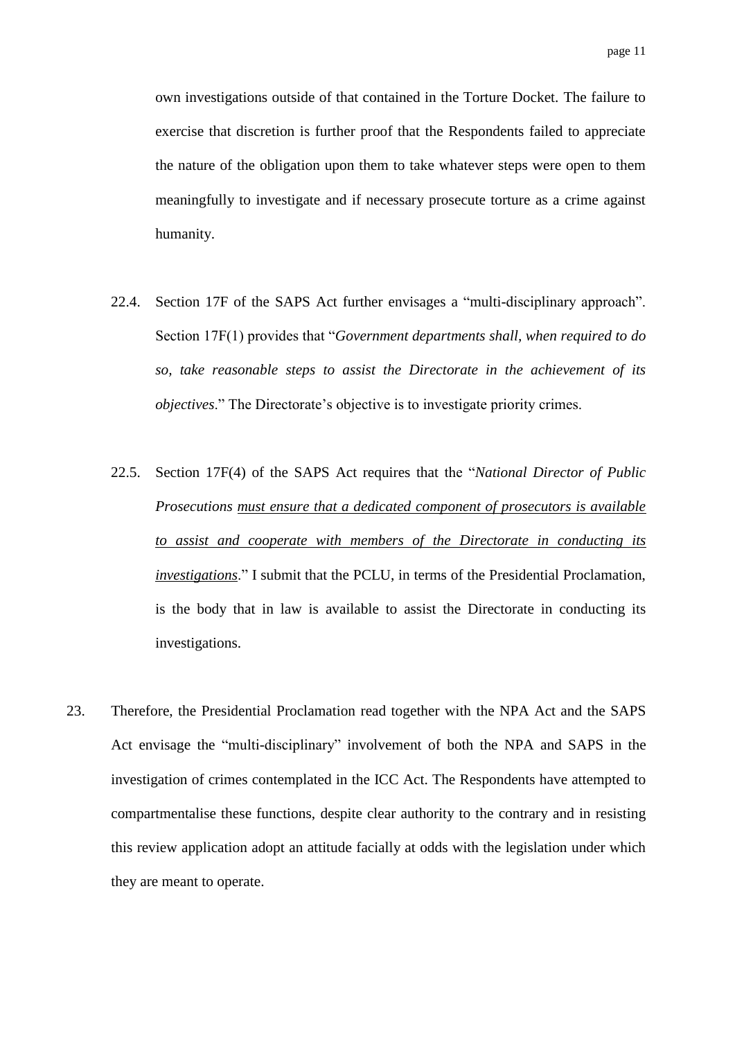own investigations outside of that contained in the Torture Docket. The failure to exercise that discretion is further proof that the Respondents failed to appreciate the nature of the obligation upon them to take whatever steps were open to them meaningfully to investigate and if necessary prosecute torture as a crime against humanity.

22.4. Section 17F of the SAPS Act further envisages a "multi-disciplinary approach". Section 17F(1) provides that "*Government departments shall, when required to do so, take reasonable steps to assist the Directorate in the achievement of its objectives*." The Directorate's objective is to investigate priority crimes.

22.5. Section 17F(4) of the SAPS Act requires that the "*National Director of Public Prosecutions <u>must ensure that a dedicated component of prosecutors is available to assist and cooperate with members of the Directorate in conducting its investigations</u>*." I submit that the PCLU, in terms of the Presidential Proclamation, is the body that in law is available to assist the Directorate in conducting its investigations.

23. Therefore, the Presidential Proclamation read together with the NPA Act and the SAPS Act envisage the "multi-disciplinary" involvement of both the NPA and SAPS in the investigation of crimes contemplated in the ICC Act. The Respondents have attempted to compartmentalise these functions, despite clear authority to the contrary and in resisting this review application adopt an attitude facially at odds with the legislation under which they are meant to operate.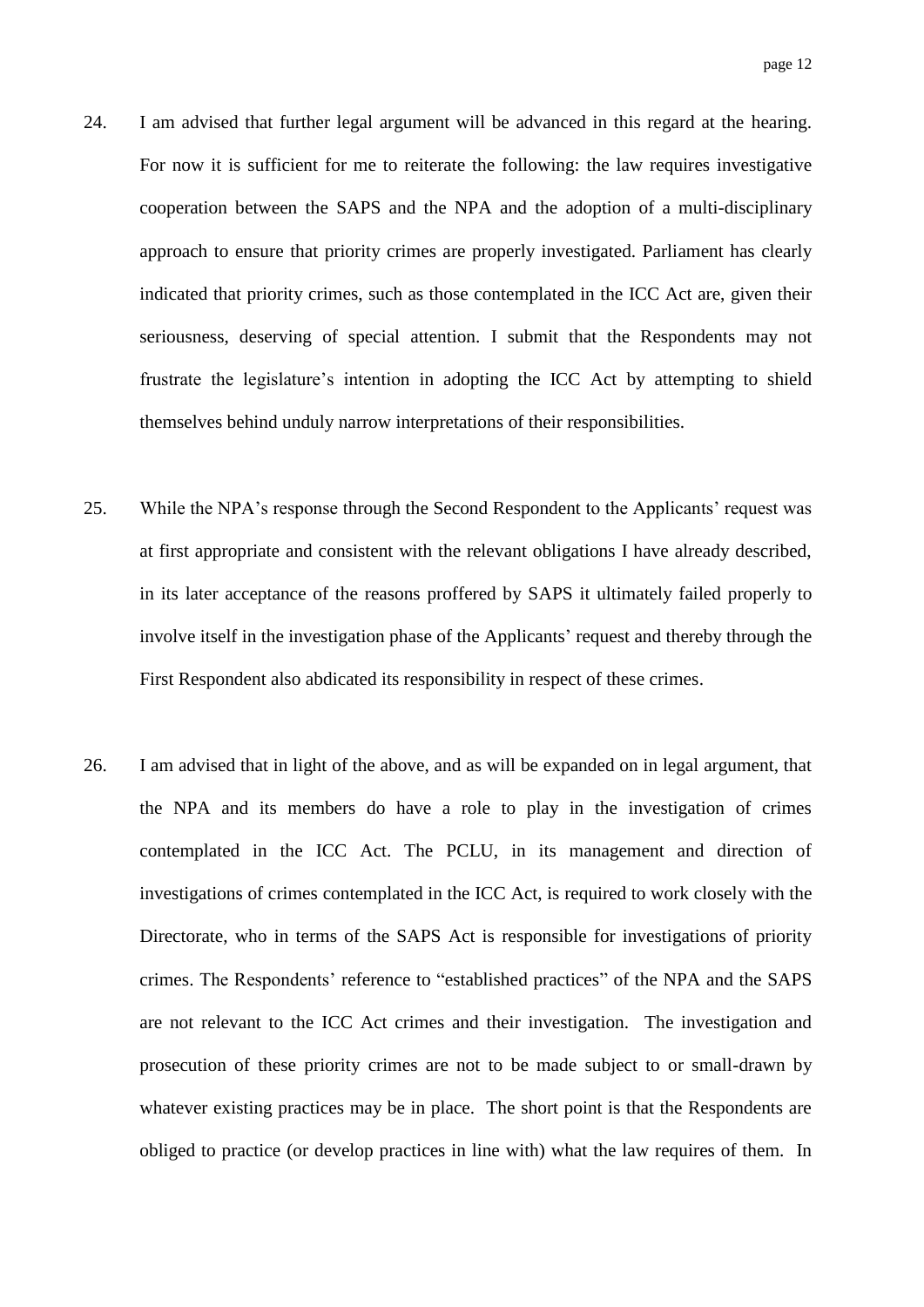24. I am advised that further legal argument will be advanced in this regard at the hearing. For now it is sufficient for me to reiterate the following: the law requires investigative cooperation between the SAPS and the NPA and the adoption of a multi-disciplinary approach to ensure that priority crimes are properly investigated. Parliament has clearly indicated that priority crimes, such as those contemplated in the ICC Act are, given their seriousness, deserving of special attention. I submit that the Respondents may not frustrate the legislature's intention in adopting the ICC Act by attempting to shield themselves behind unduly narrow interpretations of their responsibilities.

25. While the NPA's response through the Second Respondent to the Applicants' request was at first appropriate and consistent with the relevant obligations I have already described, in its later acceptance of the reasons proffered by SAPS it ultimately failed properly to involve itself in the investigation phase of the Applicants' request and thereby through the First Respondent also abdicated its responsibility in respect of these crimes.

26. I am advised that in light of the above, and as will be expanded on in legal argument, that the NPA and its members do have a role to play in the investigation of crimes contemplated in the ICC Act. The PCLU, in its management and direction of investigations of crimes contemplated in the ICC Act, is required to work closely with the Directorate, who in terms of the SAPS Act is responsible for investigations of priority crimes. The Respondents' reference to "established practices" of the NPA and the SAPS are not relevant to the ICC Act crimes and their investigation. The investigation and prosecution of these priority crimes are not to be made subject to or small-drawn by whatever existing practices may be in place. The short point is that the Respondents are obliged to practice (or develop practices in line with) what the law requires of them. In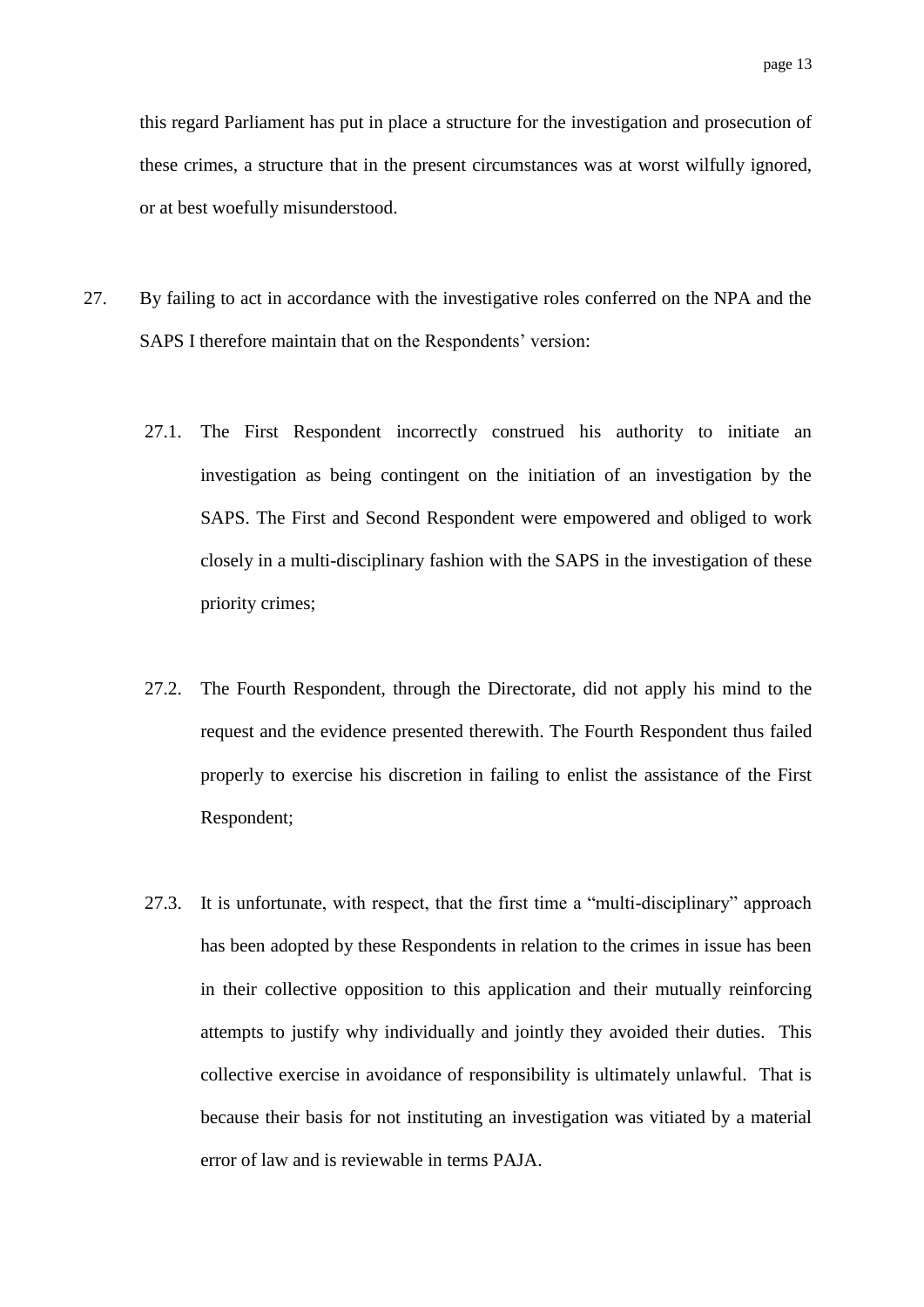this regard Parliament has put in place a structure for the investigation and prosecution of these crimes, a structure that in the present circumstances was at worst wilfully ignored, or at best woefully misunderstood.

27. By failing to act in accordance with the investigative roles conferred on the NPA and the SAPS I therefore maintain that on the Respondents' version:

 27.1. The First Respondent incorrectly construed his authority to initiate an investigation as being contingent on the initiation of an investigation by the SAPS. The First and Second Respondent were empowered and obliged to work closely in a multi-disciplinary fashion with the SAPS in the investigation of these priority crimes;

 27.2. The Fourth Respondent, through the Directorate, did not apply his mind to the request and the evidence presented therewith. The Fourth Respondent thus failed properly to exercise his discretion in failing to enlist the assistance of the First Respondent;

 27.3. It is unfortunate, with respect, that the first time a "multi-disciplinary" approach has been adopted by these Respondents in relation to the crimes in issue has been in their collective opposition to this application and their mutually reinforcing attempts to justify why individually and jointly they avoided their duties. This collective exercise in avoidance of responsibility is ultimately unlawful. That is because their basis for not instituting an investigation was vitiated by a material error of law and is reviewable in terms PAJA.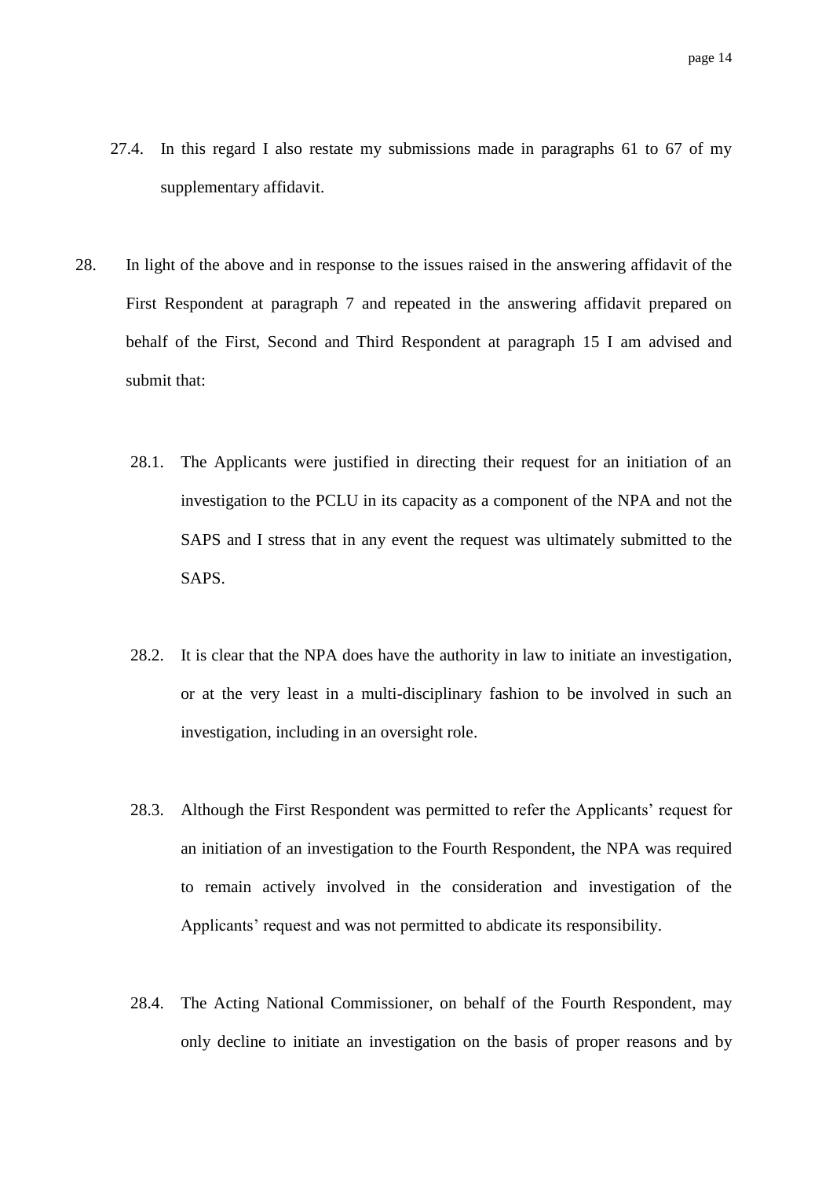27.4. In this regard I also restate my submissions made in paragraphs 61 to 67 of my supplementary affidavit.

28. In light of the above and in response to the issues raised in the answering affidavit of the First Respondent at paragraph 7 and repeated in the answering affidavit prepared on behalf of the First, Second and Third Respondent at paragraph 15 I am advised and submit that:

28.1. The Applicants were justified in directing their request for an initiation of an investigation to the PCLU in its capacity as a component of the NPA and not the SAPS and I stress that in any event the request was ultimately submitted to the SAPS.

28.2. It is clear that the NPA does have the authority in law to initiate an investigation, or at the very least in a multi-disciplinary fashion to be involved in such an investigation, including in an oversight role.

28.3. Although the First Respondent was permitted to refer the Applicants' request for an initiation of an investigation to the Fourth Respondent, the NPA was required to remain actively involved in the consideration and investigation of the Applicants' request and was not permitted to abdicate its responsibility.

28.4. The Acting National Commissioner, on behalf of the Fourth Respondent, may only decline to initiate an investigation on the basis of proper reasons and by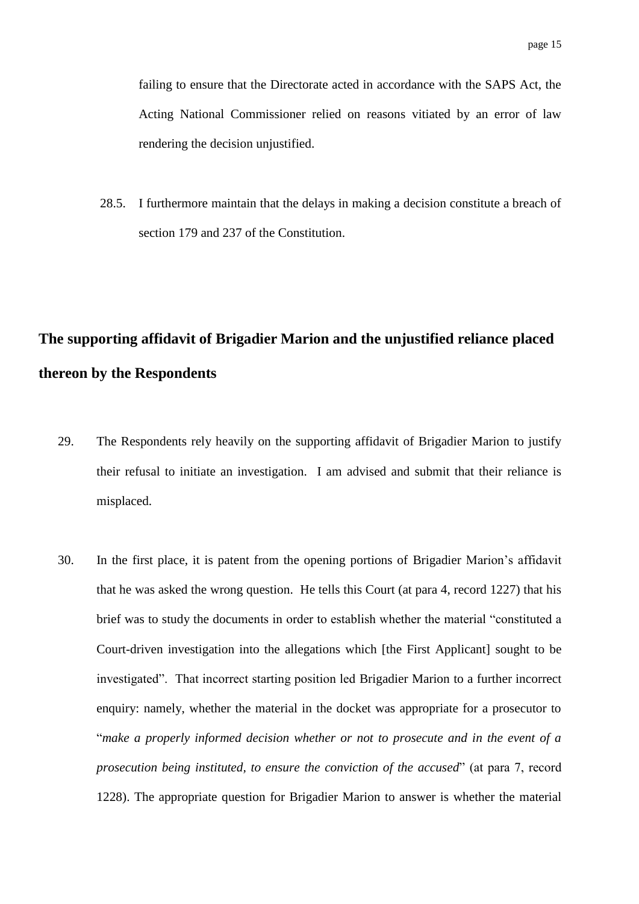failing to ensure that the Directorate acted in accordance with the SAPS Act, the Acting National Commissioner relied on reasons vitiated by an error of law rendering the decision unjustified.

28.5. I furthermore maintain that the delays in making a decision constitute a breach of section 179 and 237 of the Constitution.

## The supporting affidavit of Brigadier Marion and the unjustified reliance placed thereon by the Respondents

29. The Respondents rely heavily on the supporting affidavit of Brigadier Marion to justify their refusal to initiate an investigation. I am advised and submit that their reliance is misplaced.

30. In the first place, it is patent from the opening portions of Brigadier Marion's affidavit that he was asked the wrong question. He tells this Court (at para 4, record 1227) that his brief was to study the documents in order to establish whether the material "constituted a Court-driven investigation into the allegations which [the First Applicant] sought to be investigated". That incorrect starting position led Brigadier Marion to a further incorrect enquiry: namely, whether the material in the docket was appropriate for a prosecutor to "*make a properly informed decision whether or not to prosecute and in the event of a prosecution being instituted, to ensure the conviction of the accused*" (at para 7, record 1228). The appropriate question for Brigadier Marion to answer is whether the material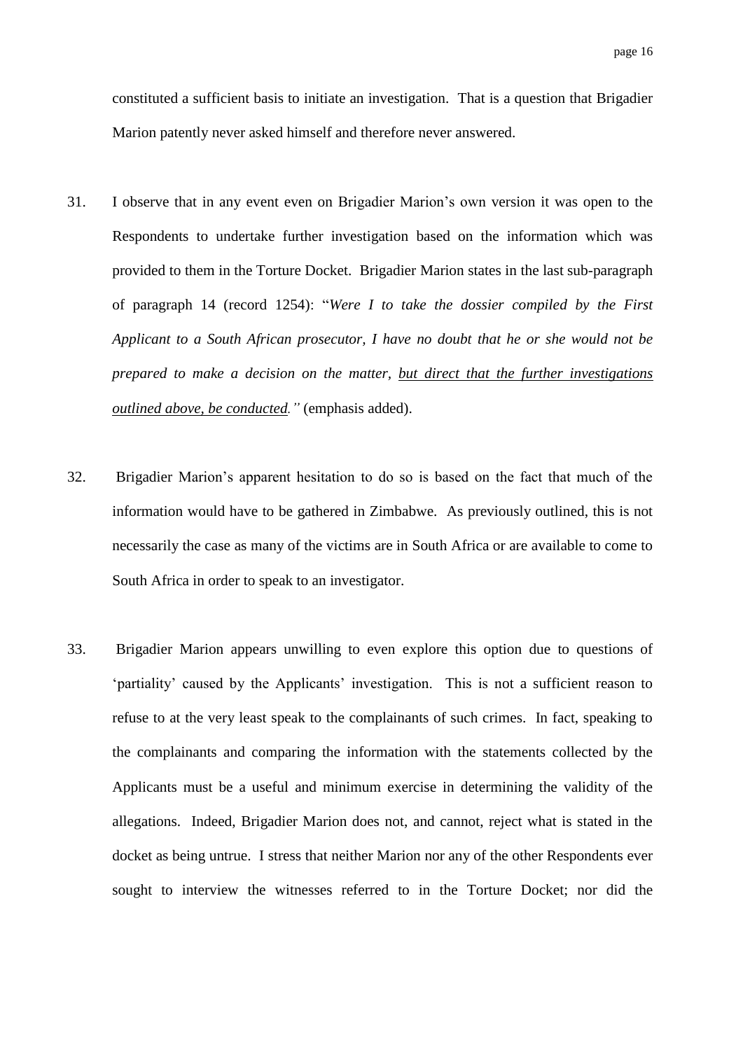constituted a sufficient basis to initiate an investigation. That is a question that Brigadier Marion patently never asked himself and therefore never answered.

31. I observe that in any event even on Brigadier Marion's own version it was open to the Respondents to undertake further investigation based on the information which was provided to them in the Torture Docket. Brigadier Marion states in the last sub-paragraph of paragraph 14 (record 1254): "*Were I to take the dossier compiled by the First Applicant to a South African prosecutor, I have no doubt that he or she would not be prepared to make a decision on the matter, <u>but direct that the further investigations outlined above, be conducted</u>."* (emphasis added).

32. Brigadier Marion's apparent hesitation to do so is based on the fact that much of the information would have to be gathered in Zimbabwe. As previously outlined, this is not necessarily the case as many of the victims are in South Africa or are available to come to South Africa in order to speak to an investigator.

33. Brigadier Marion appears unwilling to even explore this option due to questions of 'partiality' caused by the Applicants' investigation. This is not a sufficient reason to refuse to at the very least speak to the complainants of such crimes. In fact, speaking to the complainants and comparing the information with the statements collected by the Applicants must be a useful and minimum exercise in determining the validity of the allegations. Indeed, Brigadier Marion does not, and cannot, reject what is stated in the docket as being untrue. I stress that neither Marion nor any of the other Respondents ever sought to interview the witnesses referred to in the Torture Docket; nor did the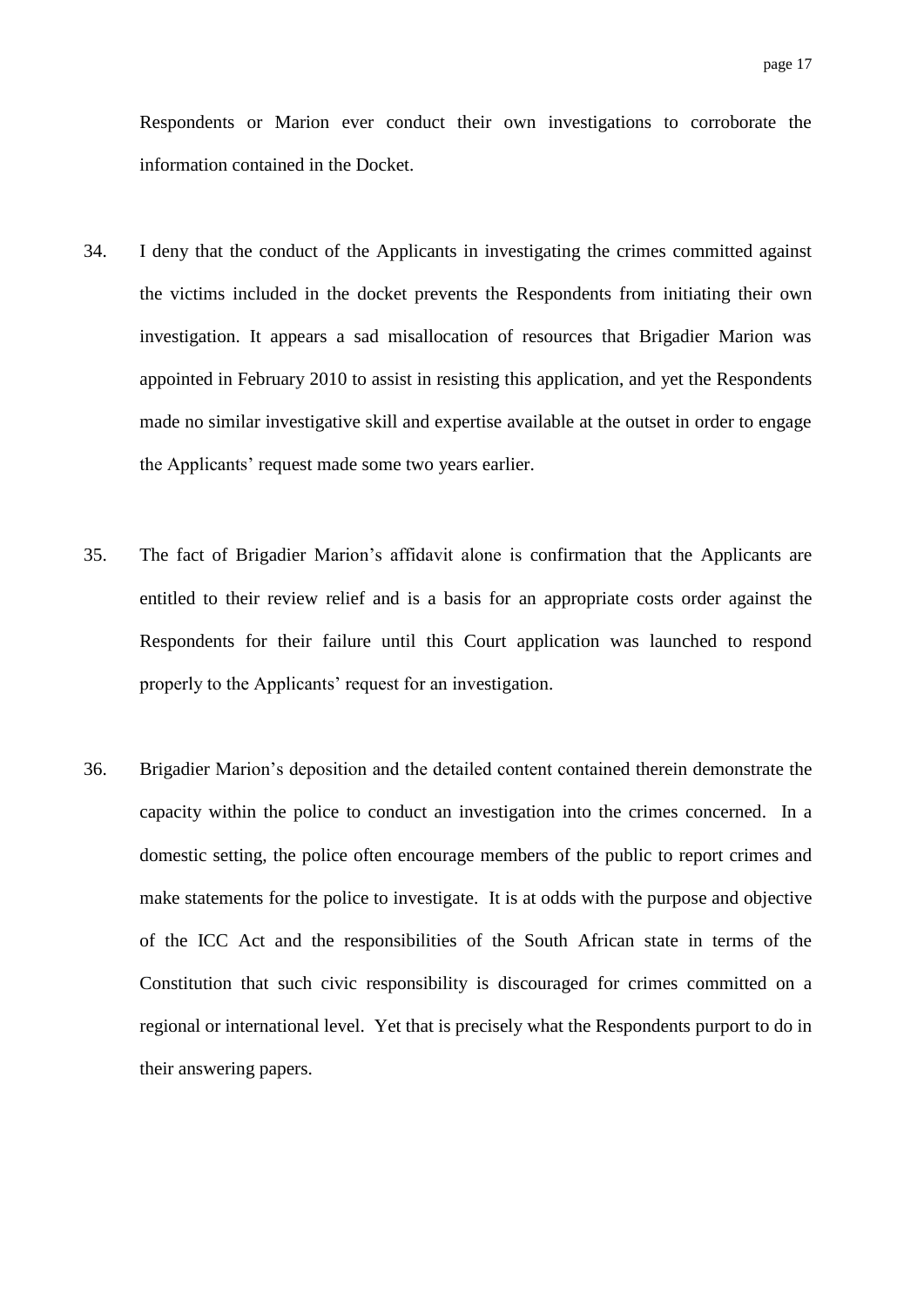Respondents or Marion ever conduct their own investigations to corroborate the information contained in the Docket.

34. I deny that the conduct of the Applicants in investigating the crimes committed against the victims included in the docket prevents the Respondents from initiating their own investigation. It appears a sad misallocation of resources that Brigadier Marion was appointed in February 2010 to assist in resisting this application, and yet the Respondents made no similar investigative skill and expertise available at the outset in order to engage the Applicants' request made some two years earlier.

35. The fact of Brigadier Marion's affidavit alone is confirmation that the Applicants are entitled to their review relief and is a basis for an appropriate costs order against the Respondents for their failure until this Court application was launched to respond properly to the Applicants' request for an investigation.

36. Brigadier Marion's deposition and the detailed content contained therein demonstrate the capacity within the police to conduct an investigation into the crimes concerned. In a domestic setting, the police often encourage members of the public to report crimes and make statements for the police to investigate. It is at odds with the purpose and objective of the ICC Act and the responsibilities of the South African state in terms of the Constitution that such civic responsibility is discouraged for crimes committed on a regional or international level. Yet that is precisely what the Respondents purport to do in their answering papers.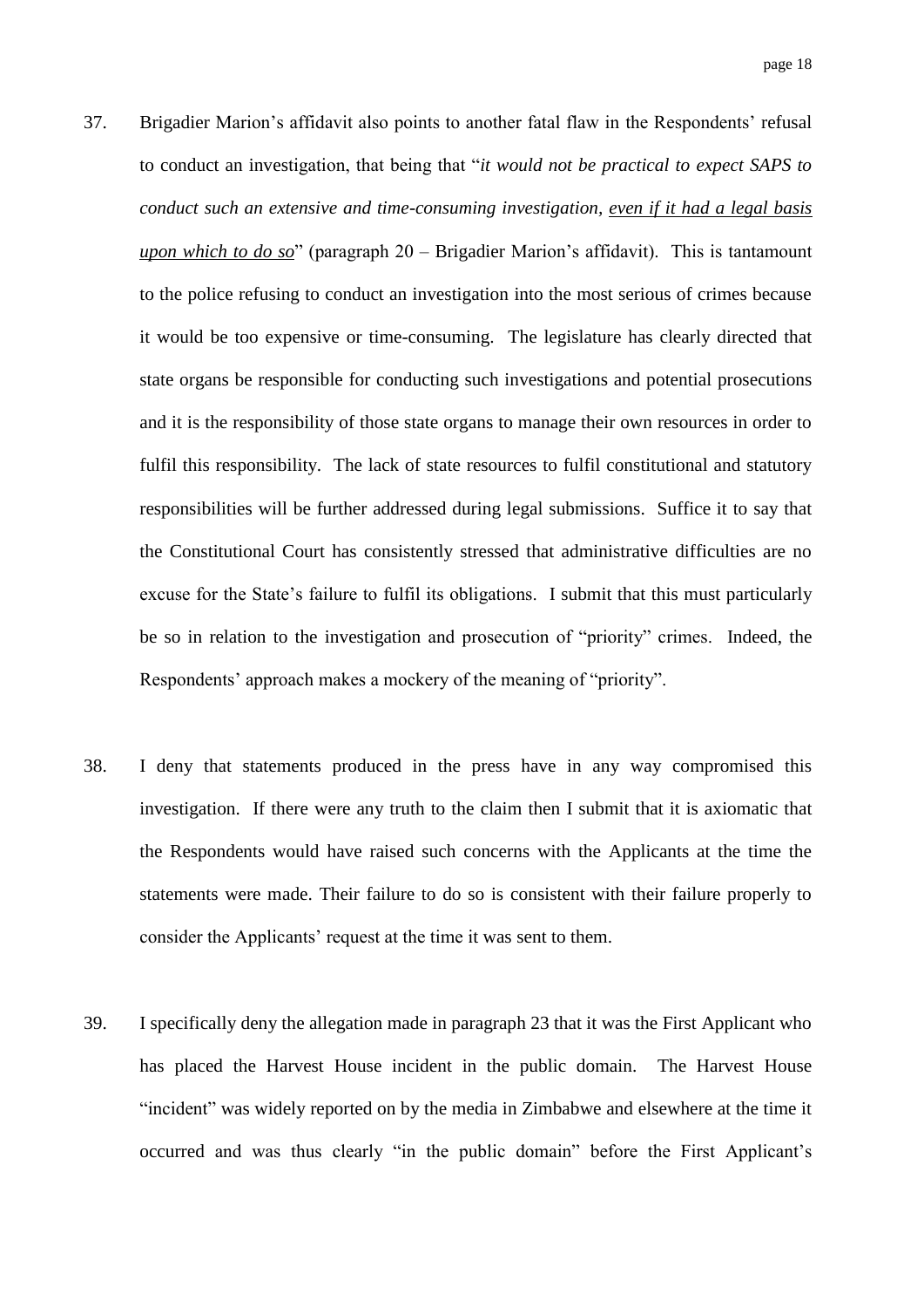37. Brigadier Marion's affidavit also points to another fatal flaw in the Respondents' refusal to conduct an investigation, that being that "*it would not be practical to expect SAPS to conduct such an extensive and time-consuming investigation, <u>even if it had a legal basis upon which to do so</u>*" (paragraph 20 – Brigadier Marion's affidavit). This is tantamount to the police refusing to conduct an investigation into the most serious of crimes because it would be too expensive or time-consuming. The legislature has clearly directed that state organs be responsible for conducting such investigations and potential prosecutions and it is the responsibility of those state organs to manage their own resources in order to fulfil this responsibility. The lack of state resources to fulfil constitutional and statutory responsibilities will be further addressed during legal submissions. Suffice it to say that the Constitutional Court has consistently stressed that administrative difficulties are no excuse for the State's failure to fulfil its obligations. I submit that this must particularly be so in relation to the investigation and prosecution of "priority" crimes. Indeed, the Respondents' approach makes a mockery of the meaning of "priority".

38. I deny that statements produced in the press have in any way compromised this investigation. If there were any truth to the claim then I submit that it is axiomatic that the Respondents would have raised such concerns with the Applicants at the time the statements were made. Their failure to do so is consistent with their failure properly to consider the Applicants' request at the time it was sent to them.

39. I specifically deny the allegation made in paragraph 23 that it was the First Applicant who has placed the Harvest House incident in the public domain. The Harvest House "incident" was widely reported on by the media in Zimbabwe and elsewhere at the time it occurred and was thus clearly "in the public domain" before the First Applicant's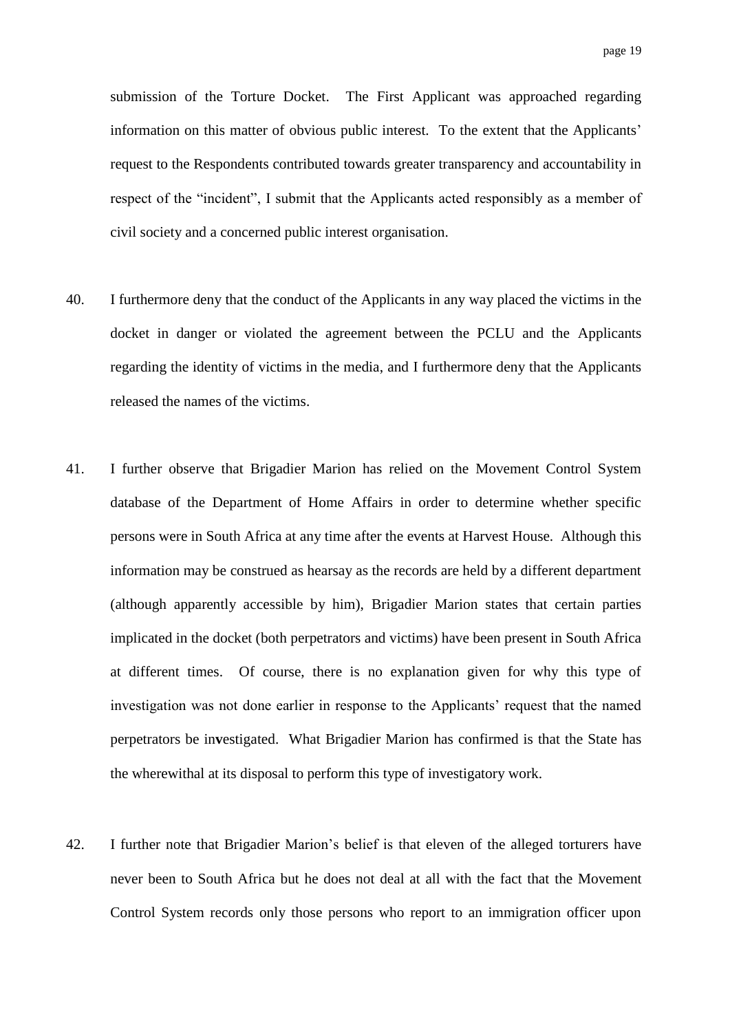submission of the Torture Docket. The First Applicant was approached regarding information on this matter of obvious public interest. To the extent that the Applicants' request to the Respondents contributed towards greater transparency and accountability in respect of the "incident", I submit that the Applicants acted responsibly as a member of civil society and a concerned public interest organisation.

40. I furthermore deny that the conduct of the Applicants in any way placed the victims in the docket in danger or violated the agreement between the PCLU and the Applicants regarding the identity of victims in the media, and I furthermore deny that the Applicants released the names of the victims.

41. I further observe that Brigadier Marion has relied on the Movement Control System database of the Department of Home Affairs in order to determine whether specific persons were in South Africa at any time after the events at Harvest House. Although this information may be construed as hearsay as the records are held by a different department (although apparently accessible by him), Brigadier Marion states that certain parties implicated in the docket (both perpetrators and victims) have been present in South Africa at different times. Of course, there is no explanation given for why this type of investigation was not done earlier in response to the Applicants' request that the named perpetrators be investigated. What Brigadier Marion has confirmed is that the State has the wherewithal at its disposal to perform this type of investigatory work.

42. I further note that Brigadier Marion's belief is that eleven of the alleged torturers have never been to South Africa but he does not deal at all with the fact that the Movement Control System records only those persons who report to an immigration officer upon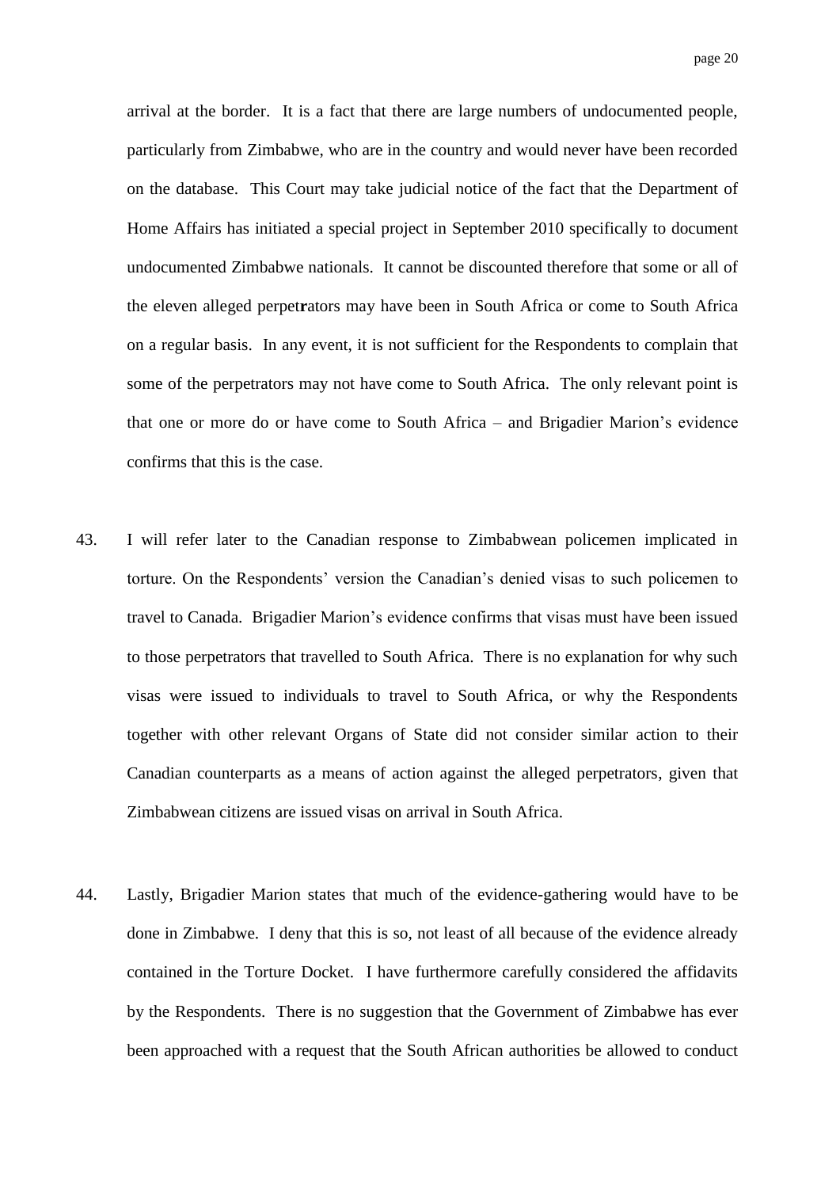arrival at the border. It is a fact that there are large numbers of undocumented people, particularly from Zimbabwe, who are in the country and would never have been recorded on the database. This Court may take judicial notice of the fact that the Department of Home Affairs has initiated a special project in September 2010 specifically to document undocumented Zimbabwe nationals. It cannot be discounted therefore that some or all of the eleven alleged perpetrators may have been in South Africa or come to South Africa on a regular basis. In any event, it is not sufficient for the Respondents to complain that some of the perpetrators may not have come to South Africa. The only relevant point is that one or more do or have come to South Africa – and Brigadier Marion's evidence confirms that this is the case.

43. I will refer later to the Canadian response to Zimbabwean policemen implicated in torture. On the Respondents' version the Canadian's denied visas to such policemen to travel to Canada. Brigadier Marion's evidence confirms that visas must have been issued to those perpetrators that travelled to South Africa. There is no explanation for why such visas were issued to individuals to travel to South Africa, or why the Respondents together with other relevant Organs of State did not consider similar action to their Canadian counterparts as a means of action against the alleged perpetrators, given that Zimbabwean citizens are issued visas on arrival in South Africa.

44. Lastly, Brigadier Marion states that much of the evidence-gathering would have to be done in Zimbabwe. I deny that this is so, not least of all because of the evidence already contained in the Torture Docket. I have furthermore carefully considered the affidavits by the Respondents. There is no suggestion that the Government of Zimbabwe has ever been approached with a request that the South African authorities be allowed to conduct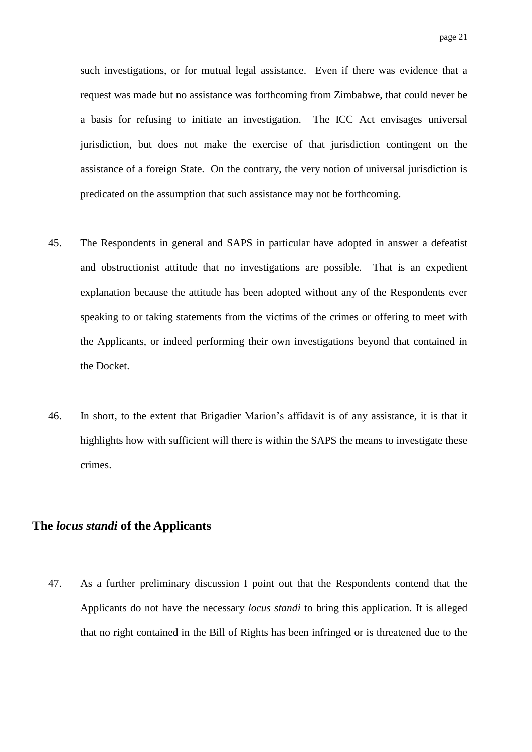such investigations, or for mutual legal assistance. Even if there was evidence that a request was made but no assistance was forthcoming from Zimbabwe, that could never be a basis for refusing to initiate an investigation. The ICC Act envisages universal jurisdiction, but does not make the exercise of that jurisdiction contingent on the assistance of a foreign State. On the contrary, the very notion of universal jurisdiction is predicated on the assumption that such assistance may not be forthcoming.

45. The Respondents in general and SAPS in particular have adopted in answer a defeatist and obstructionist attitude that no investigations are possible. That is an expedient explanation because the attitude has been adopted without any of the Respondents ever speaking to or taking statements from the victims of the crimes or offering to meet with the Applicants, or indeed performing their own investigations beyond that contained in the Docket.

46. In short, to the extent that Brigadier Marion's affidavit is of any assistance, it is that it highlights how with sufficient will there is within the SAPS the means to investigate these crimes.

## The *locus standi* of the Applicants

47. As a further preliminary discussion I point out that the Respondents contend that the Applicants do not have the necessary *locus standi* to bring this application. It is alleged that no right contained in the Bill of Rights has been infringed or is threatened due to the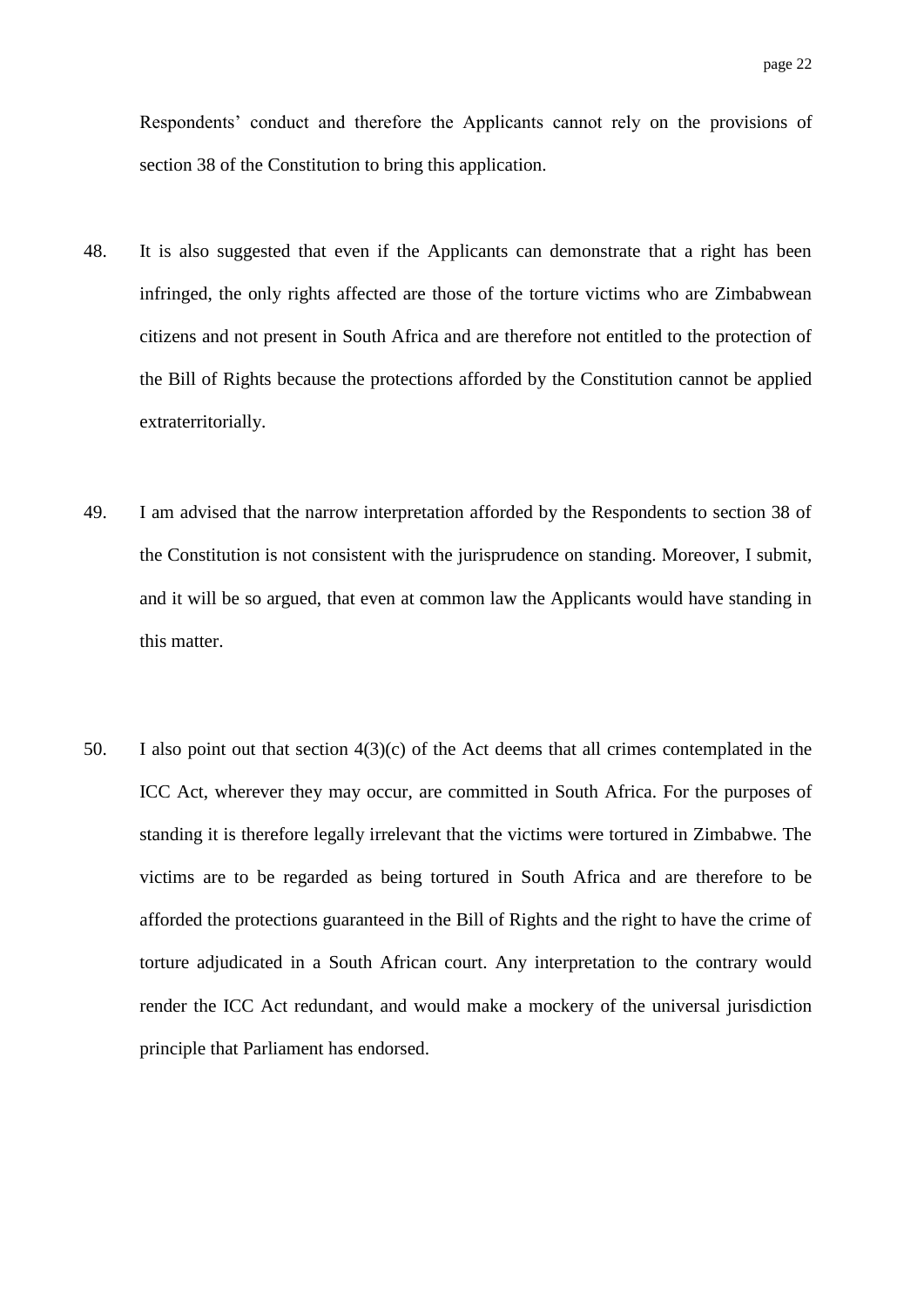Respondents' conduct and therefore the Applicants cannot rely on the provisions of section 38 of the Constitution to bring this application.

48. It is also suggested that even if the Applicants can demonstrate that a right has been infringed, the only rights affected are those of the torture victims who are Zimbabwean citizens and not present in South Africa and are therefore not entitled to the protection of the Bill of Rights because the protections afforded by the Constitution cannot be applied extraterritorially.

49. I am advised that the narrow interpretation afforded by the Respondents to section 38 of the Constitution is not consistent with the jurisprudence on standing. Moreover, I submit, and it will be so argued, that even at common law the Applicants would have standing in this matter.

50. I also point out that section 4(3)(c) of the Act deems that all crimes contemplated in the ICC Act, wherever they may occur, are committed in South Africa. For the purposes of standing it is therefore legally irrelevant that the victims were tortured in Zimbabwe. The victims are to be regarded as being tortured in South Africa and are therefore to be afforded the protections guaranteed in the Bill of Rights and the right to have the crime of torture adjudicated in a South African court. Any interpretation to the contrary would render the ICC Act redundant, and would make a mockery of the universal jurisdiction principle that Parliament has endorsed.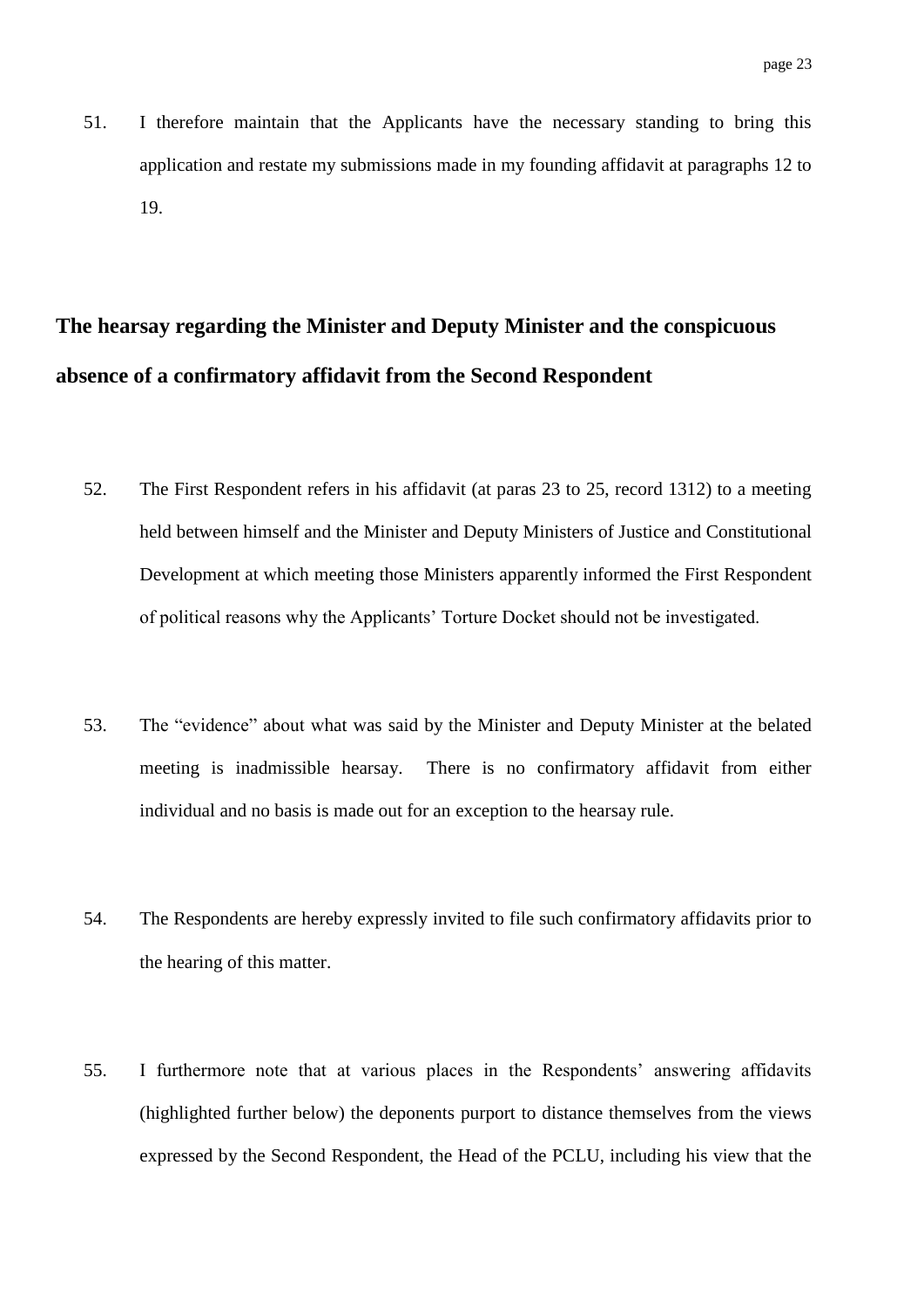51. I therefore maintain that the Applicants have the necessary standing to bring this application and restate my submissions made in my founding affidavit at paragraphs 12 to 19.

## The hearsay regarding the Minister and Deputy Minister and the conspicuous absence of a confirmatory affidavit from the Second Respondent

52. The First Respondent refers in his affidavit (at paras 23 to 25, record 1312) to a meeting held between himself and the Minister and Deputy Ministers of Justice and Constitutional Development at which meeting those Ministers apparently informed the First Respondent of political reasons why the Applicants' Torture Docket should not be investigated.

53. The "evidence" about what was said by the Minister and Deputy Minister at the belated meeting is inadmissible hearsay. There is no confirmatory affidavit from either individual and no basis is made out for an exception to the hearsay rule.

54. The Respondents are hereby expressly invited to file such confirmatory affidavits prior to the hearing of this matter.

55. I furthermore note that at various places in the Respondents' answering affidavits (highlighted further below) the deponents purport to distance themselves from the views expressed by the Second Respondent, the Head of the PCLU, including his view that the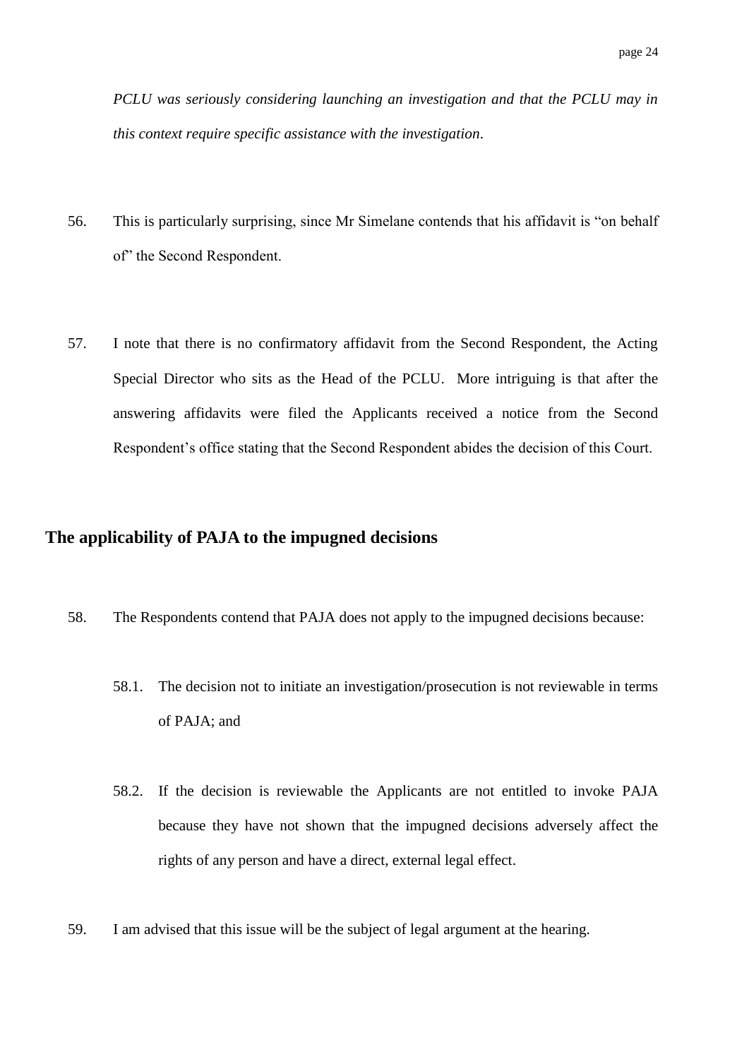*PCLU was seriously considering launching an investigation and that the PCLU may in this context require specific assistance with the investigation*.

56. This is particularly surprising, since Mr Simelane contends that his affidavit is "on behalf of" the Second Respondent.

57. I note that there is no confirmatory affidavit from the Second Respondent, the Acting Special Director who sits as the Head of the PCLU. More intriguing is that after the answering affidavits were filed the Applicants received a notice from the Second Respondent's office stating that the Second Respondent abides the decision of this Court.

## The applicability of PAJA to the impugned decisions

58. The Respondents contend that PAJA does not apply to the impugned decisions because:

 58.1. The decision not to initiate an investigation/prosecution is not reviewable in terms of PAJA; and

 58.2. If the decision is reviewable the Applicants are not entitled to invoke PAJA because they have not shown that the impugned decisions adversely affect the rights of any person and have a direct, external legal effect.

59. I am advised that this issue will be the subject of legal argument at the hearing.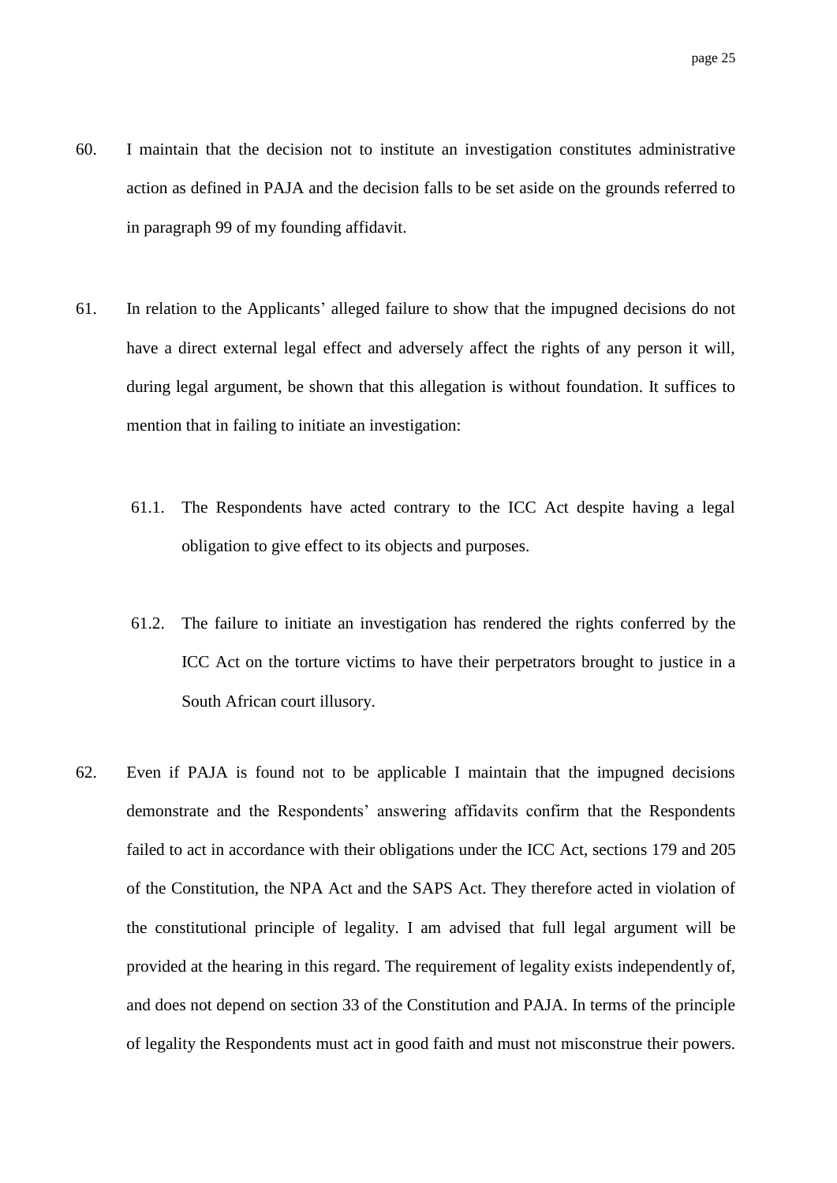60. I maintain that the decision not to institute an investigation constitutes administrative action as defined in PAJA and the decision falls to be set aside on the grounds referred to in paragraph 99 of my founding affidavit.

61. In relation to the Applicants' alleged failure to show that the impugned decisions do not have a direct external legal effect and adversely affect the rights of any person it will, during legal argument, be shown that this allegation is without foundation. It suffices to mention that in failing to initiate an investigation:

 61.1. The Respondents have acted contrary to the ICC Act despite having a legal obligation to give effect to its objects and purposes.

 61.2. The failure to initiate an investigation has rendered the rights conferred by the ICC Act on the torture victims to have their perpetrators brought to justice in a South African court illusory.

62. Even if PAJA is found not to be applicable I maintain that the impugned decisions demonstrate and the Respondents' answering affidavits confirm that the Respondents failed to act in accordance with their obligations under the ICC Act, sections 179 and 205 of the Constitution, the NPA Act and the SAPS Act. They therefore acted in violation of the constitutional principle of legality. I am advised that full legal argument will be provided at the hearing in this regard. The requirement of legality exists independently of, and does not depend on section 33 of the Constitution and PAJA. In terms of the principle of legality the Respondents must act in good faith and must not misconstrue their powers.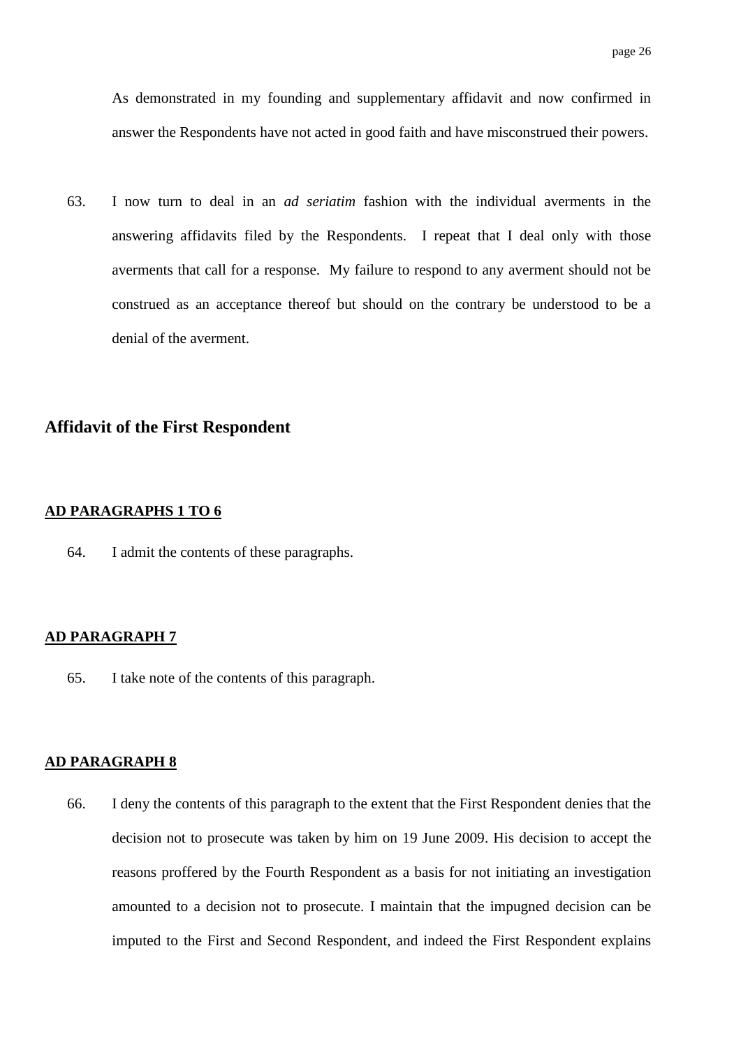As demonstrated in my founding and supplementary affidavit and now confirmed in answer the Respondents have not acted in good faith and have misconstrued their powers.

63. I now turn to deal in an *ad seriatim* fashion with the individual averments in the answering affidavits filed by the Respondents. I repeat that I deal only with those averments that call for a response. My failure to respond to any averment should not be construed as an acceptance thereof but should on the contrary be understood to be a denial of the averment.

## Affidavit of the First Respondent

**AD PARAGRAPHS 1 TO 6**

64. I admit the contents of these paragraphs.

**AD PARAGRAPH 7**

65. I take note of the contents of this paragraph.

**AD PARAGRAPH 8**

66. I deny the contents of this paragraph to the extent that the First Respondent denies that the decision not to prosecute was taken by him on 19 June 2009. His decision to accept the reasons proffered by the Fourth Respondent as a basis for not initiating an investigation amounted to a decision not to prosecute. I maintain that the impugned decision can be imputed to the First and Second Respondent, and indeed the First Respondent explains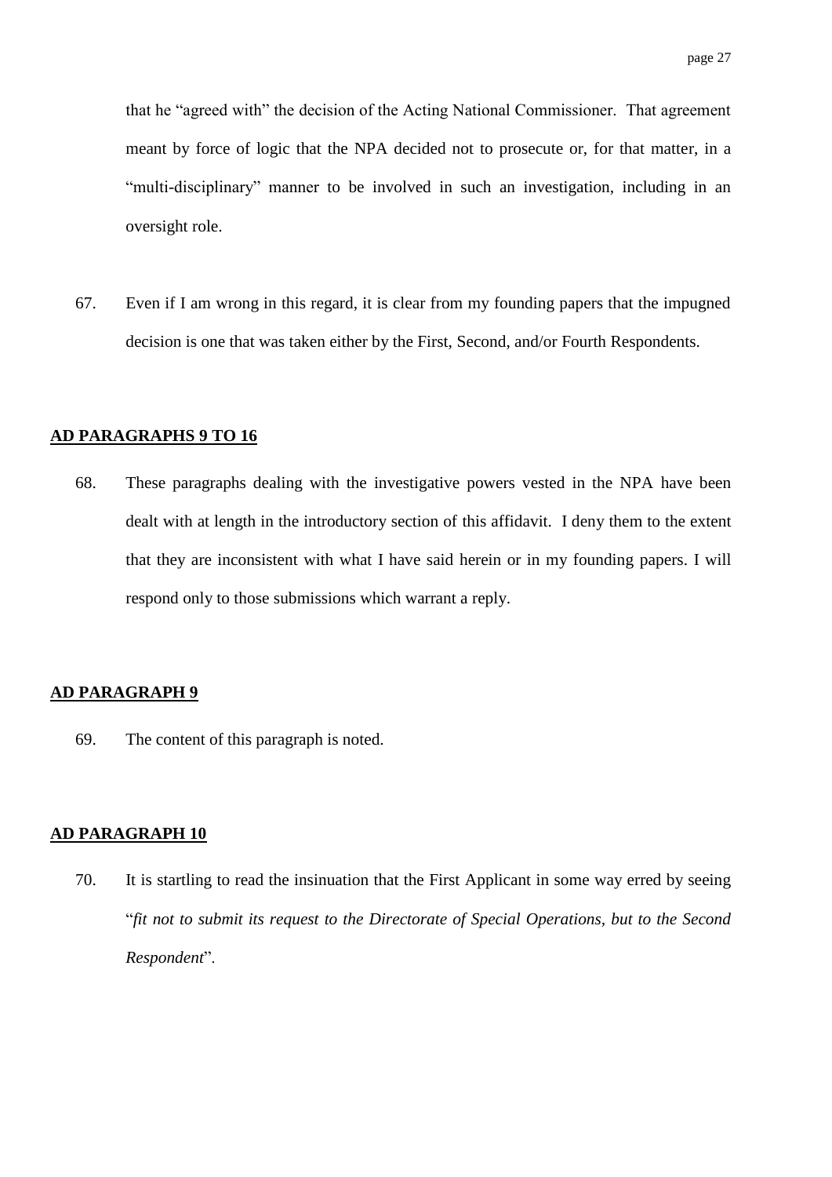that he "agreed with" the decision of the Acting National Commissioner. That agreement meant by force of logic that the NPA decided not to prosecute or, for that matter, in a "multi-disciplinary" manner to be involved in such an investigation, including in an oversight role.

67. Even if I am wrong in this regard, it is clear from my founding papers that the impugned decision is one that was taken either by the First, Second, and/or Fourth Respondents.

**AD PARAGRAPHS 9 TO 16**

68. These paragraphs dealing with the investigative powers vested in the NPA have been dealt with at length in the introductory section of this affidavit. I deny them to the extent that they are inconsistent with what I have said herein or in my founding papers. I will respond only to those submissions which warrant a reply.

**AD PARAGRAPH 9**

69. The content of this paragraph is noted.

**AD PARAGRAPH 10**

70. It is startling to read the insinuation that the First Applicant in some way erred by seeing "*fit not to submit its request to the Directorate of Special Operations, but to the Second Respondent*".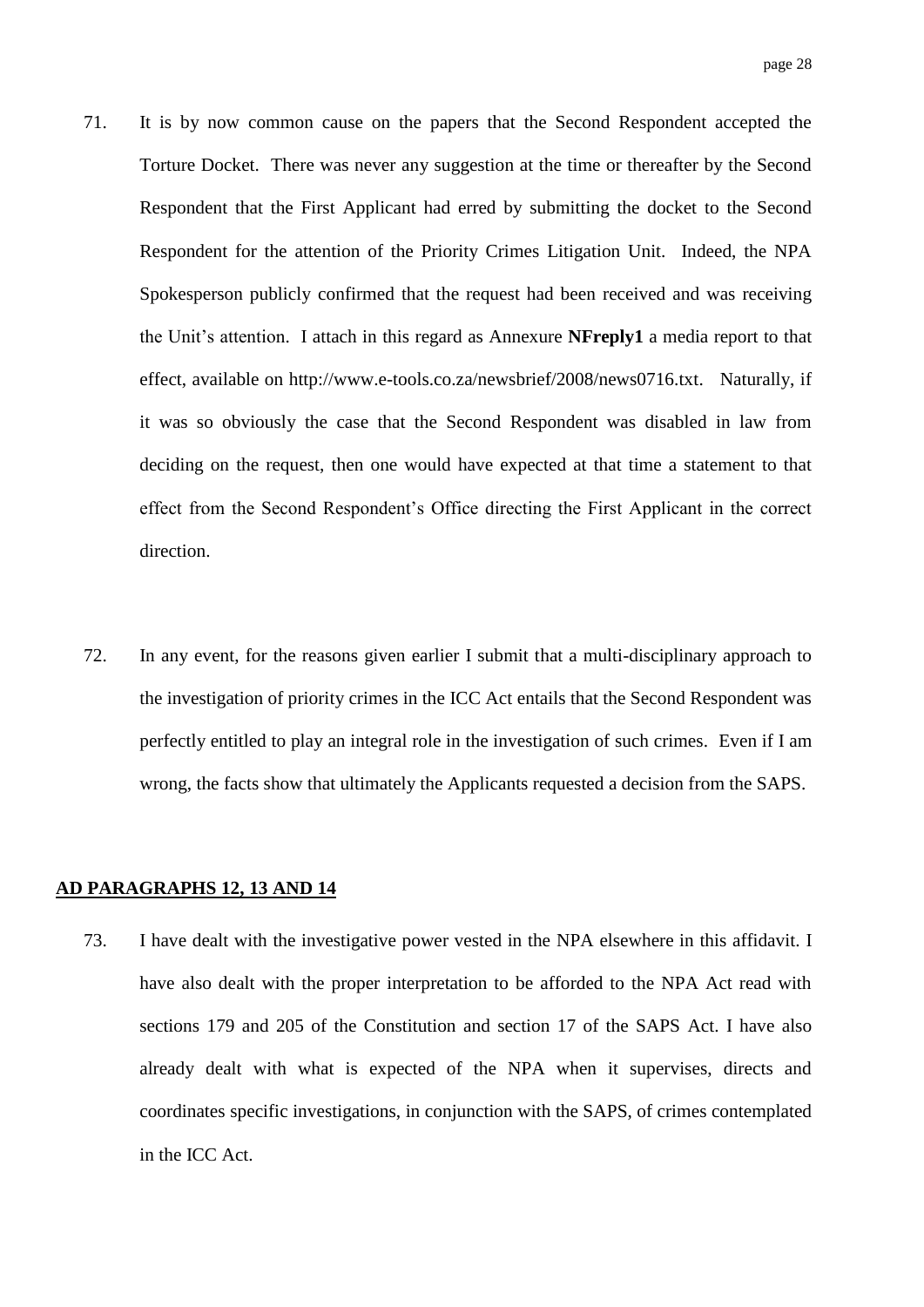71. It is by now common cause on the papers that the Second Respondent accepted the Torture Docket. There was never any suggestion at the time or thereafter by the Second Respondent that the First Applicant had erred by submitting the docket to the Second Respondent for the attention of the Priority Crimes Litigation Unit. Indeed, the NPA Spokesperson publicly confirmed that the request had been received and was receiving the Unit's attention. I attach in this regard as Annexure **NFreply1** a media report to that effect, available on http://www.e-tools.co.za/newsbrief/2008/news0716.txt. Naturally, if it was so obviously the case that the Second Respondent was disabled in law from deciding on the request, then one would have expected at that time a statement to that effect from the Second Respondent's Office directing the First Applicant in the correct direction.

72. In any event, for the reasons given earlier I submit that a multi-disciplinary approach to the investigation of priority crimes in the ICC Act entails that the Second Respondent was perfectly entitled to play an integral role in the investigation of such crimes. Even if I am wrong, the facts show that ultimately the Applicants requested a decision from the SAPS.

## AD PARAGRAPHS 12, 13 AND 14

73. I have dealt with the investigative power vested in the NPA elsewhere in this affidavit. I have also dealt with the proper interpretation to be afforded to the NPA Act read with sections 179 and 205 of the Constitution and section 17 of the SAPS Act. I have also already dealt with what is expected of the NPA when it supervises, directs and coordinates specific investigations, in conjunction with the SAPS, of crimes contemplated in the ICC Act.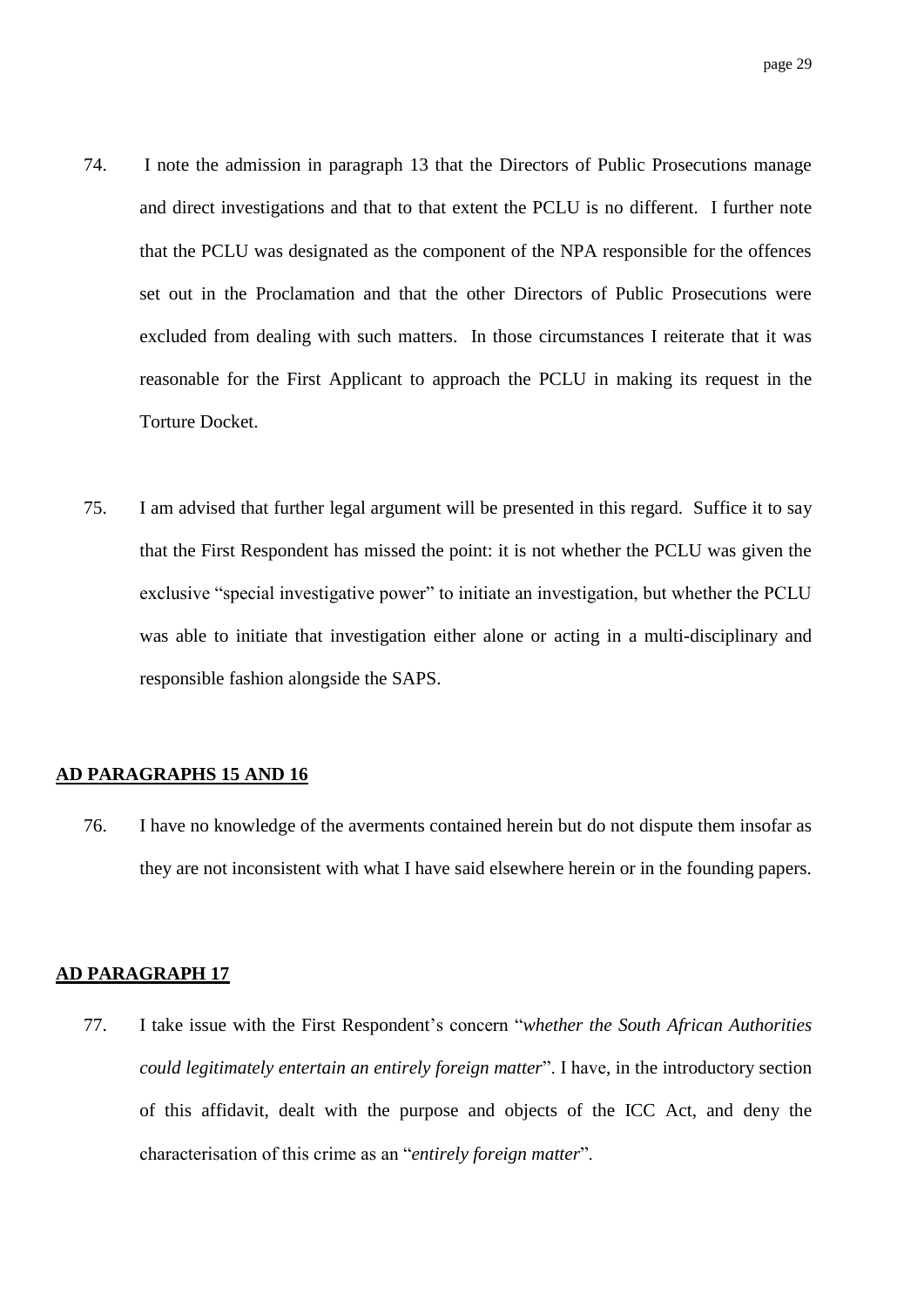74. I note the admission in paragraph 13 that the Directors of Public Prosecutions manage and direct investigations and that to that extent the PCLU is no different. I further note that the PCLU was designated as the component of the NPA responsible for the offences set out in the Proclamation and that the other Directors of Public Prosecutions were excluded from dealing with such matters. In those circumstances I reiterate that it was reasonable for the First Applicant to approach the PCLU in making its request in the Torture Docket.

75. I am advised that further legal argument will be presented in this regard. Suffice it to say that the First Respondent has missed the point: it is not whether the PCLU was given the exclusive "special investigative power" to initiate an investigation, but whether the PCLU was able to initiate that investigation either alone or acting in a multi-disciplinary and responsible fashion alongside the SAPS.

**<u>AD PARAGRAPHS 15 AND 16</u>**

76. I have no knowledge of the averments contained herein but do not dispute them insofar as they are not inconsistent with what I have said elsewhere herein or in the founding papers.

**<u>AD PARAGRAPH 17</u>**

77. I take issue with the First Respondent's concern "*whether the South African Authorities could legitimately entertain an entirely foreign matter*". I have, in the introductory section of this affidavit, dealt with the purpose and objects of the ICC Act, and deny the characterisation of this crime as an "*entirely foreign matter*".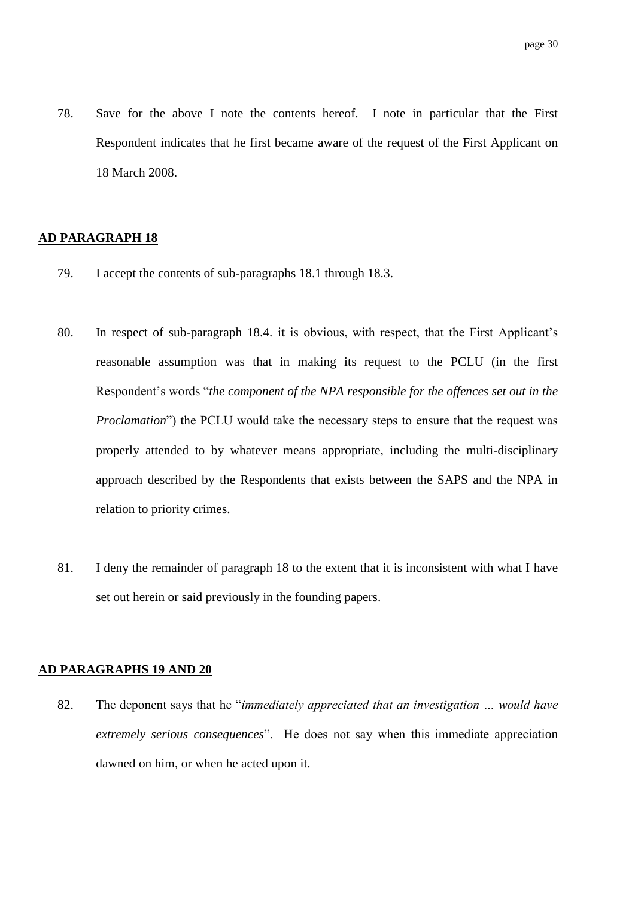78. Save for the above I note the contents hereof. I note in particular that the First Respondent indicates that he first became aware of the request of the First Applicant on 18 March 2008.

**AD PARAGRAPH 18**

79. I accept the contents of sub-paragraphs 18.1 through 18.3.

80. In respect of sub-paragraph 18.4. it is obvious, with respect, that the First Applicant's reasonable assumption was that in making its request to the PCLU (in the first Respondent's words "*the component of the NPA responsible for the offences set out in the Proclamation*") the PCLU would take the necessary steps to ensure that the request was properly attended to by whatever means appropriate, including the multi-disciplinary approach described by the Respondents that exists between the SAPS and the NPA in relation to priority crimes.

81. I deny the remainder of paragraph 18 to the extent that it is inconsistent with what I have set out herein or said previously in the founding papers.

**AD PARAGRAPHS 19 AND 20**

82. The deponent says that he "*immediately appreciated that an investigation … would have extremely serious consequences*". He does not say when this immediate appreciation dawned on him, or when he acted upon it.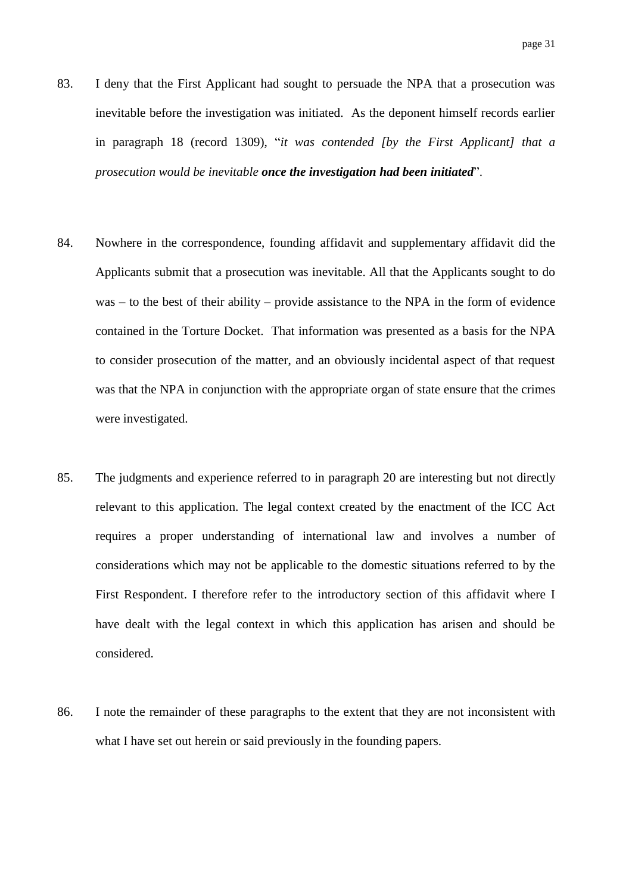83. I deny that the First Applicant had sought to persuade the NPA that a prosecution was inevitable before the investigation was initiated. As the deponent himself records earlier in paragraph 18 (record 1309), "*it was contended [by the First Applicant] that a prosecution would be inevitable* ***once the investigation had been initiated***".

84. Nowhere in the correspondence, founding affidavit and supplementary affidavit did the Applicants submit that a prosecution was inevitable. All that the Applicants sought to do was – to the best of their ability – provide assistance to the NPA in the form of evidence contained in the Torture Docket. That information was presented as a basis for the NPA to consider prosecution of the matter, and an obviously incidental aspect of that request was that the NPA in conjunction with the appropriate organ of state ensure that the crimes were investigated.

85. The judgments and experience referred to in paragraph 20 are interesting but not directly relevant to this application. The legal context created by the enactment of the ICC Act requires a proper understanding of international law and involves a number of considerations which may not be applicable to the domestic situations referred to by the First Respondent. I therefore refer to the introductory section of this affidavit where I have dealt with the legal context in which this application has arisen and should be considered.

86. I note the remainder of these paragraphs to the extent that they are not inconsistent with what I have set out herein or said previously in the founding papers.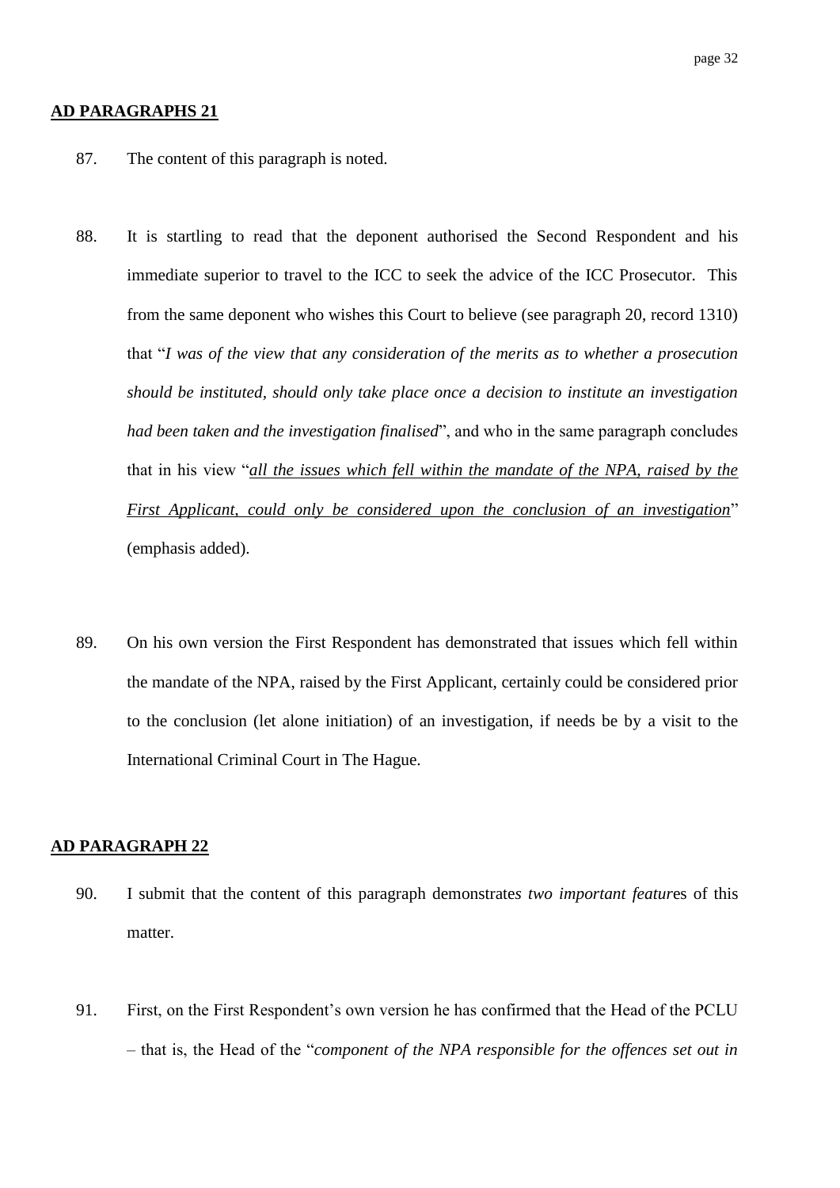**<u>AD PARAGRAPHS 21</u>**

87. The content of this paragraph is noted.

88. It is startling to read that the deponent authorised the Second Respondent and his immediate superior to travel to the ICC to seek the advice of the ICC Prosecutor. This from the same deponent who wishes this Court to believe (see paragraph 20, record 1310) that "*I was of the view that any consideration of the merits as to whether a prosecution should be instituted, should only take place once a decision to institute an investigation had been taken and the investigation finalised*", and who in the same paragraph concludes that in his view "*<u>all the issues which fell within the mandate of the NPA, raised by the First Applicant, could only be considered upon the conclusion of an investigation</u>*" (emphasis added).

89. On his own version the First Respondent has demonstrated that issues which fell within the mandate of the NPA, raised by the First Applicant, certainly could be considered prior to the conclusion (let alone initiation) of an investigation, if needs be by a visit to the International Criminal Court in The Hague.

**<u>AD PARAGRAPH 22</u>**

90. I submit that the content of this paragraph demonstrates *two important featur*es of this matter.

91. First, on the First Respondent's own version he has confirmed that the Head of the PCLU – that is, the Head of the "*component of the NPA responsible for the offences set out in*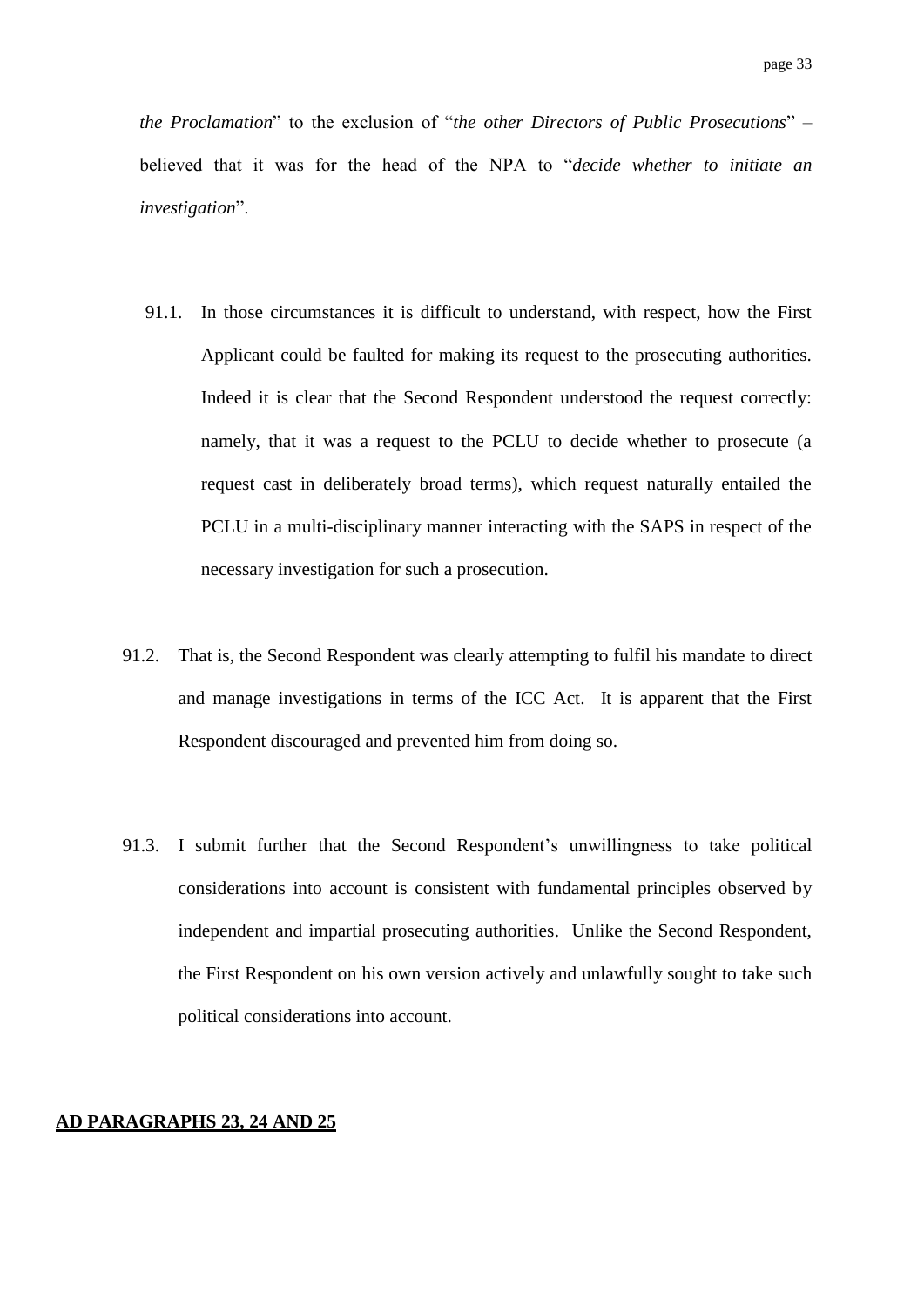*the Proclamation*" to the exclusion of "*the other Directors of Public Prosecutions*" – believed that it was for the head of the NPA to "*decide whether to initiate an investigation*".

91.1. In those circumstances it is difficult to understand, with respect, how the First Applicant could be faulted for making its request to the prosecuting authorities. Indeed it is clear that the Second Respondent understood the request correctly: namely, that it was a request to the PCLU to decide whether to prosecute (a request cast in deliberately broad terms), which request naturally entailed the PCLU in a multi-disciplinary manner interacting with the SAPS in respect of the necessary investigation for such a prosecution.

91.2. That is, the Second Respondent was clearly attempting to fulfil his mandate to direct and manage investigations in terms of the ICC Act. It is apparent that the First Respondent discouraged and prevented him from doing so.

91.3. I submit further that the Second Respondent's unwillingness to take political considerations into account is consistent with fundamental principles observed by independent and impartial prosecuting authorities. Unlike the Second Respondent, the First Respondent on his own version actively and unlawfully sought to take such political considerations into account.

**<u>AD PARAGRAPHS 23, 24 AND 25</u>**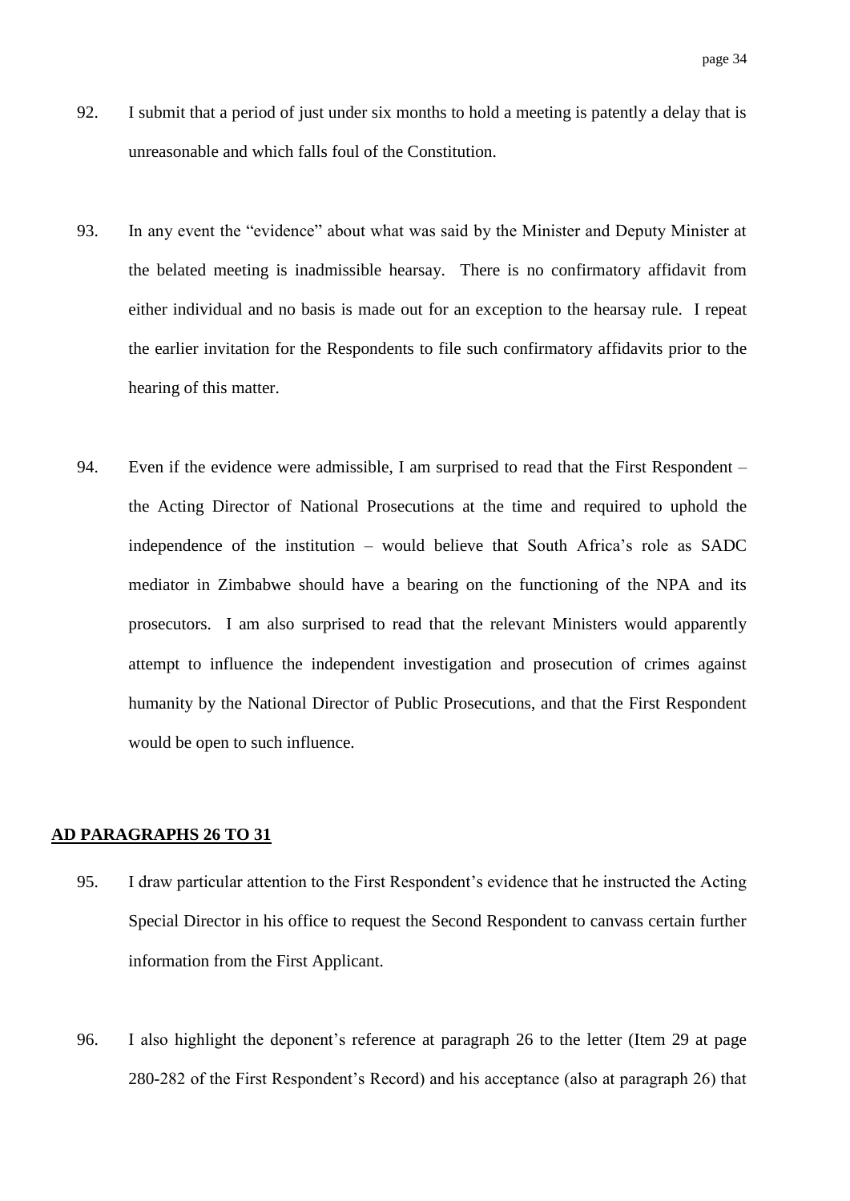92. I submit that a period of just under six months to hold a meeting is patently a delay that is unreasonable and which falls foul of the Constitution.

93. In any event the "evidence" about what was said by the Minister and Deputy Minister at the belated meeting is inadmissible hearsay. There is no confirmatory affidavit from either individual and no basis is made out for an exception to the hearsay rule. I repeat the earlier invitation for the Respondents to file such confirmatory affidavits prior to the hearing of this matter.

94. Even if the evidence were admissible, I am surprised to read that the First Respondent – the Acting Director of National Prosecutions at the time and required to uphold the independence of the institution – would believe that South Africa's role as SADC mediator in Zimbabwe should have a bearing on the functioning of the NPA and its prosecutors. I am also surprised to read that the relevant Ministers would apparently attempt to influence the independent investigation and prosecution of crimes against humanity by the National Director of Public Prosecutions, and that the First Respondent would be open to such influence.

**AD PARAGRAPHS 26 TO 31**

95. I draw particular attention to the First Respondent's evidence that he instructed the Acting Special Director in his office to request the Second Respondent to canvass certain further information from the First Applicant.

96. I also highlight the deponent's reference at paragraph 26 to the letter (Item 29 at page 280-282 of the First Respondent's Record) and his acceptance (also at paragraph 26) that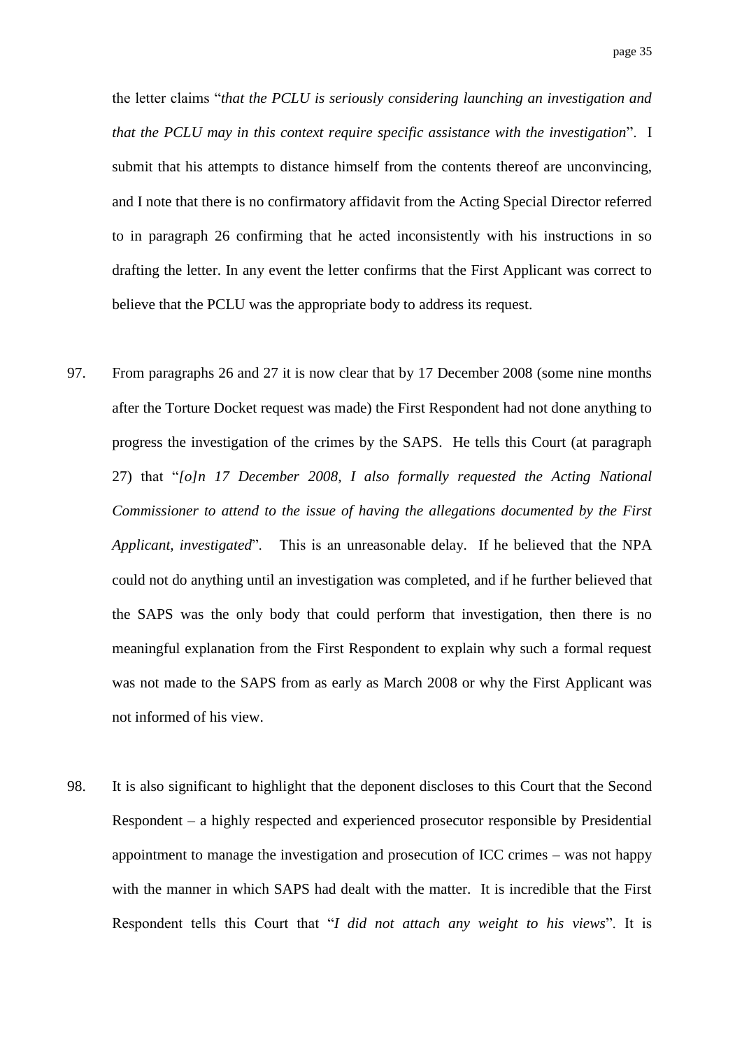the letter claims "*that the PCLU is seriously considering launching an investigation and that the PCLU may in this context require specific assistance with the investigation*". I submit that his attempts to distance himself from the contents thereof are unconvincing, and I note that there is no confirmatory affidavit from the Acting Special Director referred to in paragraph 26 confirming that he acted inconsistently with his instructions in so drafting the letter. In any event the letter confirms that the First Applicant was correct to believe that the PCLU was the appropriate body to address its request.

97. From paragraphs 26 and 27 it is now clear that by 17 December 2008 (some nine months after the Torture Docket request was made) the First Respondent had not done anything to progress the investigation of the crimes by the SAPS. He tells this Court (at paragraph 27) that "*[o]n 17 December 2008, I also formally requested the Acting National Commissioner to attend to the issue of having the allegations documented by the First Applicant, investigated*". This is an unreasonable delay. If he believed that the NPA could not do anything until an investigation was completed, and if he further believed that the SAPS was the only body that could perform that investigation, then there is no meaningful explanation from the First Respondent to explain why such a formal request was not made to the SAPS from as early as March 2008 or why the First Applicant was not informed of his view.

98. It is also significant to highlight that the deponent discloses to this Court that the Second Respondent – a highly respected and experienced prosecutor responsible by Presidential appointment to manage the investigation and prosecution of ICC crimes – was not happy with the manner in which SAPS had dealt with the matter. It is incredible that the First Respondent tells this Court that "*I did not attach any weight to his views*". It is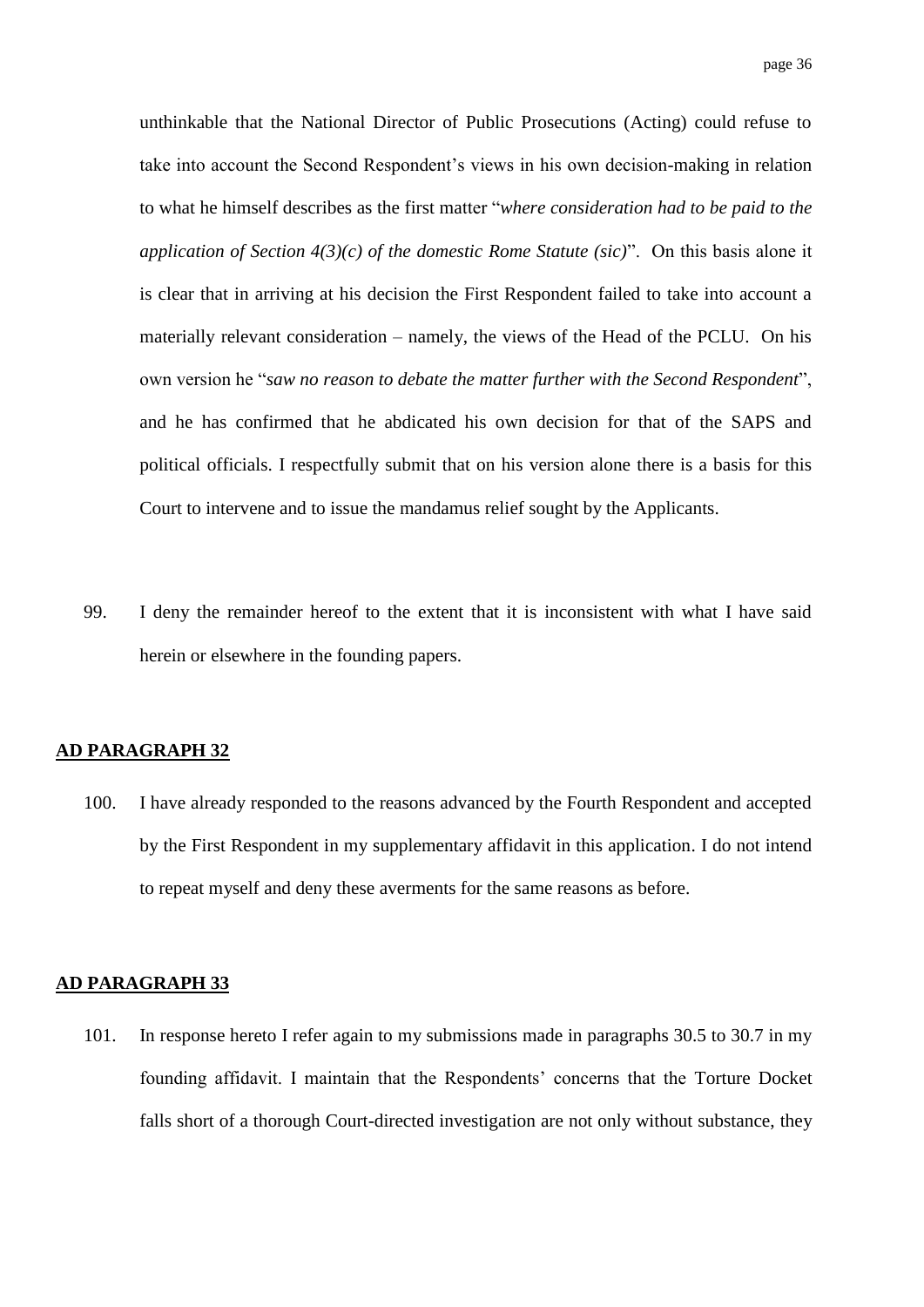unthinkable that the National Director of Public Prosecutions (Acting) could refuse to take into account the Second Respondent's views in his own decision-making in relation to what he himself describes as the first matter "*where consideration had to be paid to the application of Section 4(3)(c) of the domestic Rome Statute (sic)*". On this basis alone it is clear that in arriving at his decision the First Respondent failed to take into account a materially relevant consideration – namely, the views of the Head of the PCLU. On his own version he "*saw no reason to debate the matter further with the Second Respondent*", and he has confirmed that he abdicated his own decision for that of the SAPS and political officials. I respectfully submit that on his version alone there is a basis for this Court to intervene and to issue the mandamus relief sought by the Applicants.

99. I deny the remainder hereof to the extent that it is inconsistent with what I have said herein or elsewhere in the founding papers.

**AD PARAGRAPH 32**

100. I have already responded to the reasons advanced by the Fourth Respondent and accepted by the First Respondent in my supplementary affidavit in this application. I do not intend to repeat myself and deny these averments for the same reasons as before.

**AD PARAGRAPH 33**

101. In response hereto I refer again to my submissions made in paragraphs 30.5 to 30.7 in my founding affidavit. I maintain that the Respondents' concerns that the Torture Docket falls short of a thorough Court-directed investigation are not only without substance, they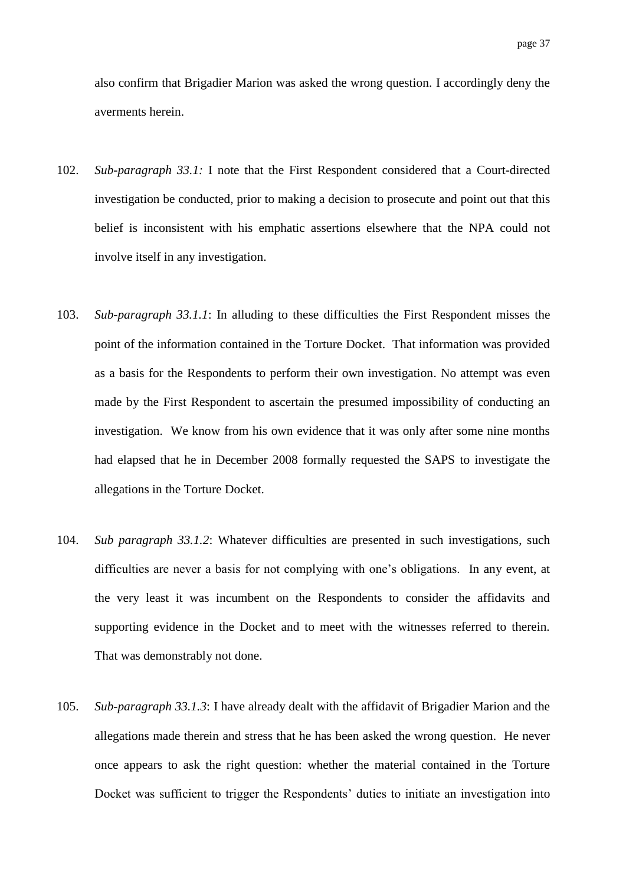also confirm that Brigadier Marion was asked the wrong question. I accordingly deny the averments herein.

102. *Sub-paragraph 33.1:* I note that the First Respondent considered that a Court-directed investigation be conducted, prior to making a decision to prosecute and point out that this belief is inconsistent with his emphatic assertions elsewhere that the NPA could not involve itself in any investigation.

103. *Sub-paragraph 33.1.1*: In alluding to these difficulties the First Respondent misses the point of the information contained in the Torture Docket. That information was provided as a basis for the Respondents to perform their own investigation. No attempt was even made by the First Respondent to ascertain the presumed impossibility of conducting an investigation. We know from his own evidence that it was only after some nine months had elapsed that he in December 2008 formally requested the SAPS to investigate the allegations in the Torture Docket.

104. *Sub paragraph 33.1.2*: Whatever difficulties are presented in such investigations, such difficulties are never a basis for not complying with one's obligations. In any event, at the very least it was incumbent on the Respondents to consider the affidavits and supporting evidence in the Docket and to meet with the witnesses referred to therein. That was demonstrably not done.

105. *Sub-paragraph 33.1.3*: I have already dealt with the affidavit of Brigadier Marion and the allegations made therein and stress that he has been asked the wrong question. He never once appears to ask the right question: whether the material contained in the Torture Docket was sufficient to trigger the Respondents' duties to initiate an investigation into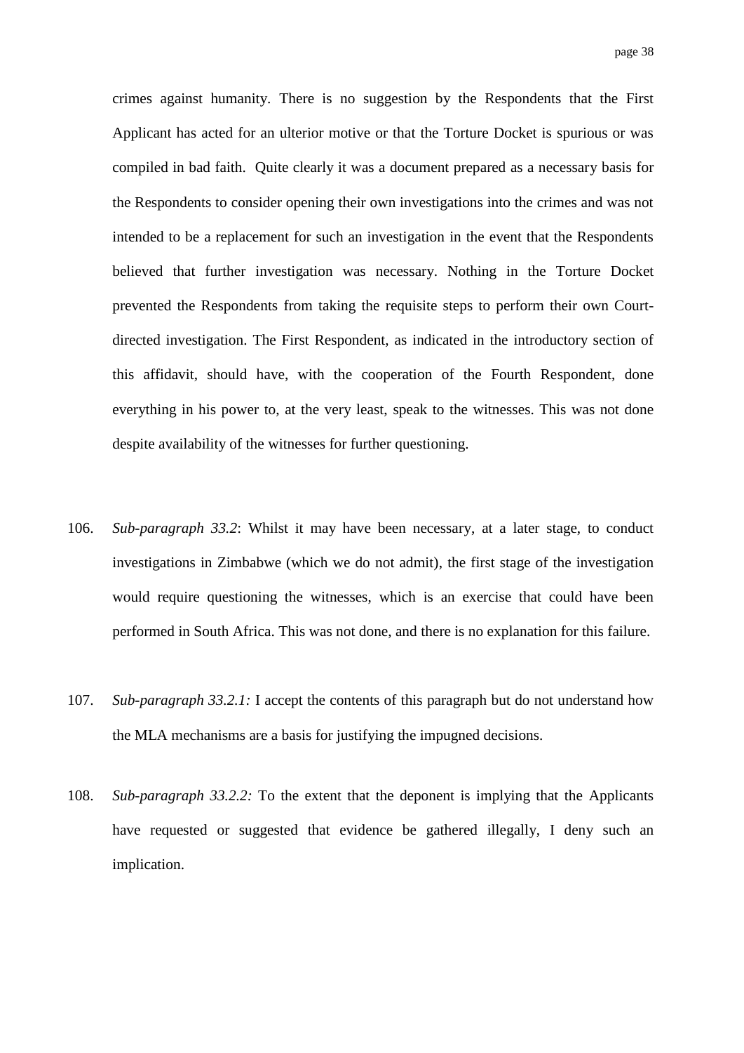crimes against humanity. There is no suggestion by the Respondents that the First Applicant has acted for an ulterior motive or that the Torture Docket is spurious or was compiled in bad faith. Quite clearly it was a document prepared as a necessary basis for the Respondents to consider opening their own investigations into the crimes and was not intended to be a replacement for such an investigation in the event that the Respondents believed that further investigation was necessary. Nothing in the Torture Docket prevented the Respondents from taking the requisite steps to perform their own Court-directed investigation. The First Respondent, as indicated in the introductory section of this affidavit, should have, with the cooperation of the Fourth Respondent, done everything in his power to, at the very least, speak to the witnesses. This was not done despite availability of the witnesses for further questioning.

106. *Sub-paragraph 33.2*: Whilst it may have been necessary, at a later stage, to conduct investigations in Zimbabwe (which we do not admit), the first stage of the investigation would require questioning the witnesses, which is an exercise that could have been performed in South Africa. This was not done, and there is no explanation for this failure.

107. *Sub-paragraph 33.2.1:* I accept the contents of this paragraph but do not understand how the MLA mechanisms are a basis for justifying the impugned decisions.

108. *Sub-paragraph 33.2.2:* To the extent that the deponent is implying that the Applicants have requested or suggested that evidence be gathered illegally, I deny such an implication.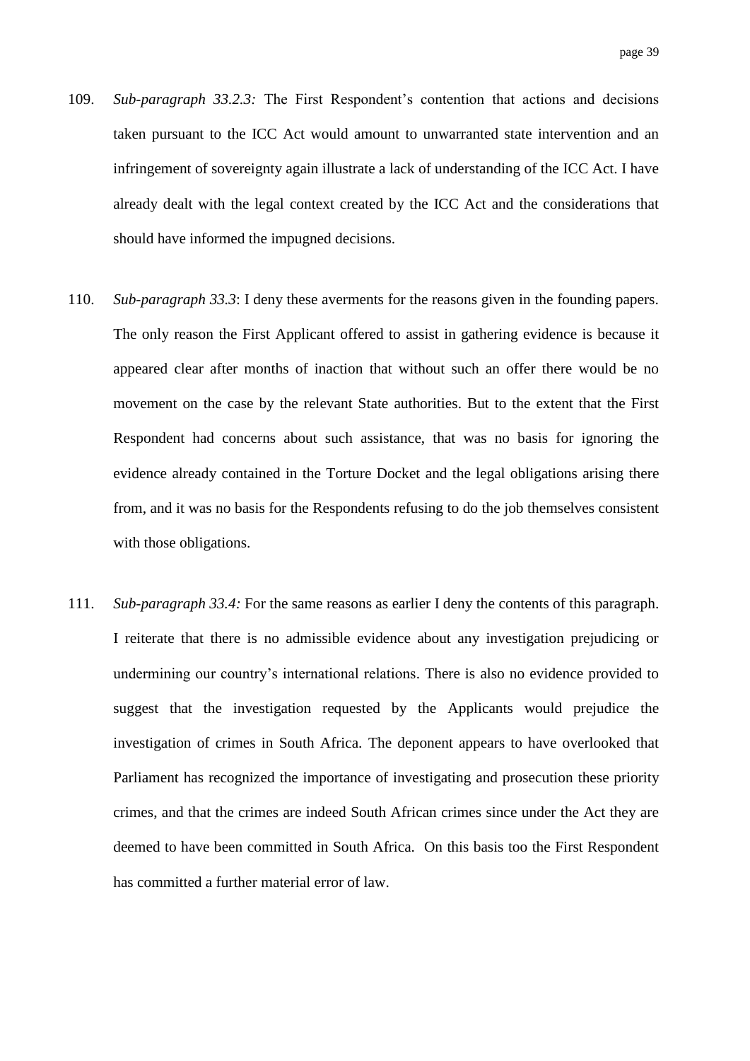109. *Sub-paragraph 33.2.3:* The First Respondent's contention that actions and decisions taken pursuant to the ICC Act would amount to unwarranted state intervention and an infringement of sovereignty again illustrate a lack of understanding of the ICC Act. I have already dealt with the legal context created by the ICC Act and the considerations that should have informed the impugned decisions.

110. *Sub-paragraph 33.3*: I deny these averments for the reasons given in the founding papers. The only reason the First Applicant offered to assist in gathering evidence is because it appeared clear after months of inaction that without such an offer there would be no movement on the case by the relevant State authorities. But to the extent that the First Respondent had concerns about such assistance, that was no basis for ignoring the evidence already contained in the Torture Docket and the legal obligations arising there from, and it was no basis for the Respondents refusing to do the job themselves consistent with those obligations.

111. *Sub-paragraph 33.4:* For the same reasons as earlier I deny the contents of this paragraph. I reiterate that there is no admissible evidence about any investigation prejudicing or undermining our country's international relations. There is also no evidence provided to suggest that the investigation requested by the Applicants would prejudice the investigation of crimes in South Africa. The deponent appears to have overlooked that Parliament has recognized the importance of investigating and prosecution these priority crimes, and that the crimes are indeed South African crimes since under the Act they are deemed to have been committed in South Africa. On this basis too the First Respondent has committed a further material error of law.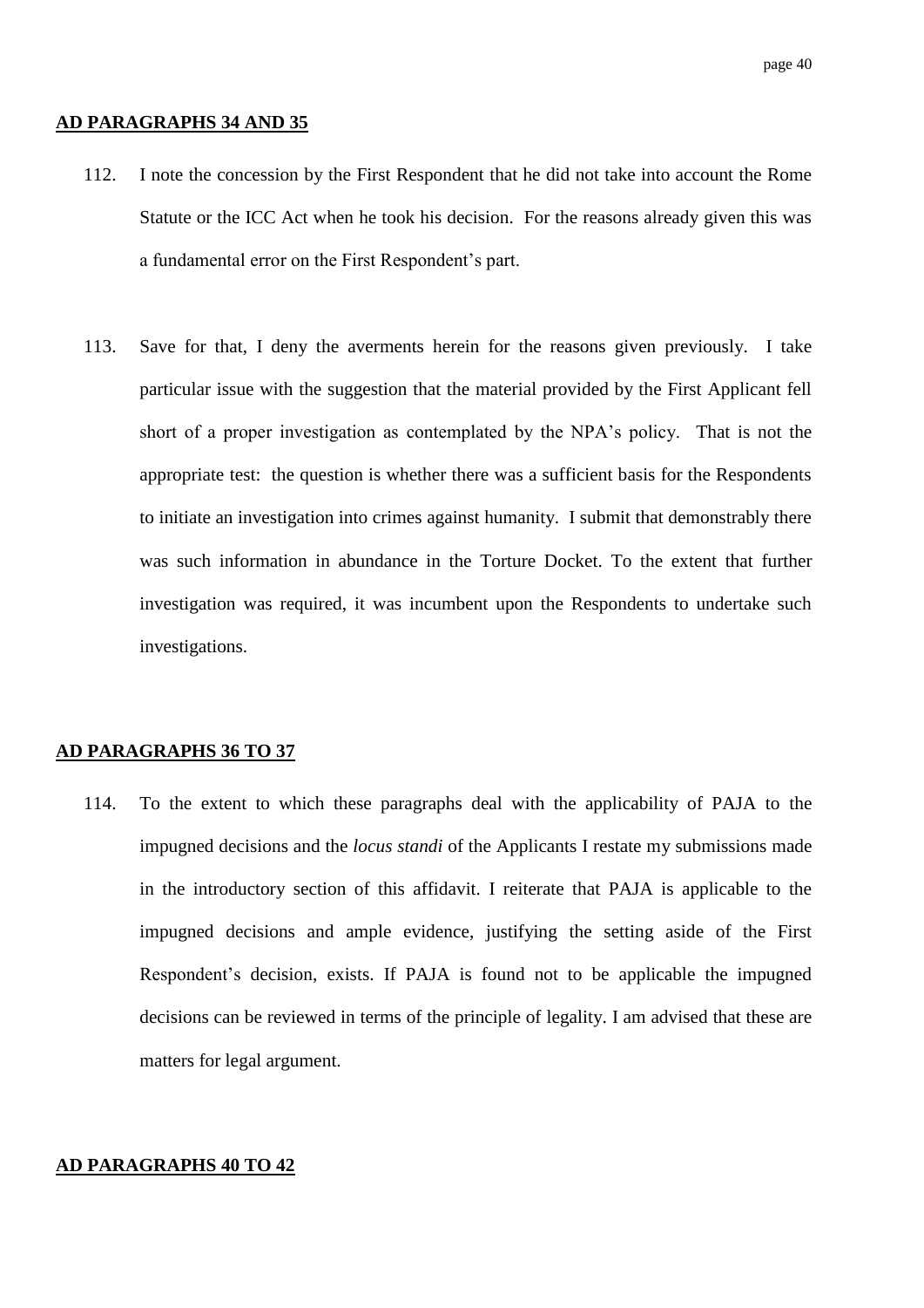## AD PARAGRAPHS 34 AND 35

112. I note the concession by the First Respondent that he did not take into account the Rome Statute or the ICC Act when he took his decision. For the reasons already given this was a fundamental error on the First Respondent's part.

113. Save for that, I deny the averments herein for the reasons given previously. I take particular issue with the suggestion that the material provided by the First Applicant fell short of a proper investigation as contemplated by the NPA's policy. That is not the appropriate test: the question is whether there was a sufficient basis for the Respondents to initiate an investigation into crimes against humanity. I submit that demonstrably there was such information in abundance in the Torture Docket. To the extent that further investigation was required, it was incumbent upon the Respondents to undertake such investigations.

## AD PARAGRAPHS 36 TO 37

114. To the extent to which these paragraphs deal with the applicability of PAJA to the impugned decisions and the *locus standi* of the Applicants I restate my submissions made in the introductory section of this affidavit. I reiterate that PAJA is applicable to the impugned decisions and ample evidence, justifying the setting aside of the First Respondent's decision, exists. If PAJA is found not to be applicable the impugned decisions can be reviewed in terms of the principle of legality. I am advised that these are matters for legal argument.

## AD PARAGRAPHS 40 TO 42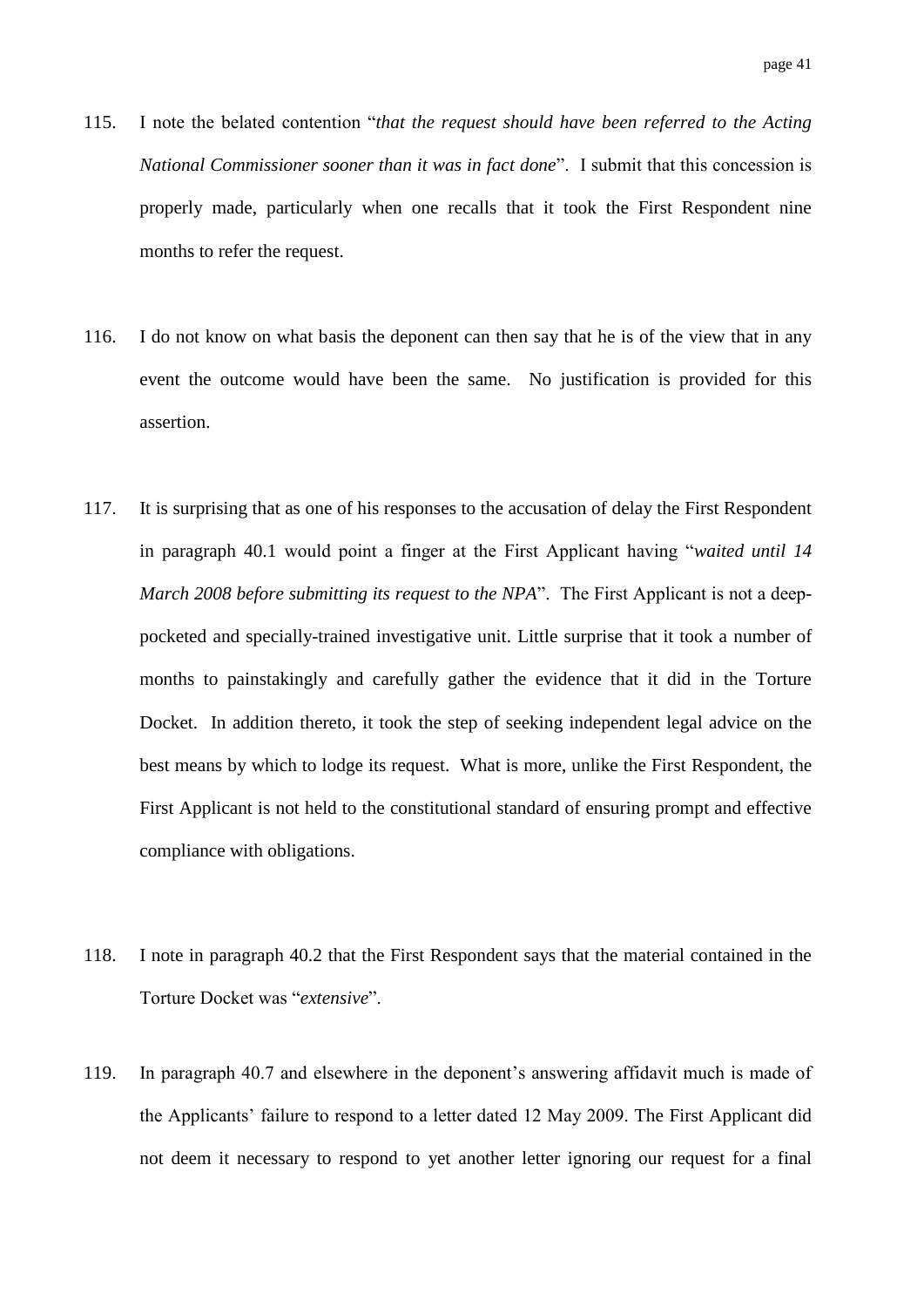115. I note the belated contention "*that the request should have been referred to the Acting National Commissioner sooner than it was in fact done*". I submit that this concession is properly made, particularly when one recalls that it took the First Respondent nine months to refer the request.

116. I do not know on what basis the deponent can then say that he is of the view that in any event the outcome would have been the same. No justification is provided for this assertion.

117. It is surprising that as one of his responses to the accusation of delay the First Respondent in paragraph 40.1 would point a finger at the First Applicant having "*waited until 14 March 2008 before submitting its request to the NPA*". The First Applicant is not a deep-pocketed and specially-trained investigative unit. Little surprise that it took a number of months to painstakingly and carefully gather the evidence that it did in the Torture Docket. In addition thereto, it took the step of seeking independent legal advice on the best means by which to lodge its request. What is more, unlike the First Respondent, the First Applicant is not held to the constitutional standard of ensuring prompt and effective compliance with obligations.

118. I note in paragraph 40.2 that the First Respondent says that the material contained in the Torture Docket was "*extensive*".

119. In paragraph 40.7 and elsewhere in the deponent's answering affidavit much is made of the Applicants' failure to respond to a letter dated 12 May 2009. The First Applicant did not deem it necessary to respond to yet another letter ignoring our request for a final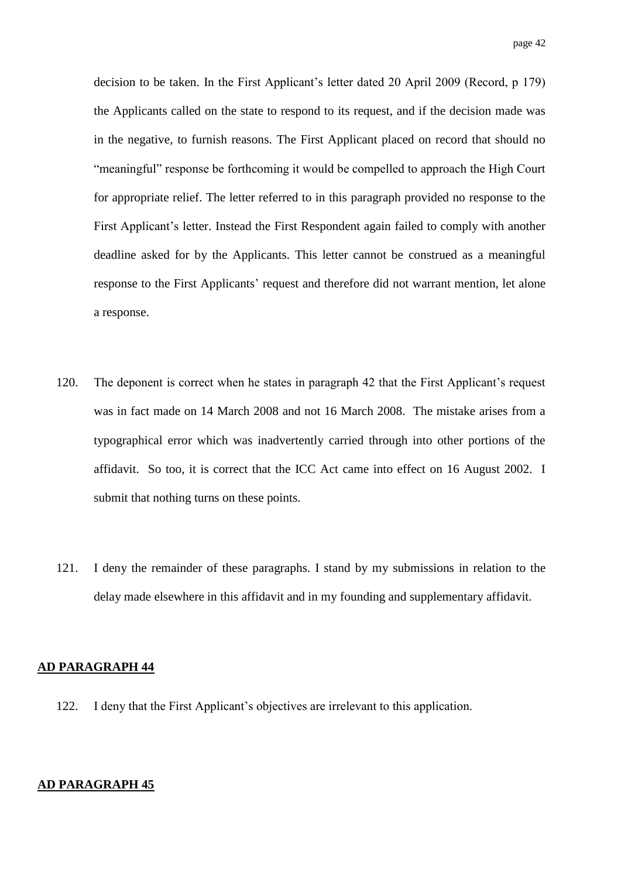decision to be taken. In the First Applicant's letter dated 20 April 2009 (Record, p 179) the Applicants called on the state to respond to its request, and if the decision made was in the negative, to furnish reasons. The First Applicant placed on record that should no "meaningful" response be forthcoming it would be compelled to approach the High Court for appropriate relief. The letter referred to in this paragraph provided no response to the First Applicant's letter. Instead the First Respondent again failed to comply with another deadline asked for by the Applicants. This letter cannot be construed as a meaningful response to the First Applicants' request and therefore did not warrant mention, let alone a response.

120. The deponent is correct when he states in paragraph 42 that the First Applicant's request was in fact made on 14 March 2008 and not 16 March 2008. The mistake arises from a typographical error which was inadvertently carried through into other portions of the affidavit. So too, it is correct that the ICC Act came into effect on 16 August 2002. I submit that nothing turns on these points.

121. I deny the remainder of these paragraphs. I stand by my submissions in relation to the delay made elsewhere in this affidavit and in my founding and supplementary affidavit.

**<u>AD PARAGRAPH 44</u>**

122. I deny that the First Applicant's objectives are irrelevant to this application.

**<u>AD PARAGRAPH 45</u>**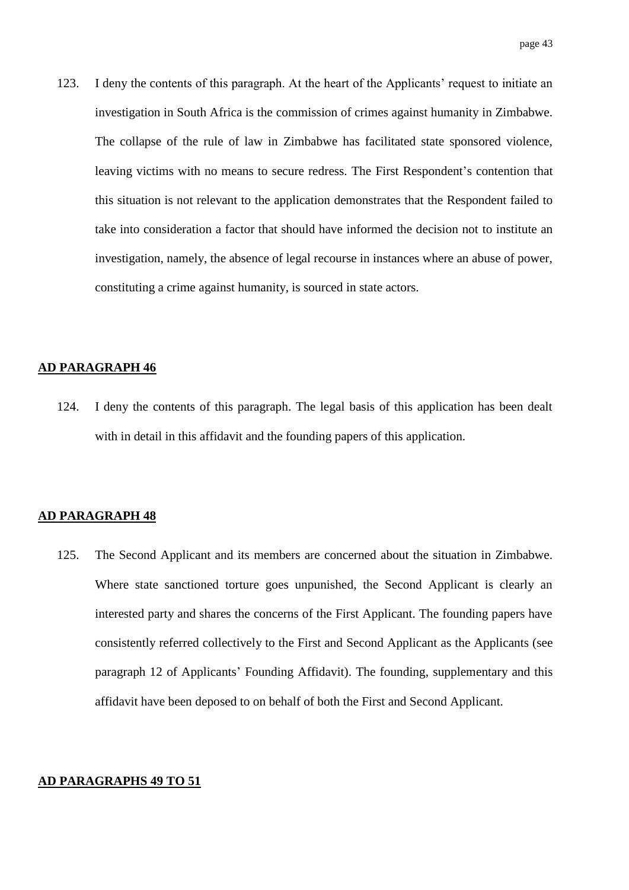123. I deny the contents of this paragraph. At the heart of the Applicants' request to initiate an investigation in South Africa is the commission of crimes against humanity in Zimbabwe. The collapse of the rule of law in Zimbabwe has facilitated state sponsored violence, leaving victims with no means to secure redress. The First Respondent's contention that this situation is not relevant to the application demonstrates that the Respondent failed to take into consideration a factor that should have informed the decision not to institute an investigation, namely, the absence of legal recourse in instances where an abuse of power, constituting a crime against humanity, is sourced in state actors.

**AD PARAGRAPH 46**

124. I deny the contents of this paragraph. The legal basis of this application has been dealt with in detail in this affidavit and the founding papers of this application.

**AD PARAGRAPH 48**

125. The Second Applicant and its members are concerned about the situation in Zimbabwe. Where state sanctioned torture goes unpunished, the Second Applicant is clearly an interested party and shares the concerns of the First Applicant. The founding papers have consistently referred collectively to the First and Second Applicant as the Applicants (see paragraph 12 of Applicants' Founding Affidavit). The founding, supplementary and this affidavit have been deposed to on behalf of both the First and Second Applicant.

**AD PARAGRAPHS 49 TO 51**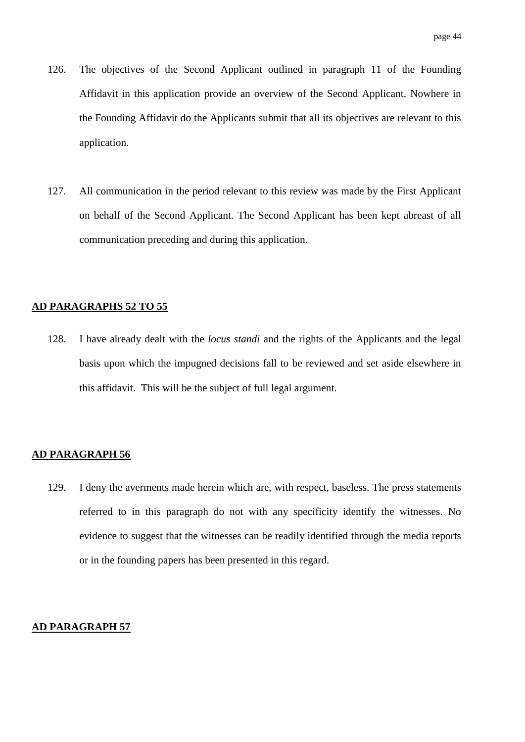126. The objectives of the Second Applicant outlined in paragraph 11 of the Founding Affidavit in this application provide an overview of the Second Applicant. Nowhere in the Founding Affidavit do the Applicants submit that all its objectives are relevant to this application.

127. All communication in the period relevant to this review was made by the First Applicant on behalf of the Second Applicant. The Second Applicant has been kept abreast of all communication preceding and during this application.

**AD PARAGRAPHS 52 TO 55**

128. I have already dealt with the *locus standi* and the rights of the Applicants and the legal basis upon which the impugned decisions fall to be reviewed and set aside elsewhere in this affidavit. This will be the subject of full legal argument.

**AD PARAGRAPH 56**

129. I deny the averments made herein which are, with respect, baseless. The press statements referred to in this paragraph do not with any specificity identify the witnesses. No evidence to suggest that the witnesses can be readily identified through the media reports or in the founding papers has been presented in this regard.

**AD PARAGRAPH 57**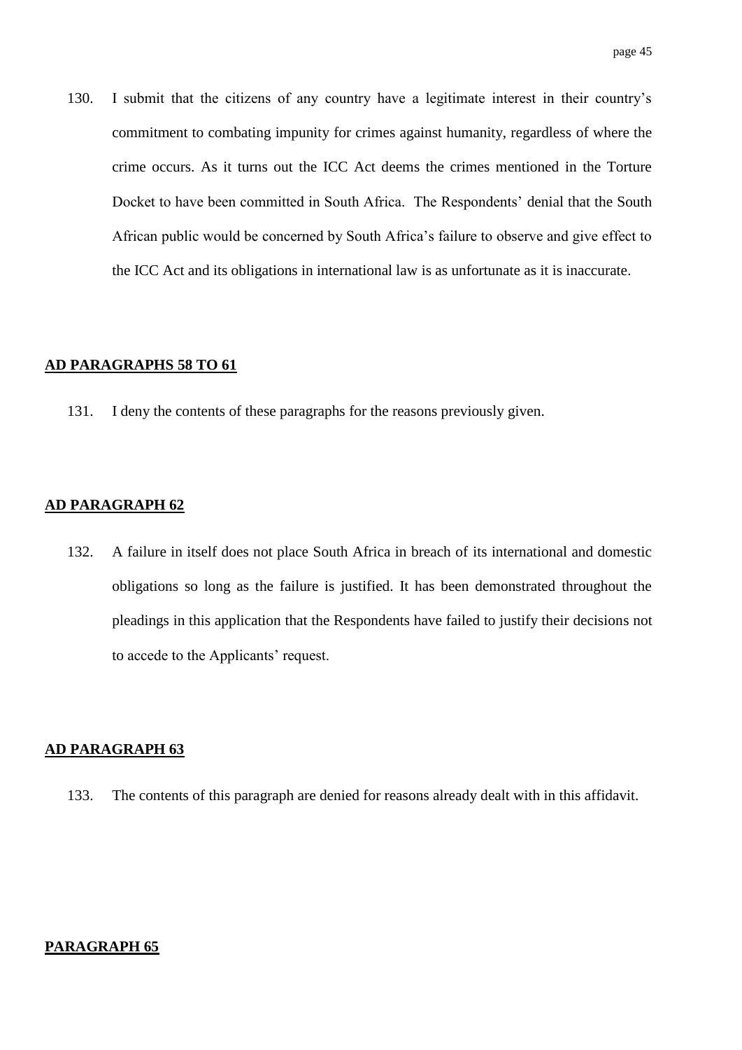130. I submit that the citizens of any country have a legitimate interest in their country's commitment to combating impunity for crimes against humanity, regardless of where the crime occurs. As it turns out the ICC Act deems the crimes mentioned in the Torture Docket to have been committed in South Africa. The Respondents' denial that the South African public would be concerned by South Africa's failure to observe and give effect to the ICC Act and its obligations in international law is as unfortunate as it is inaccurate.

**AD PARAGRAPHS 58 TO 61**

131. I deny the contents of these paragraphs for the reasons previously given.

**AD PARAGRAPH 62**

132. A failure in itself does not place South Africa in breach of its international and domestic obligations so long as the failure is justified. It has been demonstrated throughout the pleadings in this application that the Respondents have failed to justify their decisions not to accede to the Applicants' request.

**AD PARAGRAPH 63**

133. The contents of this paragraph are denied for reasons already dealt with in this affidavit.

**PARAGRAPH 65**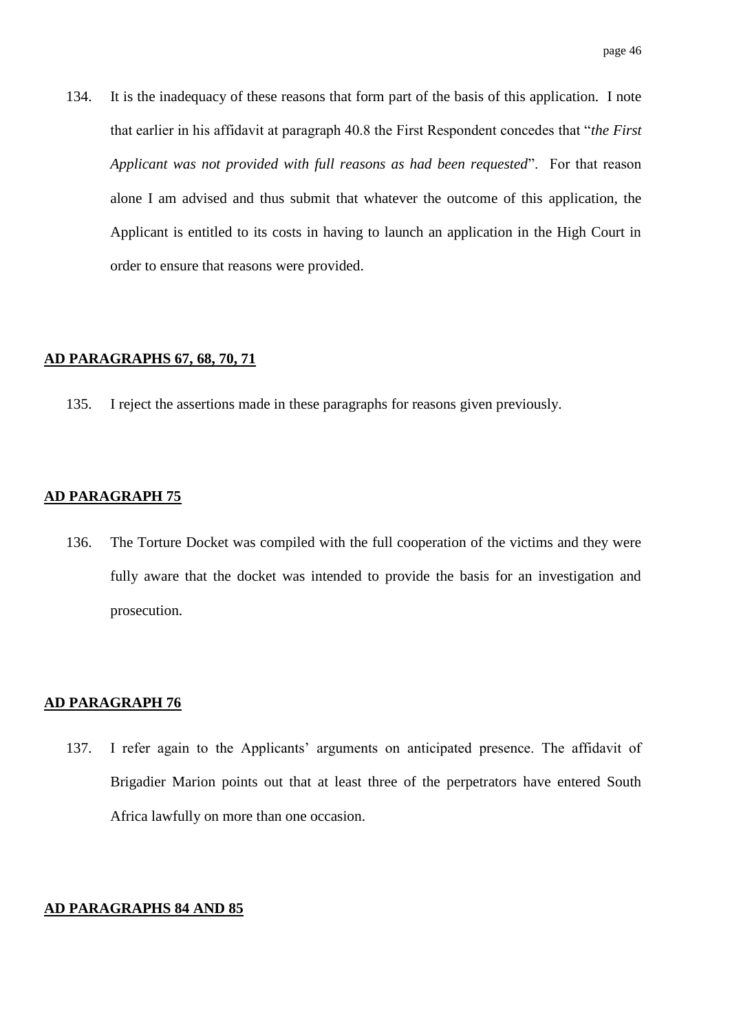134. It is the inadequacy of these reasons that form part of the basis of this application. I note that earlier in his affidavit at paragraph 40.8 the First Respondent concedes that "*the First Applicant was not provided with full reasons as had been requested*". For that reason alone I am advised and thus submit that whatever the outcome of this application, the Applicant is entitled to its costs in having to launch an application in the High Court in order to ensure that reasons were provided.

**AD PARAGRAPHS 67, 68, 70, 71**

135. I reject the assertions made in these paragraphs for reasons given previously.

**AD PARAGRAPH 75**

136. The Torture Docket was compiled with the full cooperation of the victims and they were fully aware that the docket was intended to provide the basis for an investigation and prosecution.

**AD PARAGRAPH 76**

137. I refer again to the Applicants' arguments on anticipated presence. The affidavit of Brigadier Marion points out that at least three of the perpetrators have entered South Africa lawfully on more than one occasion.

**AD PARAGRAPHS 84 AND 85**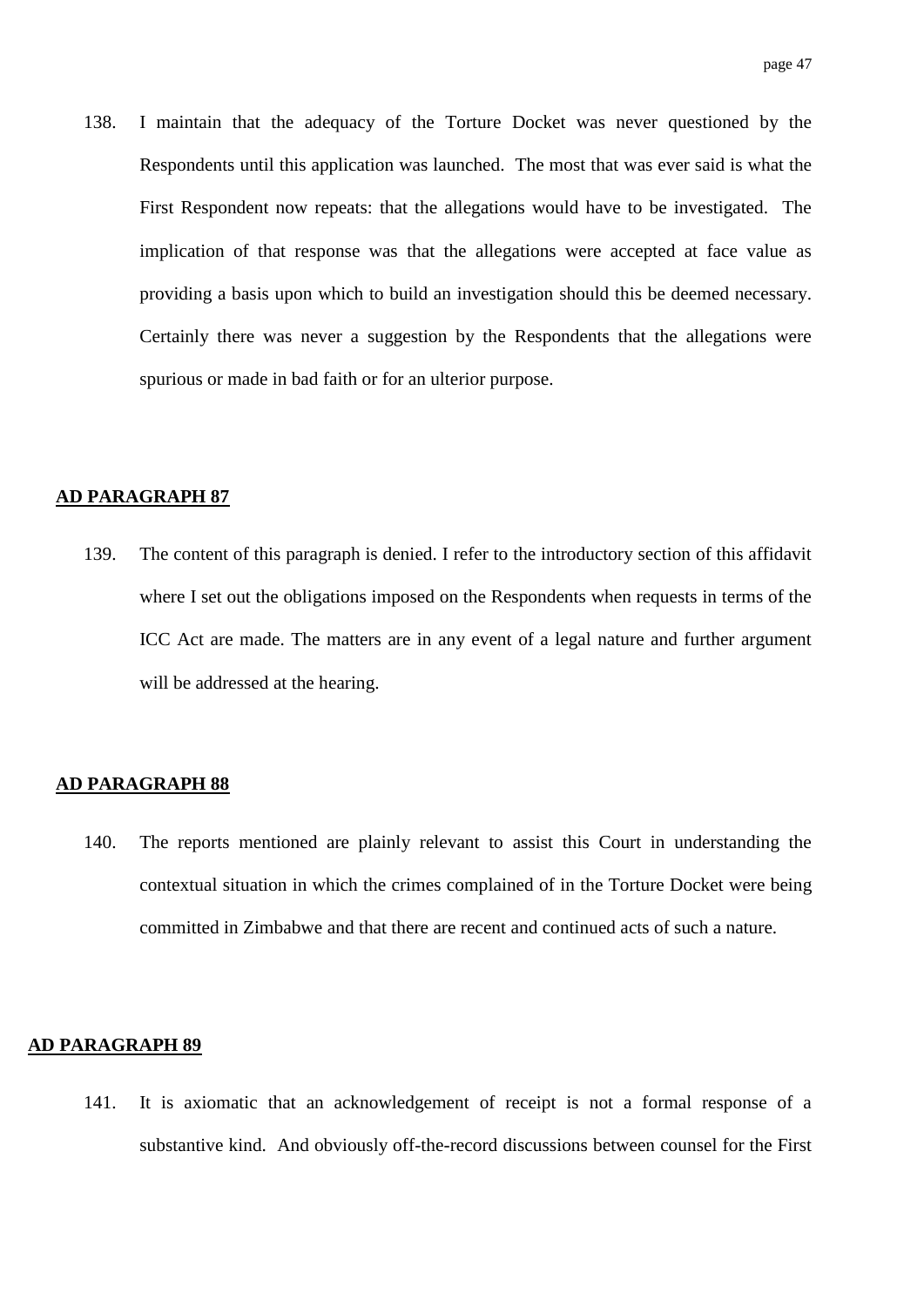138. I maintain that the adequacy of the Torture Docket was never questioned by the Respondents until this application was launched. The most that was ever said is what the First Respondent now repeats: that the allegations would have to be investigated. The implication of that response was that the allegations were accepted at face value as providing a basis upon which to build an investigation should this be deemed necessary. Certainly there was never a suggestion by the Respondents that the allegations were spurious or made in bad faith or for an ulterior purpose.

**AD PARAGRAPH 87**

139. The content of this paragraph is denied. I refer to the introductory section of this affidavit where I set out the obligations imposed on the Respondents when requests in terms of the ICC Act are made. The matters are in any event of a legal nature and further argument will be addressed at the hearing.

**AD PARAGRAPH 88**

140. The reports mentioned are plainly relevant to assist this Court in understanding the contextual situation in which the crimes complained of in the Torture Docket were being committed in Zimbabwe and that there are recent and continued acts of such a nature.

**AD PARAGRAPH 89**

141. It is axiomatic that an acknowledgement of receipt is not a formal response of a substantive kind. And obviously off-the-record discussions between counsel for the First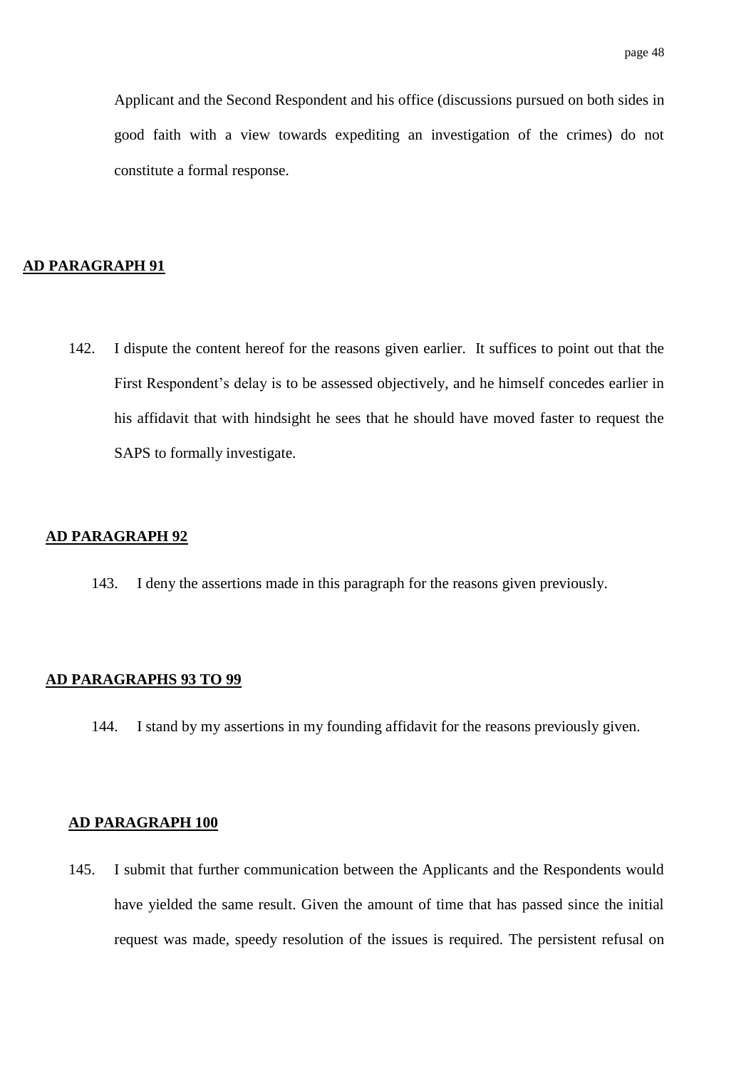Applicant and the Second Respondent and his office (discussions pursued on both sides in good faith with a view towards expediting an investigation of the crimes) do not constitute a formal response.

**AD PARAGRAPH 91**

142. I dispute the content hereof for the reasons given earlier. It suffices to point out that the First Respondent's delay is to be assessed objectively, and he himself concedes earlier in his affidavit that with hindsight he sees that he should have moved faster to request the SAPS to formally investigate.

**AD PARAGRAPH 92**

143. I deny the assertions made in this paragraph for the reasons given previously.

**AD PARAGRAPHS 93 TO 99**

144. I stand by my assertions in my founding affidavit for the reasons previously given.

**AD PARAGRAPH 100**

145. I submit that further communication between the Applicants and the Respondents would have yielded the same result. Given the amount of time that has passed since the initial request was made, speedy resolution of the issues is required. The persistent refusal on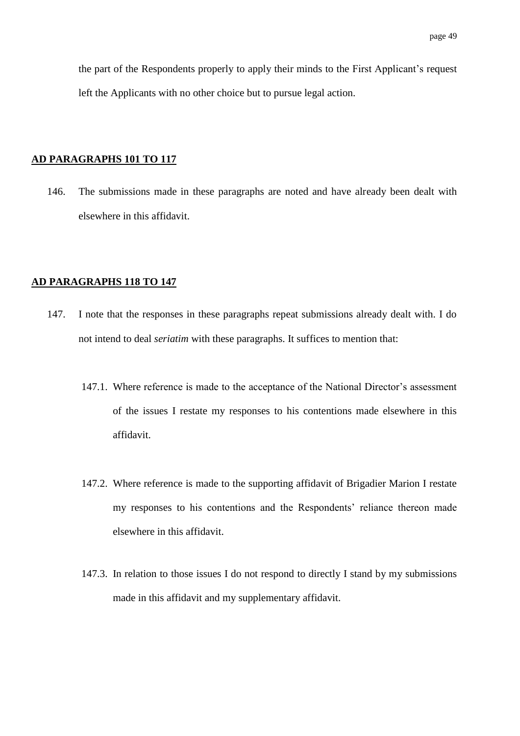the part of the Respondents properly to apply their minds to the First Applicant's request left the Applicants with no other choice but to pursue legal action.

**AD PARAGRAPHS 101 TO 117**

146. The submissions made in these paragraphs are noted and have already been dealt with elsewhere in this affidavit.

**AD PARAGRAPHS 118 TO 147**

147. I note that the responses in these paragraphs repeat submissions already dealt with. I do not intend to deal *seriatim* with these paragraphs. It suffices to mention that:

147.1. Where reference is made to the acceptance of the National Director's assessment of the issues I restate my responses to his contentions made elsewhere in this affidavit.

147.2. Where reference is made to the supporting affidavit of Brigadier Marion I restate my responses to his contentions and the Respondents' reliance thereon made elsewhere in this affidavit.

147.3. In relation to those issues I do not respond to directly I stand by my submissions made in this affidavit and my supplementary affidavit.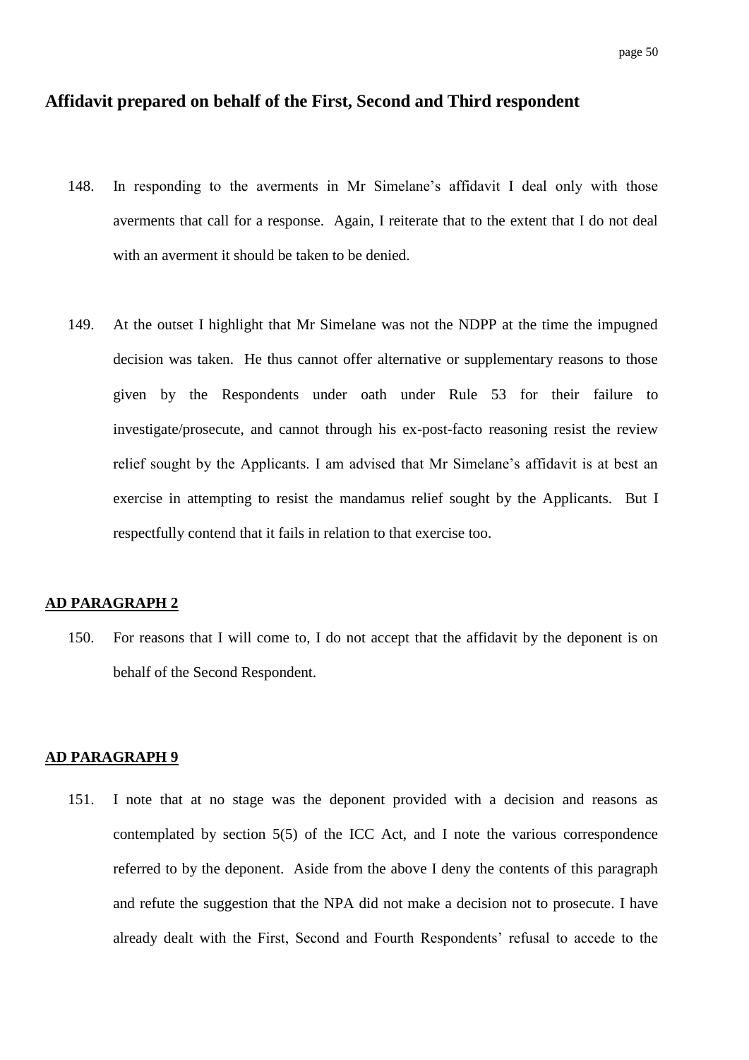## Affidavit prepared on behalf of the First, Second and Third respondent

148. In responding to the averments in Mr Simelane's affidavit I deal only with those averments that call for a response. Again, I reiterate that to the extent that I do not deal with an averment it should be taken to be denied.

149. At the outset I highlight that Mr Simelane was not the NDPP at the time the impugned decision was taken. He thus cannot offer alternative or supplementary reasons to those given by the Respondents under oath under Rule 53 for their failure to investigate/prosecute, and cannot through his ex-post-facto reasoning resist the review relief sought by the Applicants. I am advised that Mr Simelane's affidavit is at best an exercise in attempting to resist the mandamus relief sought by the Applicants. But I respectfully contend that it fails in relation to that exercise too.

**AD PARAGRAPH 2**

150. For reasons that I will come to, I do not accept that the affidavit by the deponent is on behalf of the Second Respondent.

**AD PARAGRAPH 9**

151. I note that at no stage was the deponent provided with a decision and reasons as contemplated by section 5(5) of the ICC Act, and I note the various correspondence referred to by the deponent. Aside from the above I deny the contents of this paragraph and refute the suggestion that the NPA did not make a decision not to prosecute. I have already dealt with the First, Second and Fourth Respondents' refusal to accede to the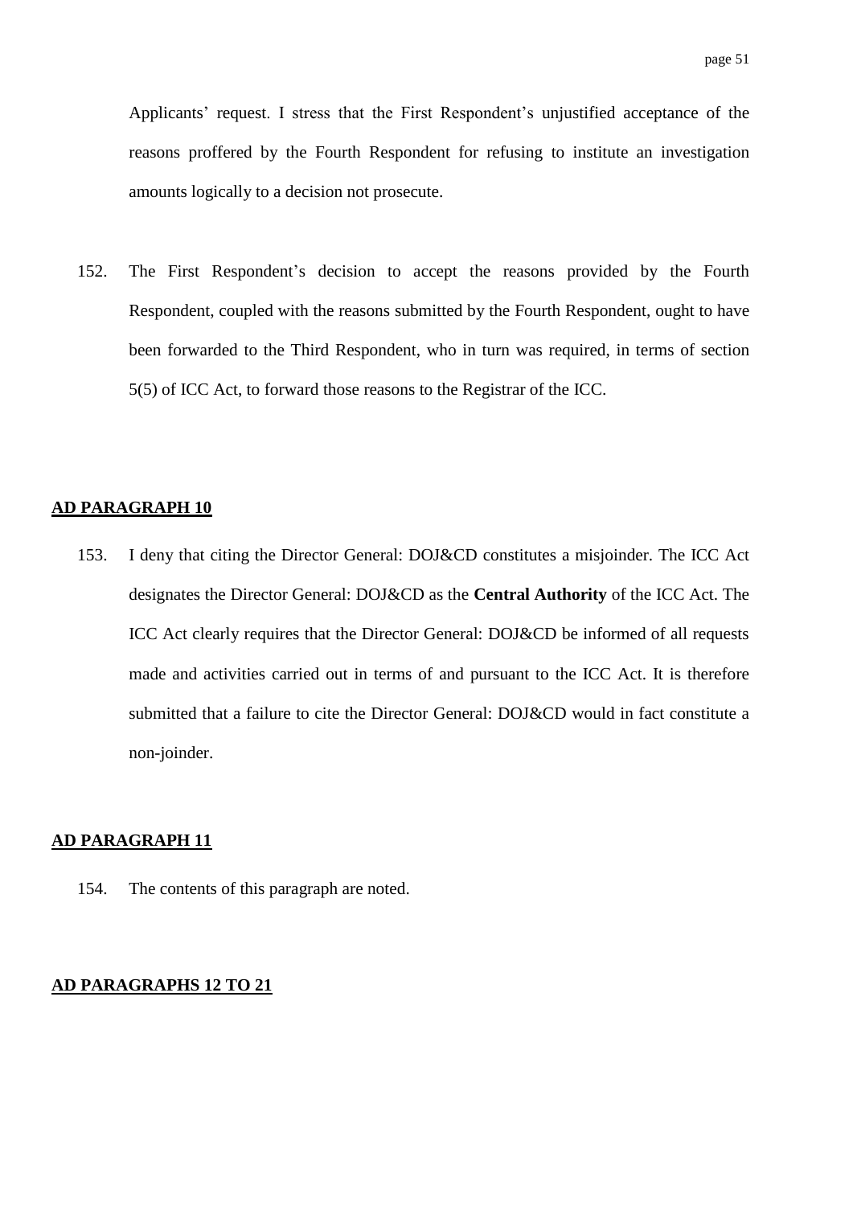Applicants' request. I stress that the First Respondent's unjustified acceptance of the reasons proffered by the Fourth Respondent for refusing to institute an investigation amounts logically to a decision not prosecute.

152. The First Respondent's decision to accept the reasons provided by the Fourth Respondent, coupled with the reasons submitted by the Fourth Respondent, ought to have been forwarded to the Third Respondent, who in turn was required, in terms of section 5(5) of ICC Act, to forward those reasons to the Registrar of the ICC.

**AD PARAGRAPH 10**

153. I deny that citing the Director General: DOJ&CD constitutes a misjoinder. The ICC Act designates the Director General: DOJ&CD as the **Central Authority** of the ICC Act. The ICC Act clearly requires that the Director General: DOJ&CD be informed of all requests made and activities carried out in terms of and pursuant to the ICC Act. It is therefore submitted that a failure to cite the Director General: DOJ&CD would in fact constitute a non-joinder.

**AD PARAGRAPH 11**

154. The contents of this paragraph are noted.

**AD PARAGRAPHS 12 TO 21**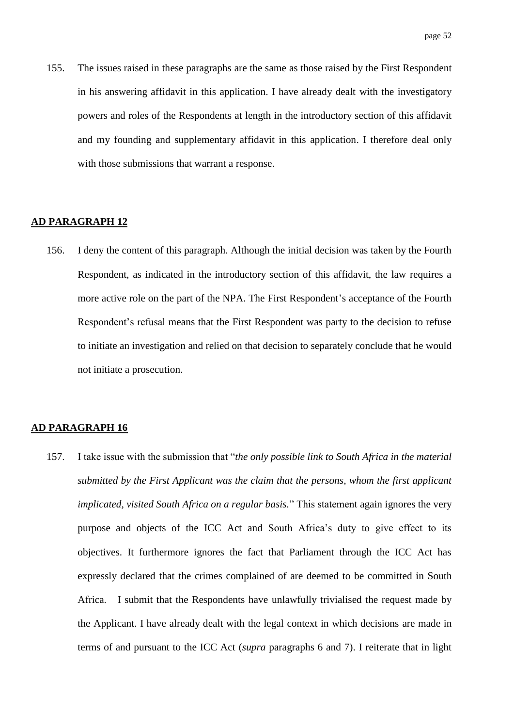155. The issues raised in these paragraphs are the same as those raised by the First Respondent in his answering affidavit in this application. I have already dealt with the investigatory powers and roles of the Respondents at length in the introductory section of this affidavit and my founding and supplementary affidavit in this application. I therefore deal only with those submissions that warrant a response.

## **AD PARAGRAPH 12**

156. I deny the content of this paragraph. Although the initial decision was taken by the Fourth Respondent, as indicated in the introductory section of this affidavit, the law requires a more active role on the part of the NPA. The First Respondent's acceptance of the Fourth Respondent's refusal means that the First Respondent was party to the decision to refuse to initiate an investigation and relied on that decision to separately conclude that he would not initiate a prosecution.

## **AD PARAGRAPH 16**

157. I take issue with the submission that "*the only possible link to South Africa in the material submitted by the First Applicant was the claim that the persons, whom the first applicant implicated, visited South Africa on a regular basis.*" This statement again ignores the very purpose and objects of the ICC Act and South Africa's duty to give effect to its objectives. It furthermore ignores the fact that Parliament through the ICC Act has expressly declared that the crimes complained of are deemed to be committed in South Africa. I submit that the Respondents have unlawfully trivialised the request made by the Applicant. I have already dealt with the legal context in which decisions are made in terms of and pursuant to the ICC Act (*supra* paragraphs 6 and 7). I reiterate that in light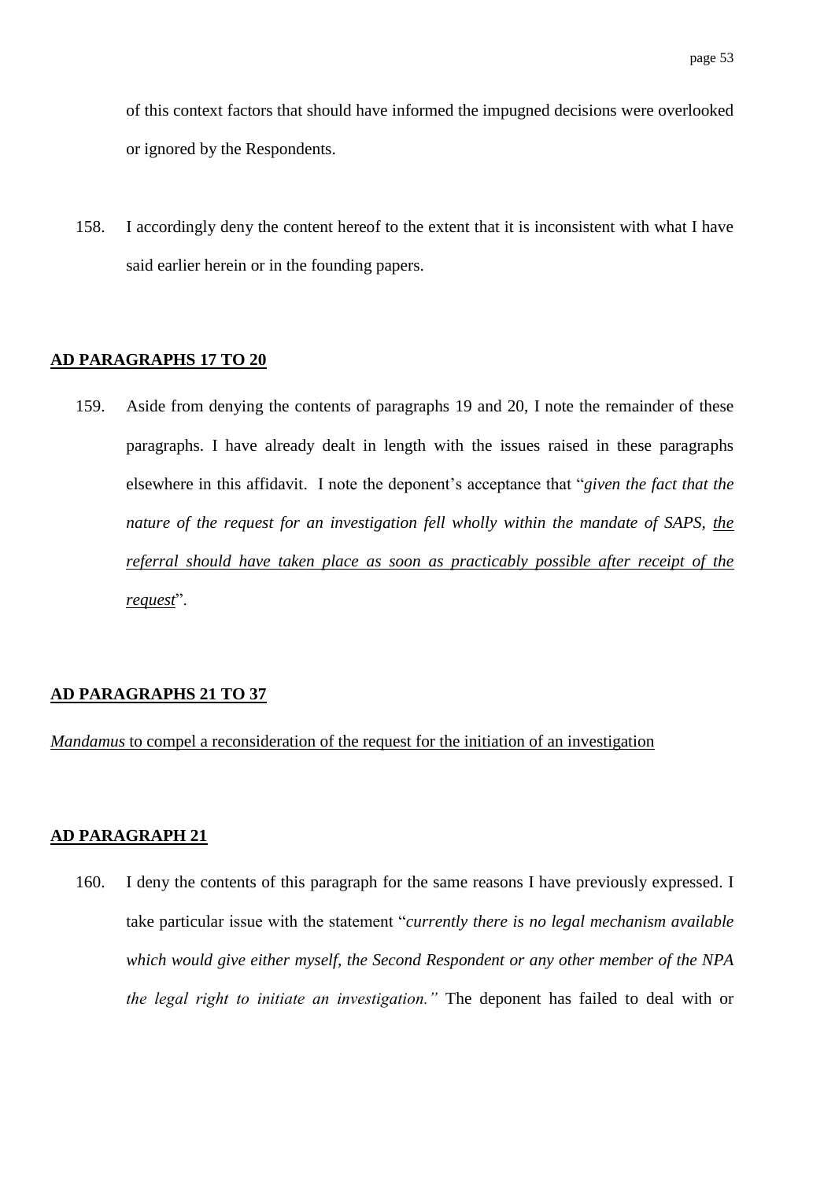of this context factors that should have informed the impugned decisions were overlooked or ignored by the Respondents.

158. I accordingly deny the content hereof to the extent that it is inconsistent with what I have said earlier herein or in the founding papers.

**<u>AD PARAGRAPHS 17 TO 20</u>**

159. Aside from denying the contents of paragraphs 19 and 20, I note the remainder of these paragraphs. I have already dealt in length with the issues raised in these paragraphs elsewhere in this affidavit. I note the deponent's acceptance that "*given the fact that the nature of the request for an investigation fell wholly within the mandate of SAPS, <u>the referral should have taken place as soon as practicably possible after receipt of the request</u>*".

**<u>AD PARAGRAPHS 21 TO 37</u>**

<u>*Mandamus* to compel a reconsideration of the request for the initiation of an investigation</u>

**<u>AD PARAGRAPH 21</u>**

160. I deny the contents of this paragraph for the same reasons I have previously expressed. I take particular issue with the statement "*currently there is no legal mechanism available which would give either myself, the Second Respondent or any other member of the NPA the legal right to initiate an investigation."* The deponent has failed to deal with or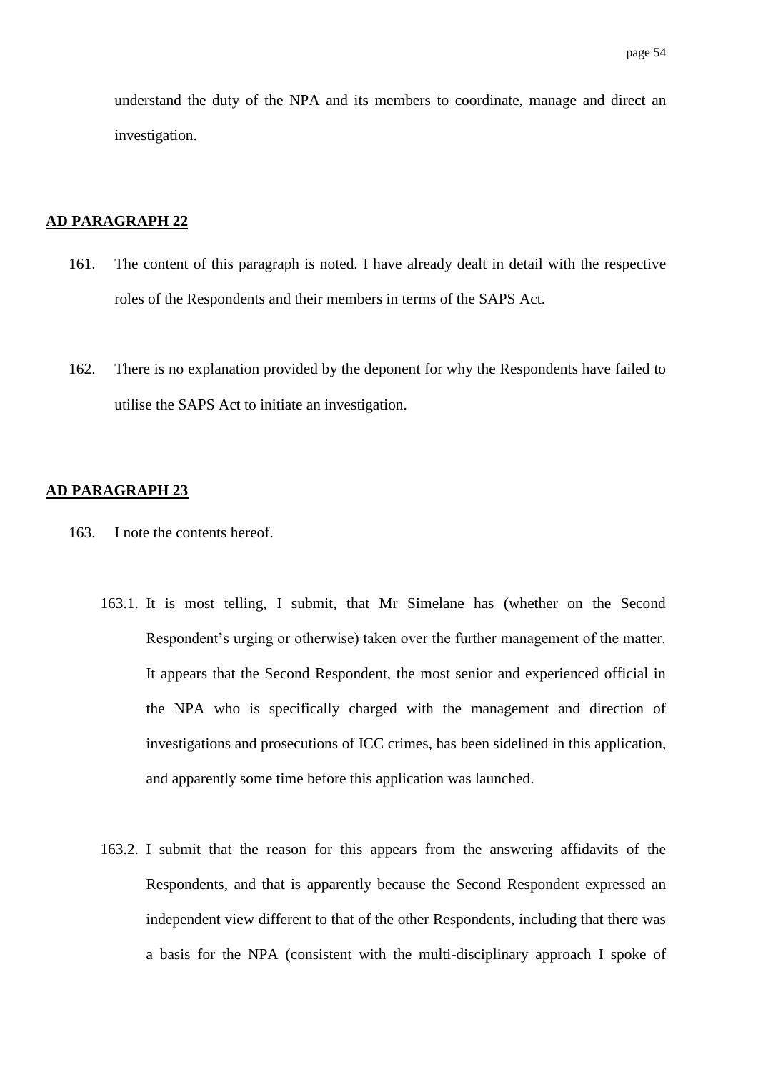understand the duty of the NPA and its members to coordinate, manage and direct an investigation.

**AD PARAGRAPH 22**

161. The content of this paragraph is noted. I have already dealt in detail with the respective roles of the Respondents and their members in terms of the SAPS Act.

162. There is no explanation provided by the deponent for why the Respondents have failed to utilise the SAPS Act to initiate an investigation.

**AD PARAGRAPH 23**

163. I note the contents hereof.

163.1. It is most telling, I submit, that Mr Simelane has (whether on the Second Respondent's urging or otherwise) taken over the further management of the matter. It appears that the Second Respondent, the most senior and experienced official in the NPA who is specifically charged with the management and direction of investigations and prosecutions of ICC crimes, has been sidelined in this application, and apparently some time before this application was launched.

163.2. I submit that the reason for this appears from the answering affidavits of the Respondents, and that is apparently because the Second Respondent expressed an independent view different to that of the other Respondents, including that there was a basis for the NPA (consistent with the multi-disciplinary approach I spoke of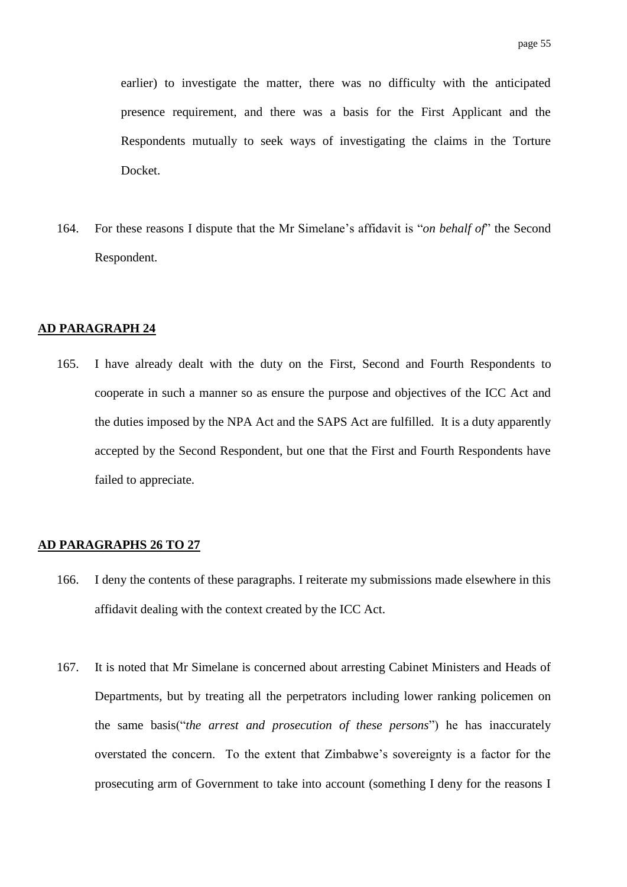earlier) to investigate the matter, there was no difficulty with the anticipated presence requirement, and there was a basis for the First Applicant and the Respondents mutually to seek ways of investigating the claims in the Torture Docket.

164. For these reasons I dispute that the Mr Simelane's affidavit is "*on behalf of*" the Second Respondent.

## AD PARAGRAPH 24

165. I have already dealt with the duty on the First, Second and Fourth Respondents to cooperate in such a manner so as ensure the purpose and objectives of the ICC Act and the duties imposed by the NPA Act and the SAPS Act are fulfilled. It is a duty apparently accepted by the Second Respondent, but one that the First and Fourth Respondents have failed to appreciate.

## AD PARAGRAPHS 26 TO 27

166. I deny the contents of these paragraphs. I reiterate my submissions made elsewhere in this affidavit dealing with the context created by the ICC Act.

167. It is noted that Mr Simelane is concerned about arresting Cabinet Ministers and Heads of Departments, but by treating all the perpetrators including lower ranking policemen on the same basis("*the arrest and prosecution of these persons*") he has inaccurately overstated the concern. To the extent that Zimbabwe's sovereignty is a factor for the prosecuting arm of Government to take into account (something I deny for the reasons I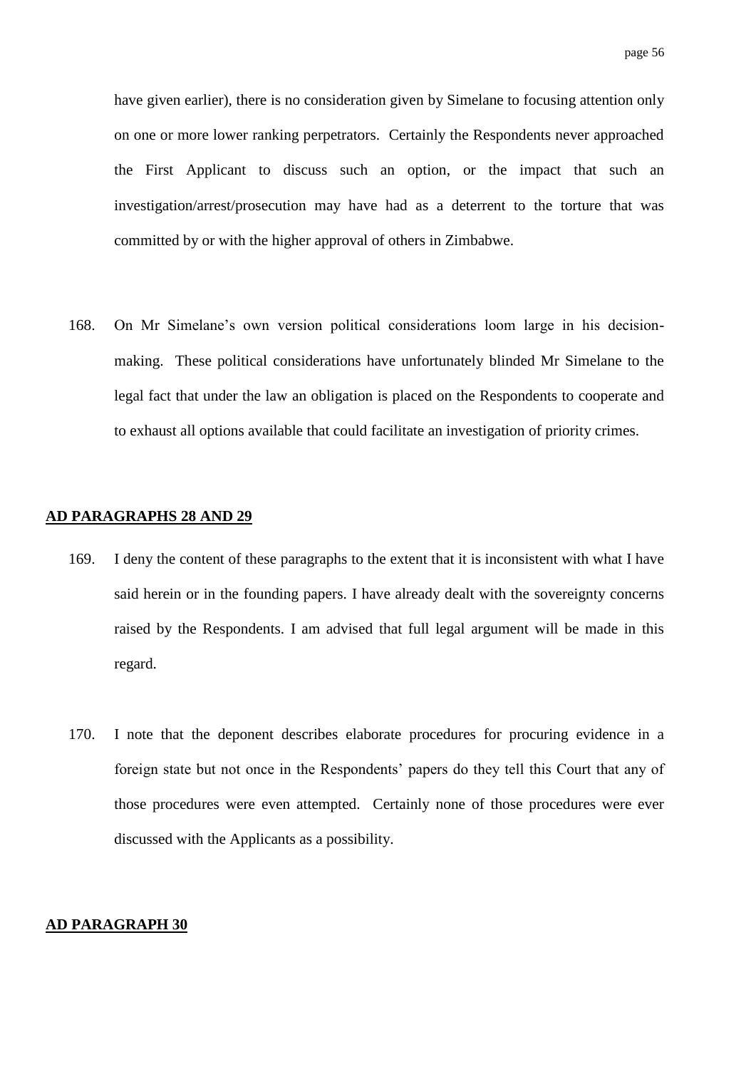have given earlier), there is no consideration given by Simelane to focusing attention only on one or more lower ranking perpetrators. Certainly the Respondents never approached the First Applicant to discuss such an option, or the impact that such an investigation/arrest/prosecution may have had as a deterrent to the torture that was committed by or with the higher approval of others in Zimbabwe.

168. On Mr Simelane's own version political considerations loom large in his decision-making. These political considerations have unfortunately blinded Mr Simelane to the legal fact that under the law an obligation is placed on the Respondents to cooperate and to exhaust all options available that could facilitate an investigation of priority crimes.

**AD PARAGRAPHS 28 AND 29**

169. I deny the content of these paragraphs to the extent that it is inconsistent with what I have said herein or in the founding papers. I have already dealt with the sovereignty concerns raised by the Respondents. I am advised that full legal argument will be made in this regard.

170. I note that the deponent describes elaborate procedures for procuring evidence in a foreign state but not once in the Respondents' papers do they tell this Court that any of those procedures were even attempted. Certainly none of those procedures were ever discussed with the Applicants as a possibility.

**AD PARAGRAPH 30**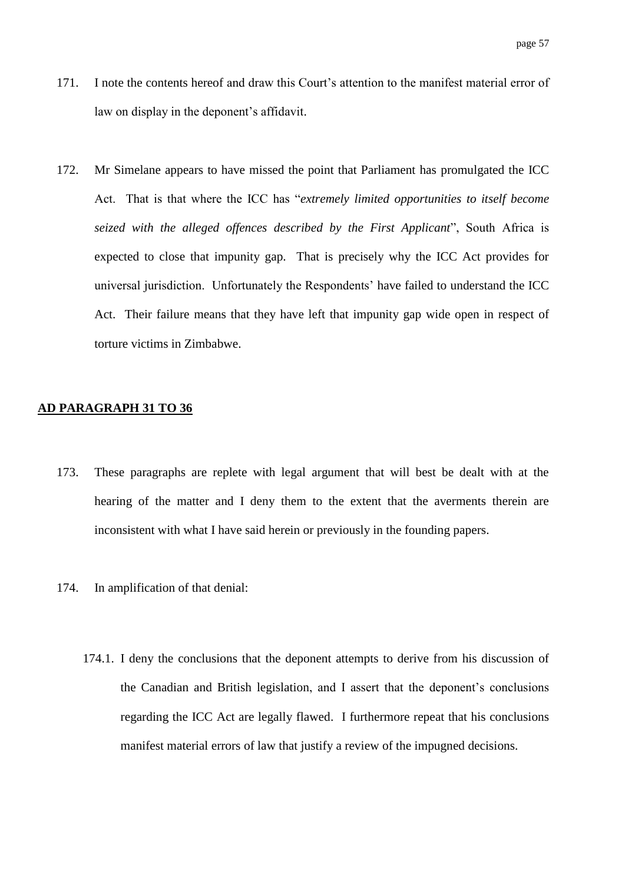171. I note the contents hereof and draw this Court's attention to the manifest material error of law on display in the deponent's affidavit.

172. Mr Simelane appears to have missed the point that Parliament has promulgated the ICC Act. That is that where the ICC has "*extremely limited opportunities to itself become seized with the alleged offences described by the First Applicant*", South Africa is expected to close that impunity gap. That is precisely why the ICC Act provides for universal jurisdiction. Unfortunately the Respondents' have failed to understand the ICC Act. Their failure means that they have left that impunity gap wide open in respect of torture victims in Zimbabwe.

**<u>AD PARAGRAPH 31 TO 36</u>**

173. These paragraphs are replete with legal argument that will best be dealt with at the hearing of the matter and I deny them to the extent that the averments therein are inconsistent with what I have said herein or previously in the founding papers.

174. In amplification of that denial:

174.1. I deny the conclusions that the deponent attempts to derive from his discussion of the Canadian and British legislation, and I assert that the deponent's conclusions regarding the ICC Act are legally flawed. I furthermore repeat that his conclusions manifest material errors of law that justify a review of the impugned decisions.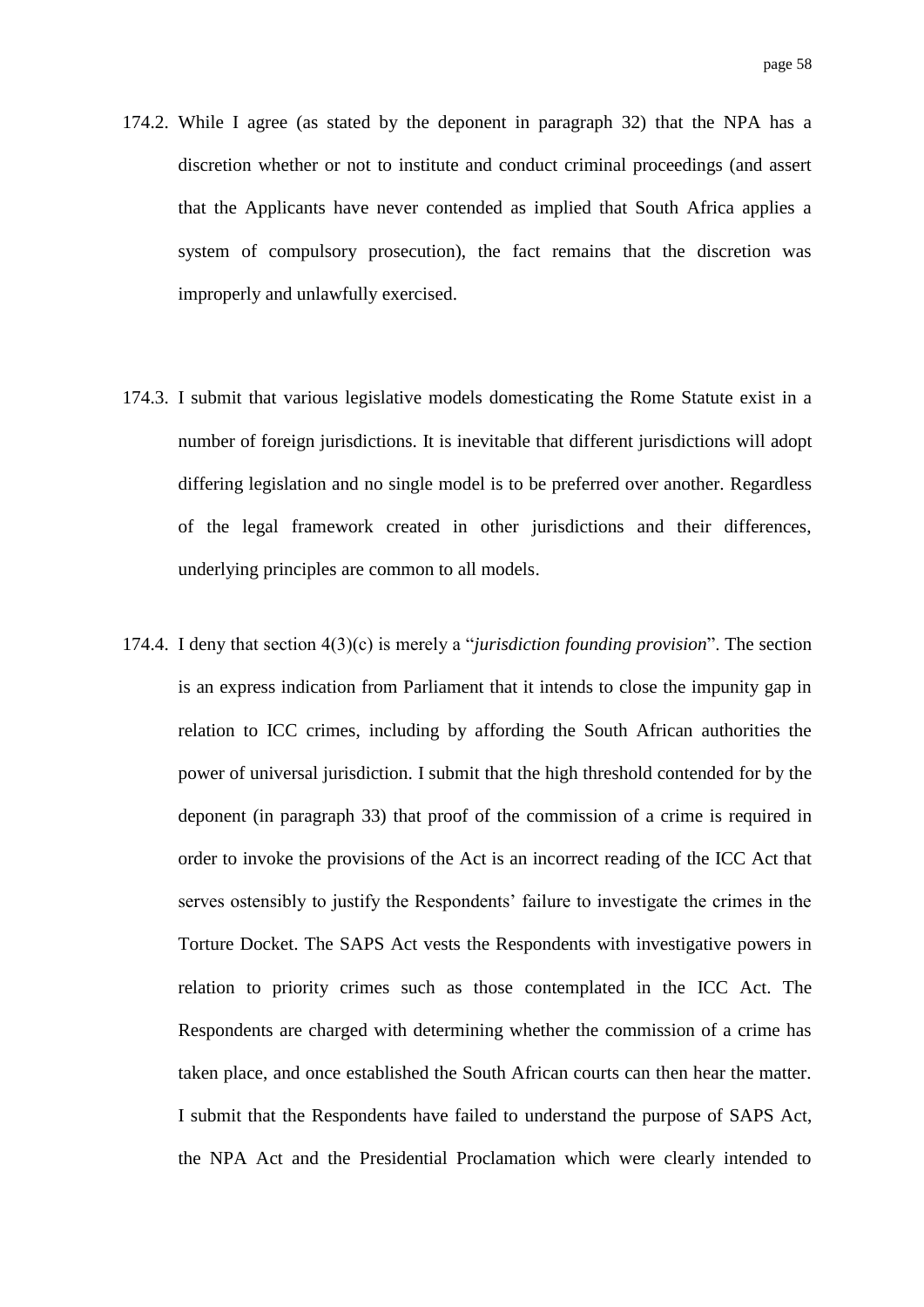174.2. While I agree (as stated by the deponent in paragraph 32) that the NPA has a discretion whether or not to institute and conduct criminal proceedings (and assert that the Applicants have never contended as implied that South Africa applies a system of compulsory prosecution), the fact remains that the discretion was improperly and unlawfully exercised.

174.3. I submit that various legislative models domesticating the Rome Statute exist in a number of foreign jurisdictions. It is inevitable that different jurisdictions will adopt differing legislation and no single model is to be preferred over another. Regardless of the legal framework created in other jurisdictions and their differences, underlying principles are common to all models.

174.4. I deny that section 4(3)(c) is merely a "*jurisdiction founding provision*". The section is an express indication from Parliament that it intends to close the impunity gap in relation to ICC crimes, including by affording the South African authorities the power of universal jurisdiction. I submit that the high threshold contended for by the deponent (in paragraph 33) that proof of the commission of a crime is required in order to invoke the provisions of the Act is an incorrect reading of the ICC Act that serves ostensibly to justify the Respondents' failure to investigate the crimes in the Torture Docket. The SAPS Act vests the Respondents with investigative powers in relation to priority crimes such as those contemplated in the ICC Act. The Respondents are charged with determining whether the commission of a crime has taken place, and once established the South African courts can then hear the matter. I submit that the Respondents have failed to understand the purpose of SAPS Act, the NPA Act and the Presidential Proclamation which were clearly intended to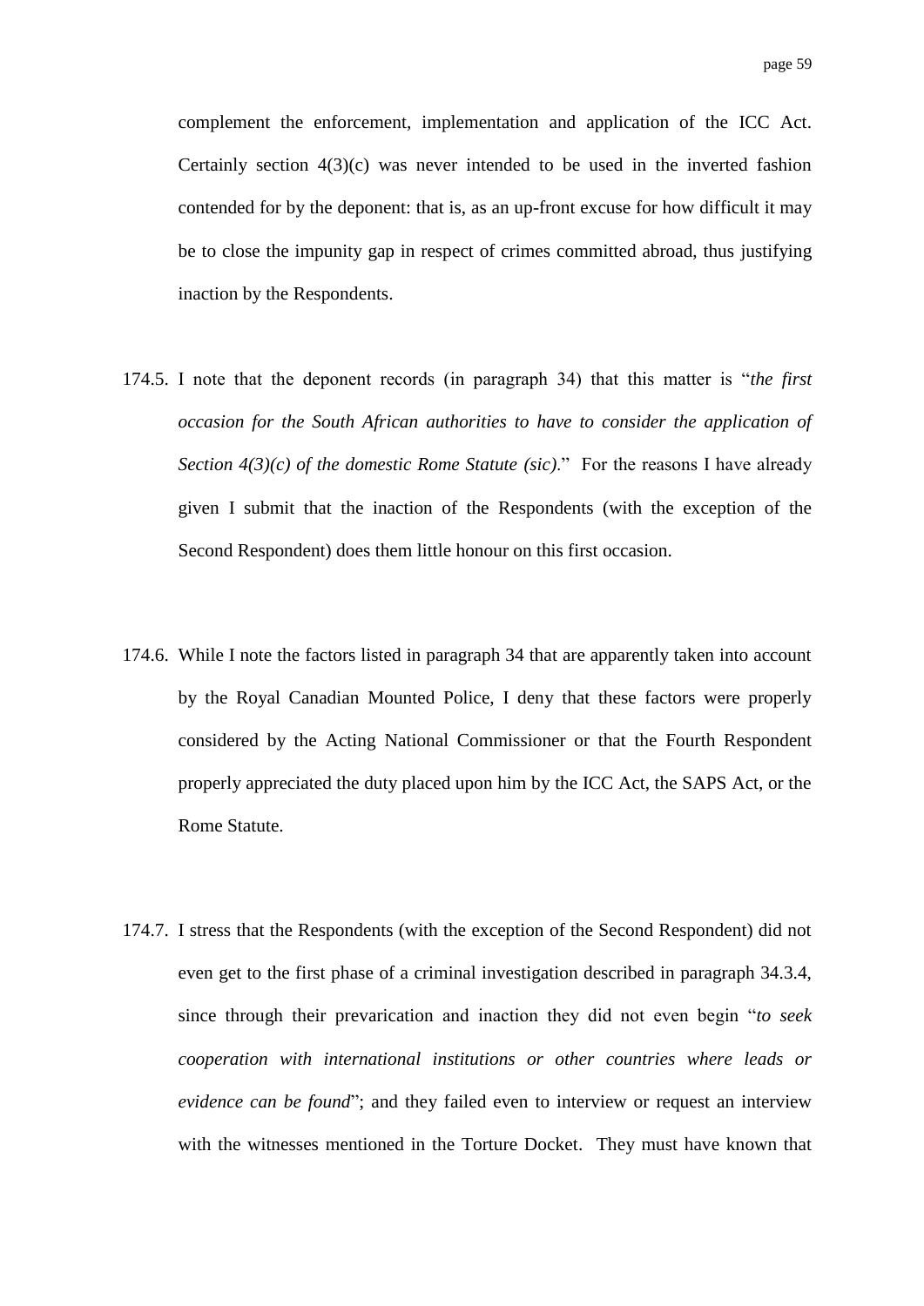complement the enforcement, implementation and application of the ICC Act. Certainly section 4(3)(c) was never intended to be used in the inverted fashion contended for by the deponent: that is, as an up-front excuse for how difficult it may be to close the impunity gap in respect of crimes committed abroad, thus justifying inaction by the Respondents.

174.5. I note that the deponent records (in paragraph 34) that this matter is "*the first occasion for the South African authorities to have to consider the application of Section 4(3)(c) of the domestic Rome Statute (sic).*" For the reasons I have already given I submit that the inaction of the Respondents (with the exception of the Second Respondent) does them little honour on this first occasion.

174.6. While I note the factors listed in paragraph 34 that are apparently taken into account by the Royal Canadian Mounted Police, I deny that these factors were properly considered by the Acting National Commissioner or that the Fourth Respondent properly appreciated the duty placed upon him by the ICC Act, the SAPS Act, or the Rome Statute.

174.7. I stress that the Respondents (with the exception of the Second Respondent) did not even get to the first phase of a criminal investigation described in paragraph 34.3.4, since through their prevarication and inaction they did not even begin "*to seek cooperation with international institutions or other countries where leads or evidence can be found*"; and they failed even to interview or request an interview with the witnesses mentioned in the Torture Docket. They must have known that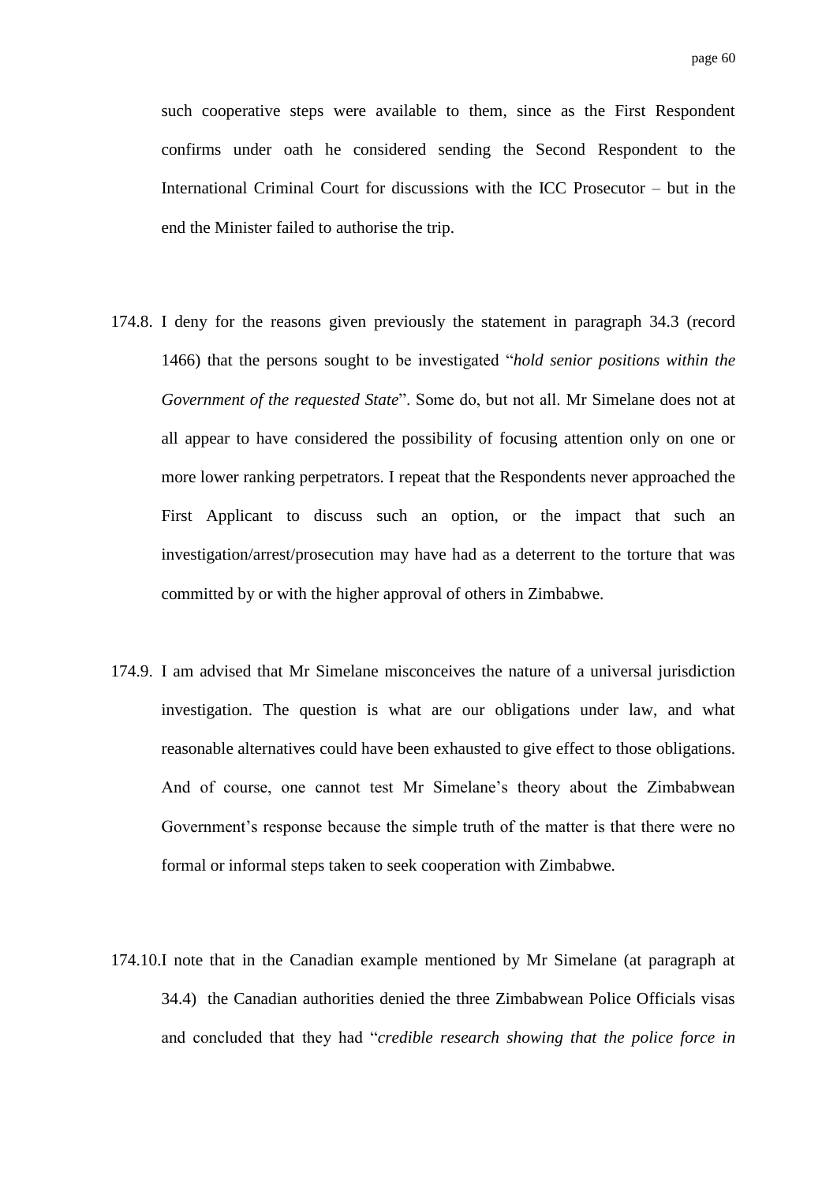such cooperative steps were available to them, since as the First Respondent confirms under oath he considered sending the Second Respondent to the International Criminal Court for discussions with the ICC Prosecutor – but in the end the Minister failed to authorise the trip.

174.8. I deny for the reasons given previously the statement in paragraph 34.3 (record 1466) that the persons sought to be investigated "*hold senior positions within the Government of the requested State*". Some do, but not all. Mr Simelane does not at all appear to have considered the possibility of focusing attention only on one or more lower ranking perpetrators. I repeat that the Respondents never approached the First Applicant to discuss such an option, or the impact that such an investigation/arrest/prosecution may have had as a deterrent to the torture that was committed by or with the higher approval of others in Zimbabwe.

174.9. I am advised that Mr Simelane misconceives the nature of a universal jurisdiction investigation. The question is what are our obligations under law, and what reasonable alternatives could have been exhausted to give effect to those obligations. And of course, one cannot test Mr Simelane's theory about the Zimbabwean Government's response because the simple truth of the matter is that there were no formal or informal steps taken to seek cooperation with Zimbabwe.

174.10. I note that in the Canadian example mentioned by Mr Simelane (at paragraph at 34.4) the Canadian authorities denied the three Zimbabwean Police Officials visas and concluded that they had "*credible research showing that the police force in*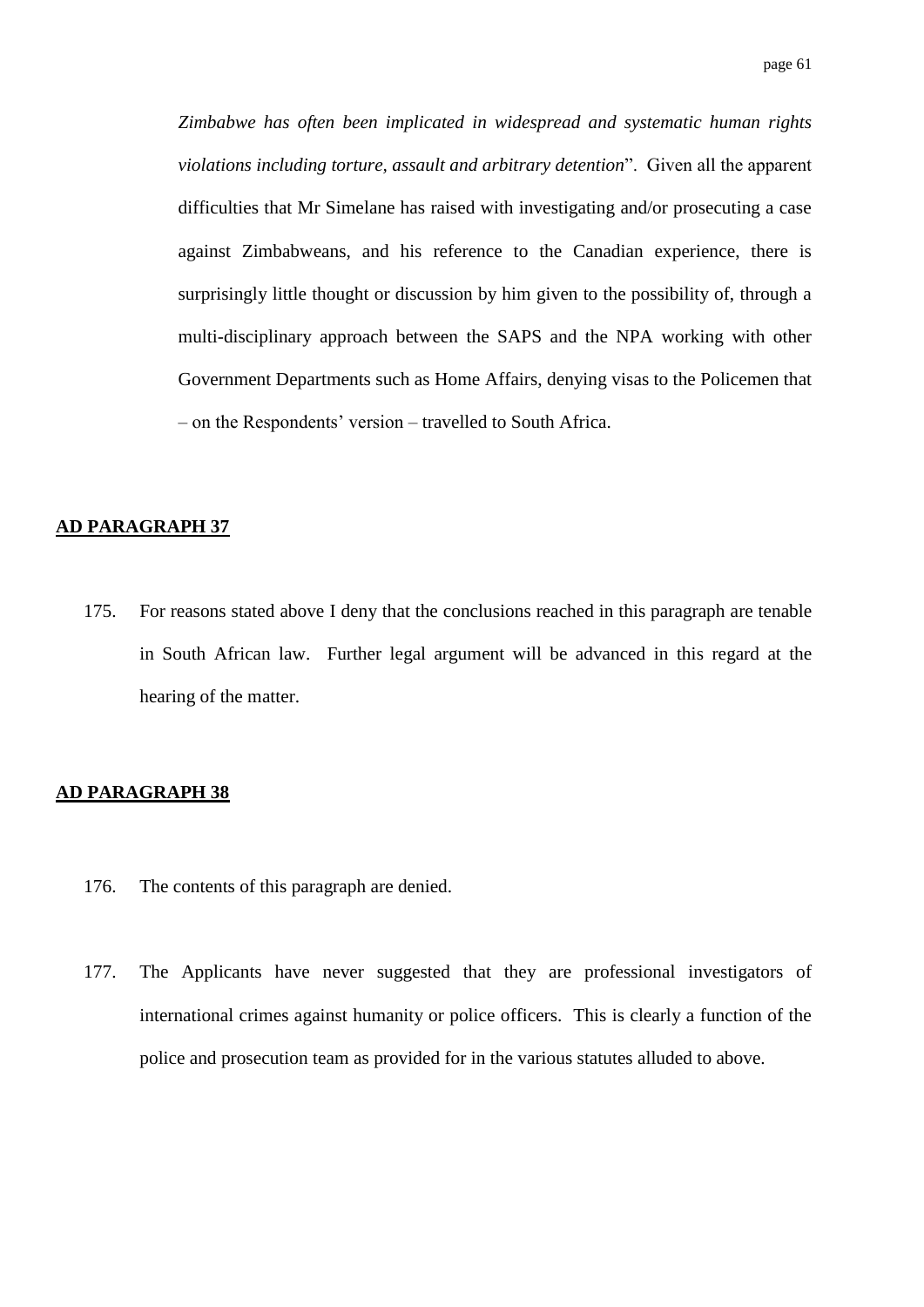*Zimbabwe has often been implicated in widespread and systematic human rights violations including torture, assault and arbitrary detention*". Given all the apparent difficulties that Mr Simelane has raised with investigating and/or prosecuting a case against Zimbabweans, and his reference to the Canadian experience, there is surprisingly little thought or discussion by him given to the possibility of, through a multi-disciplinary approach between the SAPS and the NPA working with other Government Departments such as Home Affairs, denying visas to the Policemen that – on the Respondents' version – travelled to South Africa.

**AD PARAGRAPH 37**

175. For reasons stated above I deny that the conclusions reached in this paragraph are tenable in South African law. Further legal argument will be advanced in this regard at the hearing of the matter.

**AD PARAGRAPH 38**

176. The contents of this paragraph are denied.

177. The Applicants have never suggested that they are professional investigators of international crimes against humanity or police officers. This is clearly a function of the police and prosecution team as provided for in the various statutes alluded to above.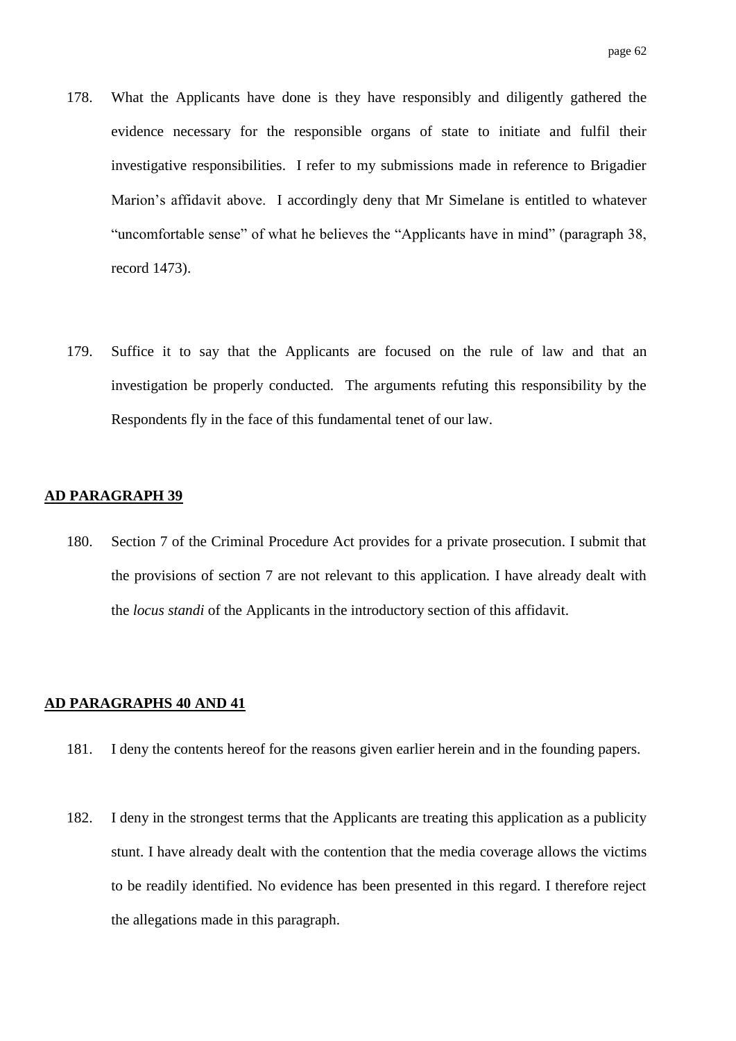178. What the Applicants have done is they have responsibly and diligently gathered the evidence necessary for the responsible organs of state to initiate and fulfil their investigative responsibilities. I refer to my submissions made in reference to Brigadier Marion's affidavit above. I accordingly deny that Mr Simelane is entitled to whatever "uncomfortable sense" of what he believes the "Applicants have in mind" (paragraph 38, record 1473).

179. Suffice it to say that the Applicants are focused on the rule of law and that an investigation be properly conducted. The arguments refuting this responsibility by the Respondents fly in the face of this fundamental tenet of our law.

**AD PARAGRAPH 39**

180. Section 7 of the Criminal Procedure Act provides for a private prosecution. I submit that the provisions of section 7 are not relevant to this application. I have already dealt with the *locus standi* of the Applicants in the introductory section of this affidavit.

**AD PARAGRAPHS 40 AND 41**

181. I deny the contents hereof for the reasons given earlier herein and in the founding papers.

182. I deny in the strongest terms that the Applicants are treating this application as a publicity stunt. I have already dealt with the contention that the media coverage allows the victims to be readily identified. No evidence has been presented in this regard. I therefore reject the allegations made in this paragraph.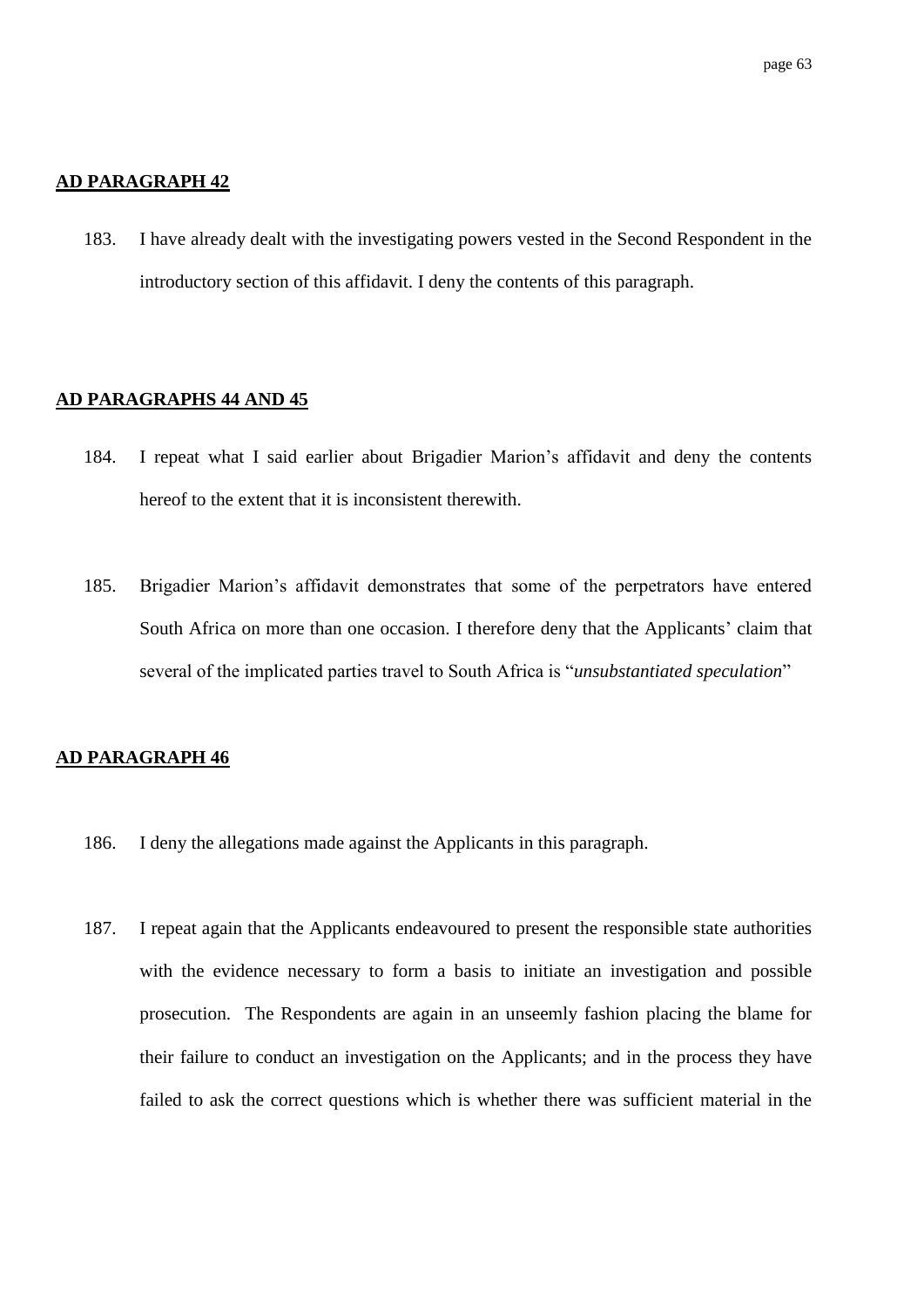**AD PARAGRAPH 42**

183. I have already dealt with the investigating powers vested in the Second Respondent in the introductory section of this affidavit. I deny the contents of this paragraph.

**AD PARAGRAPHS 44 AND 45**

184. I repeat what I said earlier about Brigadier Marion's affidavit and deny the contents hereof to the extent that it is inconsistent therewith.

185. Brigadier Marion's affidavit demonstrates that some of the perpetrators have entered South Africa on more than one occasion. I therefore deny that the Applicants' claim that several of the implicated parties travel to South Africa is "*unsubstantiated speculation*"

**AD PARAGRAPH 46**

186. I deny the allegations made against the Applicants in this paragraph.

187. I repeat again that the Applicants endeavoured to present the responsible state authorities with the evidence necessary to form a basis to initiate an investigation and possible prosecution. The Respondents are again in an unseemly fashion placing the blame for their failure to conduct an investigation on the Applicants; and in the process they have failed to ask the correct questions which is whether there was sufficient material in the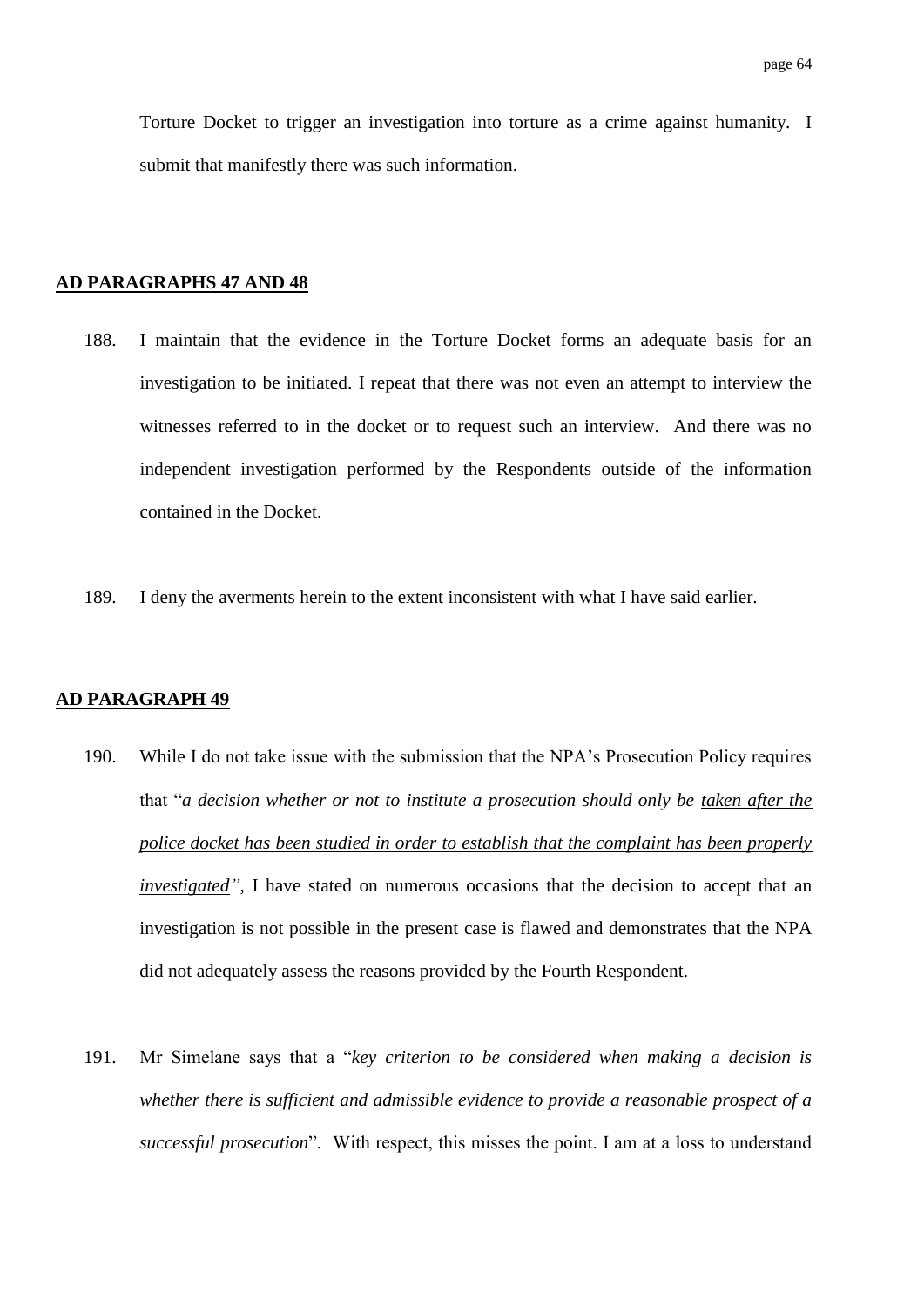Torture Docket to trigger an investigation into torture as a crime against humanity. I submit that manifestly there was such information.

## AD PARAGRAPHS 47 AND 48

188. I maintain that the evidence in the Torture Docket forms an adequate basis for an investigation to be initiated. I repeat that there was not even an attempt to interview the witnesses referred to in the docket or to request such an interview. And there was no independent investigation performed by the Respondents outside of the information contained in the Docket.

189. I deny the averments herein to the extent inconsistent with what I have said earlier.

## AD PARAGRAPH 49

190. While I do not take issue with the submission that the NPA's Prosecution Policy requires that "*a decision whether or not to institute a prosecution should only be <u>taken after the police docket has been studied in order to establish that the complaint has been properly investigated</u>"*, I have stated on numerous occasions that the decision to accept that an investigation is not possible in the present case is flawed and demonstrates that the NPA did not adequately assess the reasons provided by the Fourth Respondent.

191. Mr Simelane says that a "*key criterion to be considered when making a decision is whether there is sufficient and admissible evidence to provide a reasonable prospect of a successful prosecution*". With respect, this misses the point. I am at a loss to understand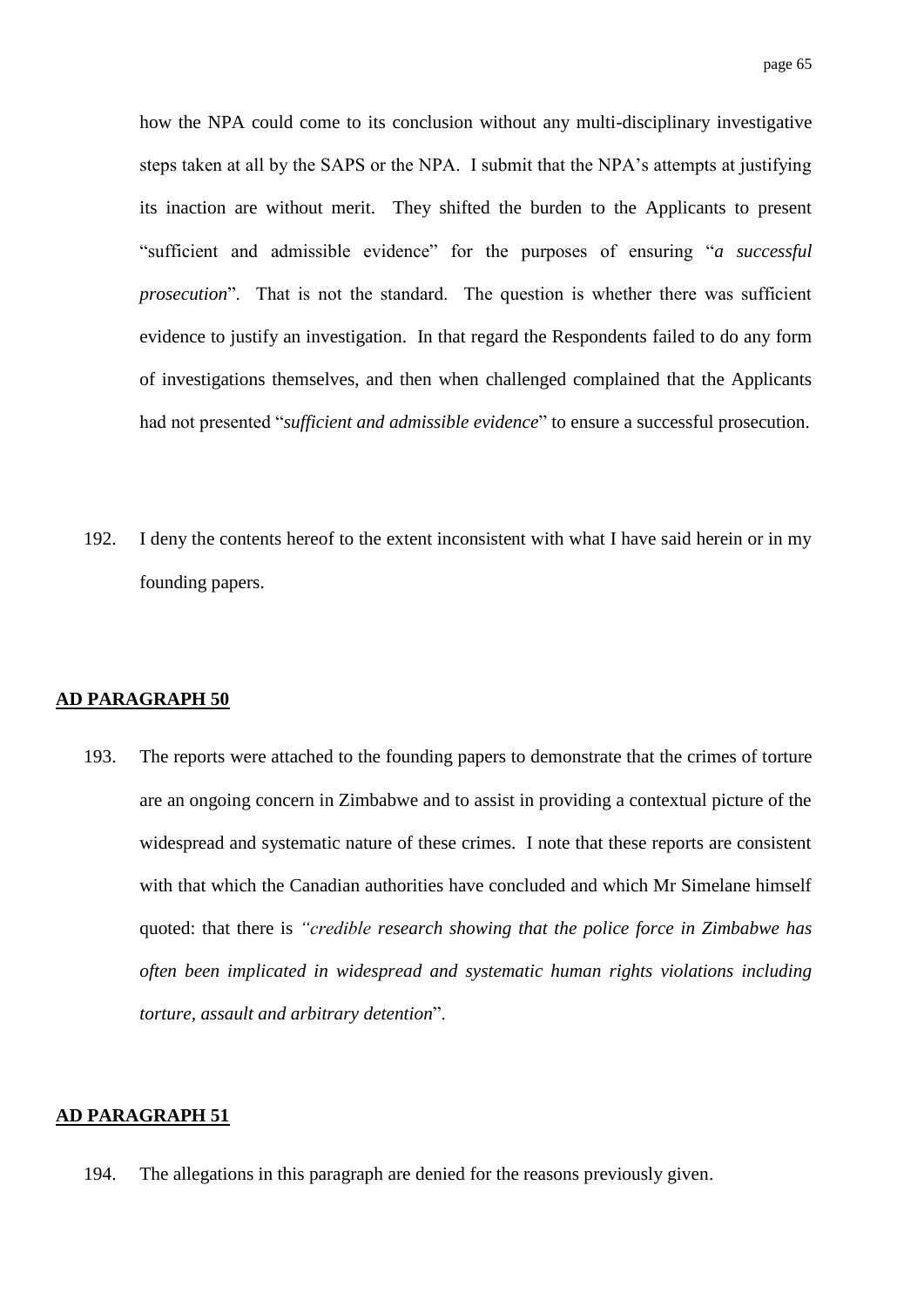how the NPA could come to its conclusion without any multi-disciplinary investigative steps taken at all by the SAPS or the NPA. I submit that the NPA's attempts at justifying its inaction are without merit. They shifted the burden to the Applicants to present "sufficient and admissible evidence" for the purposes of ensuring "*a successful prosecution*". That is not the standard. The question is whether there was sufficient evidence to justify an investigation. In that regard the Respondents failed to do any form of investigations themselves, and then when challenged complained that the Applicants had not presented "*sufficient and admissible evidence*" to ensure a successful prosecution.

192. I deny the contents hereof to the extent inconsistent with what I have said herein or in my founding papers.

**AD PARAGRAPH 50**

193. The reports were attached to the founding papers to demonstrate that the crimes of torture are an ongoing concern in Zimbabwe and to assist in providing a contextual picture of the widespread and systematic nature of these crimes. I note that these reports are consistent with that which the Canadian authorities have concluded and which Mr Simelane himself quoted: that there is *"credible research showing that the police force in Zimbabwe has often been implicated in widespread and systematic human rights violations including torture, assault and arbitrary detention*".

**AD PARAGRAPH 51**

194. The allegations in this paragraph are denied for the reasons previously given.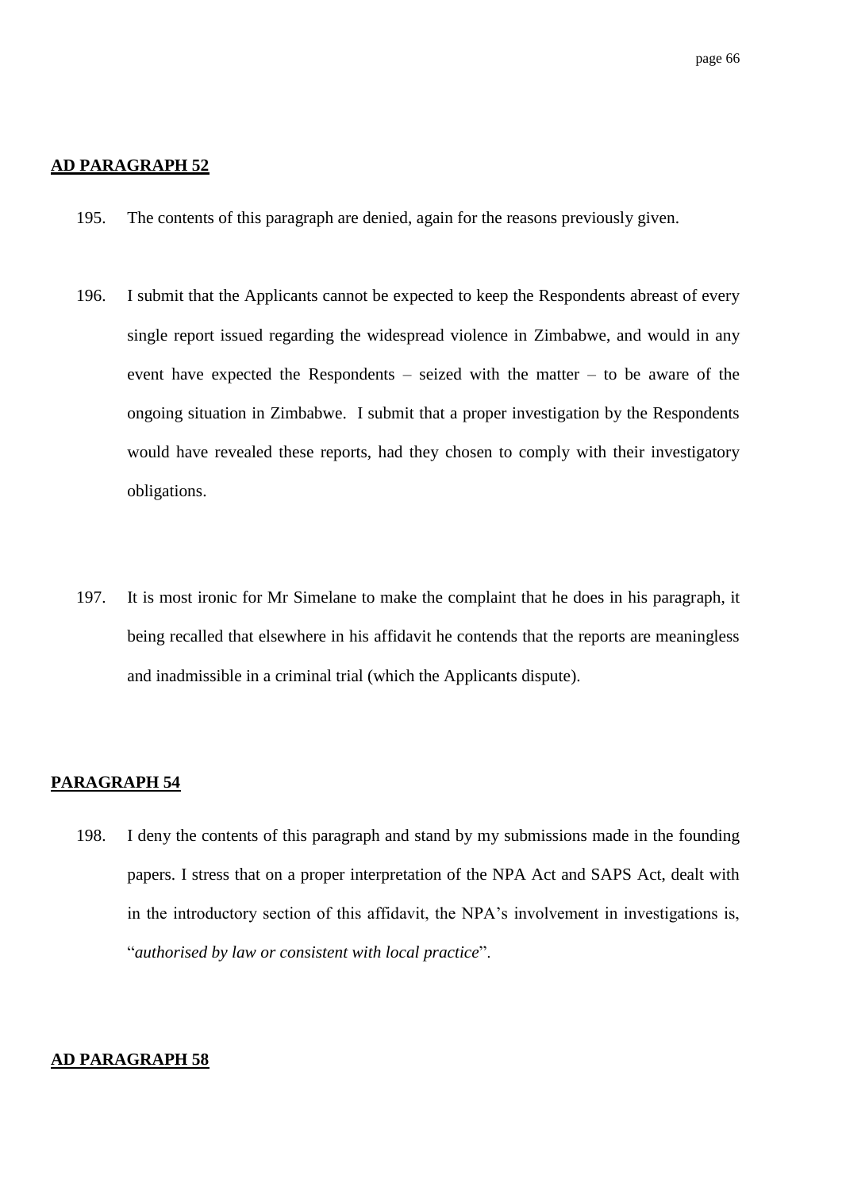**AD PARAGRAPH 52**

195. The contents of this paragraph are denied, again for the reasons previously given.

196. I submit that the Applicants cannot be expected to keep the Respondents abreast of every single report issued regarding the widespread violence in Zimbabwe, and would in any event have expected the Respondents – seized with the matter – to be aware of the ongoing situation in Zimbabwe. I submit that a proper investigation by the Respondents would have revealed these reports, had they chosen to comply with their investigatory obligations.

197. It is most ironic for Mr Simelane to make the complaint that he does in his paragraph, it being recalled that elsewhere in his affidavit he contends that the reports are meaningless and inadmissible in a criminal trial (which the Applicants dispute).

**PARAGRAPH 54**

198. I deny the contents of this paragraph and stand by my submissions made in the founding papers. I stress that on a proper interpretation of the NPA Act and SAPS Act, dealt with in the introductory section of this affidavit, the NPA's involvement in investigations is, "*authorised by law or consistent with local practice*".

**AD PARAGRAPH 58**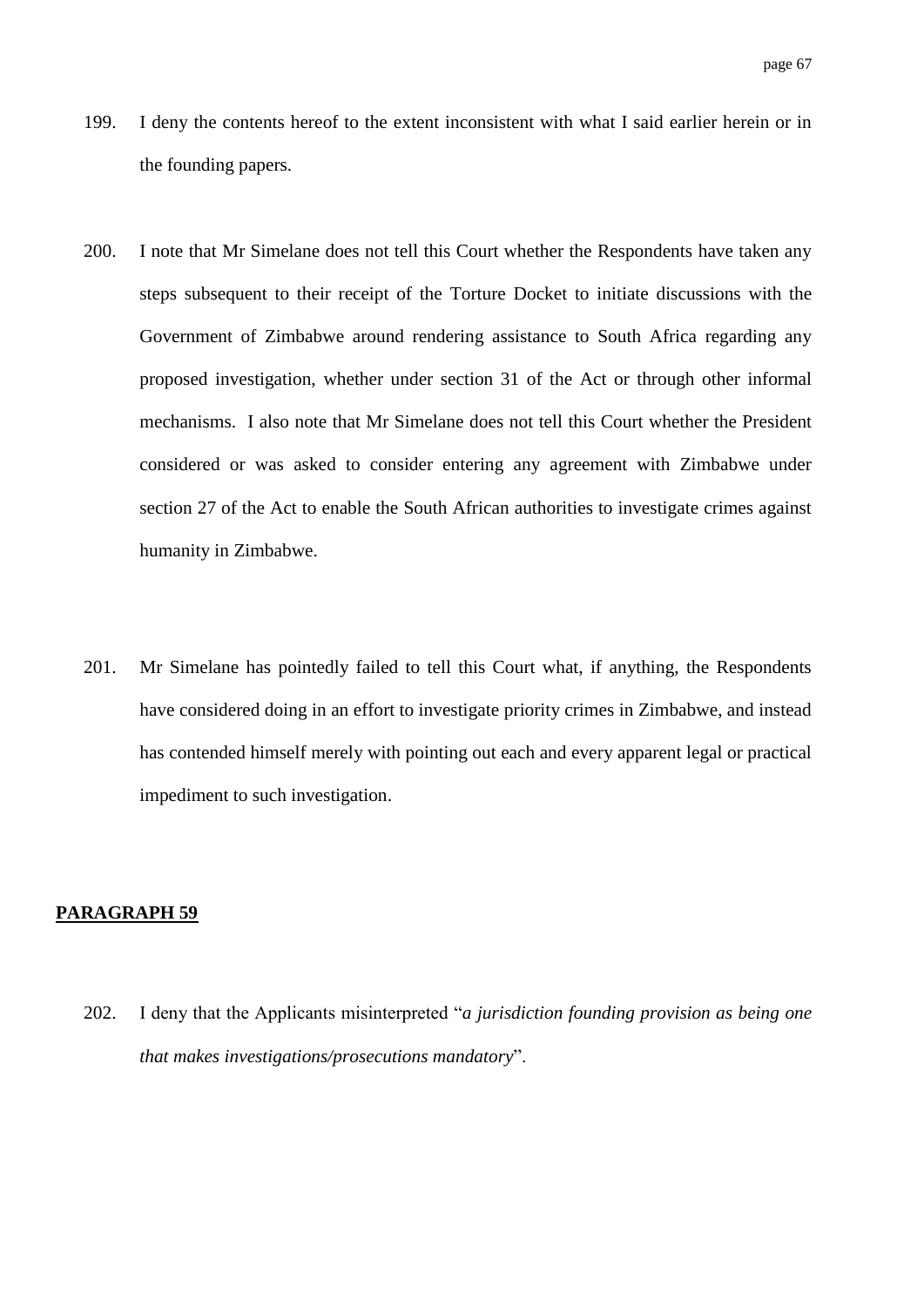199. I deny the contents hereof to the extent inconsistent with what I said earlier herein or in the founding papers.

200. I note that Mr Simelane does not tell this Court whether the Respondents have taken any steps subsequent to their receipt of the Torture Docket to initiate discussions with the Government of Zimbabwe around rendering assistance to South Africa regarding any proposed investigation, whether under section 31 of the Act or through other informal mechanisms. I also note that Mr Simelane does not tell this Court whether the President considered or was asked to consider entering any agreement with Zimbabwe under section 27 of the Act to enable the South African authorities to investigate crimes against humanity in Zimbabwe.

201. Mr Simelane has pointedly failed to tell this Court what, if anything, the Respondents have considered doing in an effort to investigate priority crimes in Zimbabwe, and instead has contended himself merely with pointing out each and every apparent legal or practical impediment to such investigation.

**PARAGRAPH 59**

202. I deny that the Applicants misinterpreted "*a jurisdiction founding provision as being one that makes investigations/prosecutions mandatory*".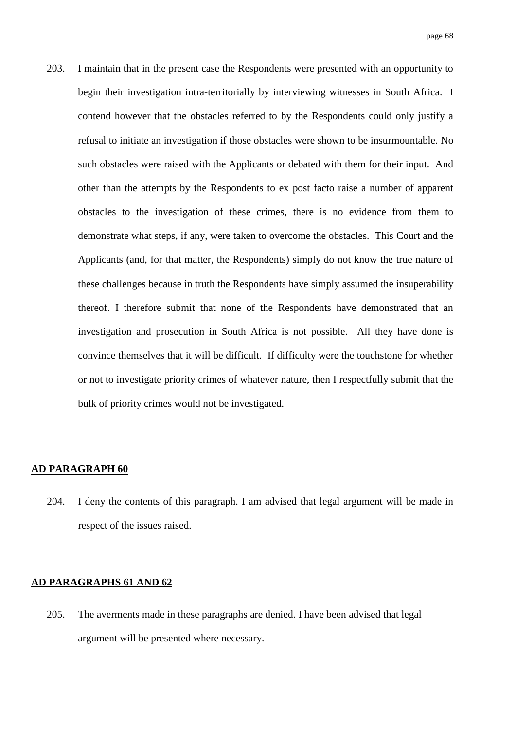203. I maintain that in the present case the Respondents were presented with an opportunity to begin their investigation intra-territorially by interviewing witnesses in South Africa. I contend however that the obstacles referred to by the Respondents could only justify a refusal to initiate an investigation if those obstacles were shown to be insurmountable. No such obstacles were raised with the Applicants or debated with them for their input. And other than the attempts by the Respondents to ex post facto raise a number of apparent obstacles to the investigation of these crimes, there is no evidence from them to demonstrate what steps, if any, were taken to overcome the obstacles. This Court and the Applicants (and, for that matter, the Respondents) simply do not know the true nature of these challenges because in truth the Respondents have simply assumed the insuperability thereof. I therefore submit that none of the Respondents have demonstrated that an investigation and prosecution in South Africa is not possible. All they have done is convince themselves that it will be difficult. If difficulty were the touchstone for whether or not to investigate priority crimes of whatever nature, then I respectfully submit that the bulk of priority crimes would not be investigated.

**AD PARAGRAPH 60**

204. I deny the contents of this paragraph. I am advised that legal argument will be made in respect of the issues raised.

**AD PARAGRAPHS 61 AND 62**

205. The averments made in these paragraphs are denied. I have been advised that legal argument will be presented where necessary.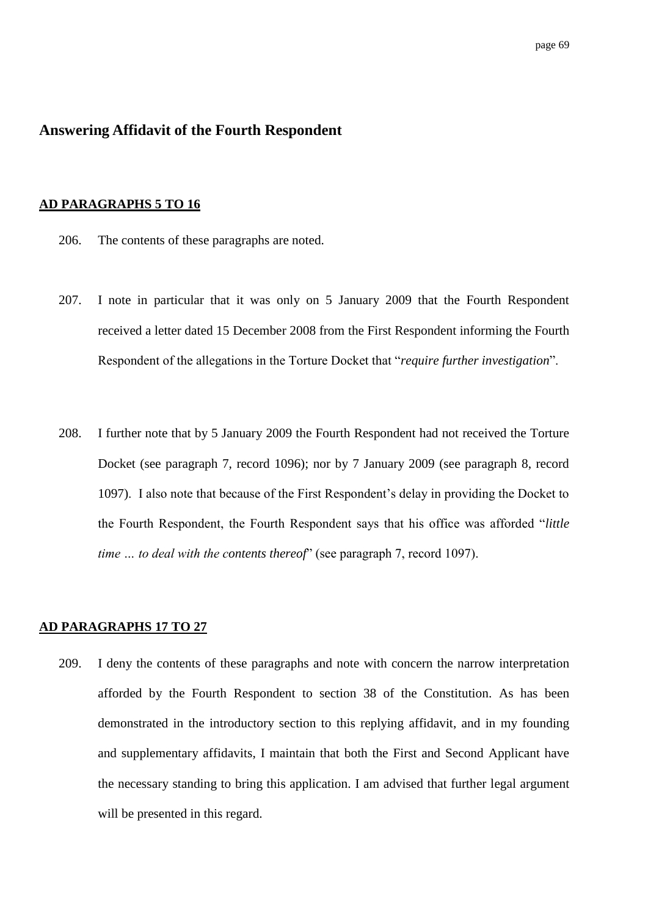## Answering Affidavit of the Fourth Respondent

**AD PARAGRAPHS 5 TO 16**

206. The contents of these paragraphs are noted.

207. I note in particular that it was only on 5 January 2009 that the Fourth Respondent received a letter dated 15 December 2008 from the First Respondent informing the Fourth Respondent of the allegations in the Torture Docket that "*require further investigation*".

208. I further note that by 5 January 2009 the Fourth Respondent had not received the Torture Docket (see paragraph 7, record 1096); nor by 7 January 2009 (see paragraph 8, record 1097). I also note that because of the First Respondent's delay in providing the Docket to the Fourth Respondent, the Fourth Respondent says that his office was afforded "*little time … to deal with the contents thereof*" (see paragraph 7, record 1097).

**AD PARAGRAPHS 17 TO 27**

209. I deny the contents of these paragraphs and note with concern the narrow interpretation afforded by the Fourth Respondent to section 38 of the Constitution. As has been demonstrated in the introductory section to this replying affidavit, and in my founding and supplementary affidavits, I maintain that both the First and Second Applicant have the necessary standing to bring this application. I am advised that further legal argument will be presented in this regard.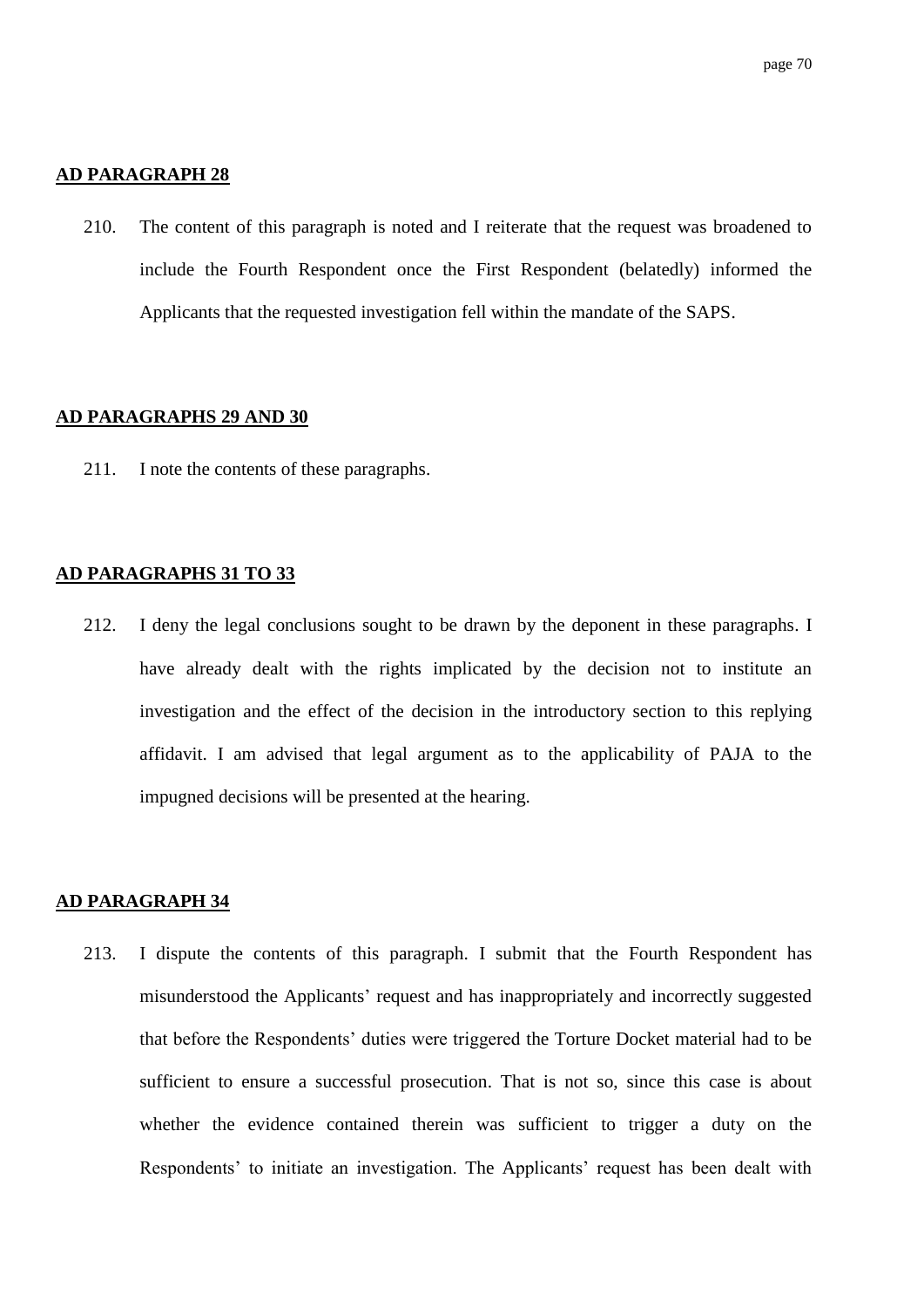**<u>AD PARAGRAPH 28</u>**

210. The content of this paragraph is noted and I reiterate that the request was broadened to include the Fourth Respondent once the First Respondent (belatedly) informed the Applicants that the requested investigation fell within the mandate of the SAPS.

**<u>AD PARAGRAPHS 29 AND 30</u>**

211. I note the contents of these paragraphs.

**<u>AD PARAGRAPHS 31 TO 33</u>**

212. I deny the legal conclusions sought to be drawn by the deponent in these paragraphs. I have already dealt with the rights implicated by the decision not to institute an investigation and the effect of the decision in the introductory section to this replying affidavit. I am advised that legal argument as to the applicability of PAJA to the impugned decisions will be presented at the hearing.

**<u>AD PARAGRAPH 34</u>**

213. I dispute the contents of this paragraph. I submit that the Fourth Respondent has misunderstood the Applicants' request and has inappropriately and incorrectly suggested that before the Respondents' duties were triggered the Torture Docket material had to be sufficient to ensure a successful prosecution. That is not so, since this case is about whether the evidence contained therein was sufficient to trigger a duty on the Respondents' to initiate an investigation. The Applicants' request has been dealt with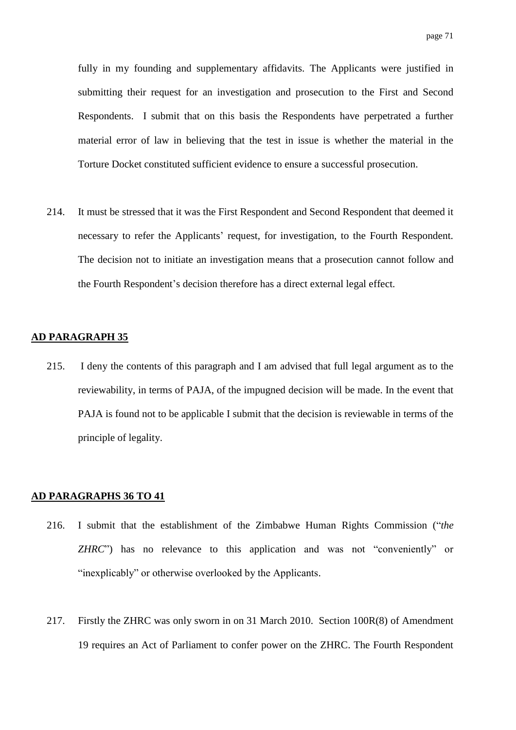fully in my founding and supplementary affidavits. The Applicants were justified in submitting their request for an investigation and prosecution to the First and Second Respondents. I submit that on this basis the Respondents have perpetrated a further material error of law in believing that the test in issue is whether the material in the Torture Docket constituted sufficient evidence to ensure a successful prosecution.

214. It must be stressed that it was the First Respondent and Second Respondent that deemed it necessary to refer the Applicants' request, for investigation, to the Fourth Respondent. The decision not to initiate an investigation means that a prosecution cannot follow and the Fourth Respondent's decision therefore has a direct external legal effect.

**AD PARAGRAPH 35**

215. I deny the contents of this paragraph and I am advised that full legal argument as to the reviewability, in terms of PAJA, of the impugned decision will be made. In the event that PAJA is found not to be applicable I submit that the decision is reviewable in terms of the principle of legality.

**AD PARAGRAPHS 36 TO 41**

216. I submit that the establishment of the Zimbabwe Human Rights Commission ("*the ZHRC*") has no relevance to this application and was not "conveniently" or "inexplicably" or otherwise overlooked by the Applicants.

217. Firstly the ZHRC was only sworn in on 31 March 2010. Section 100R(8) of Amendment 19 requires an Act of Parliament to confer power on the ZHRC. The Fourth Respondent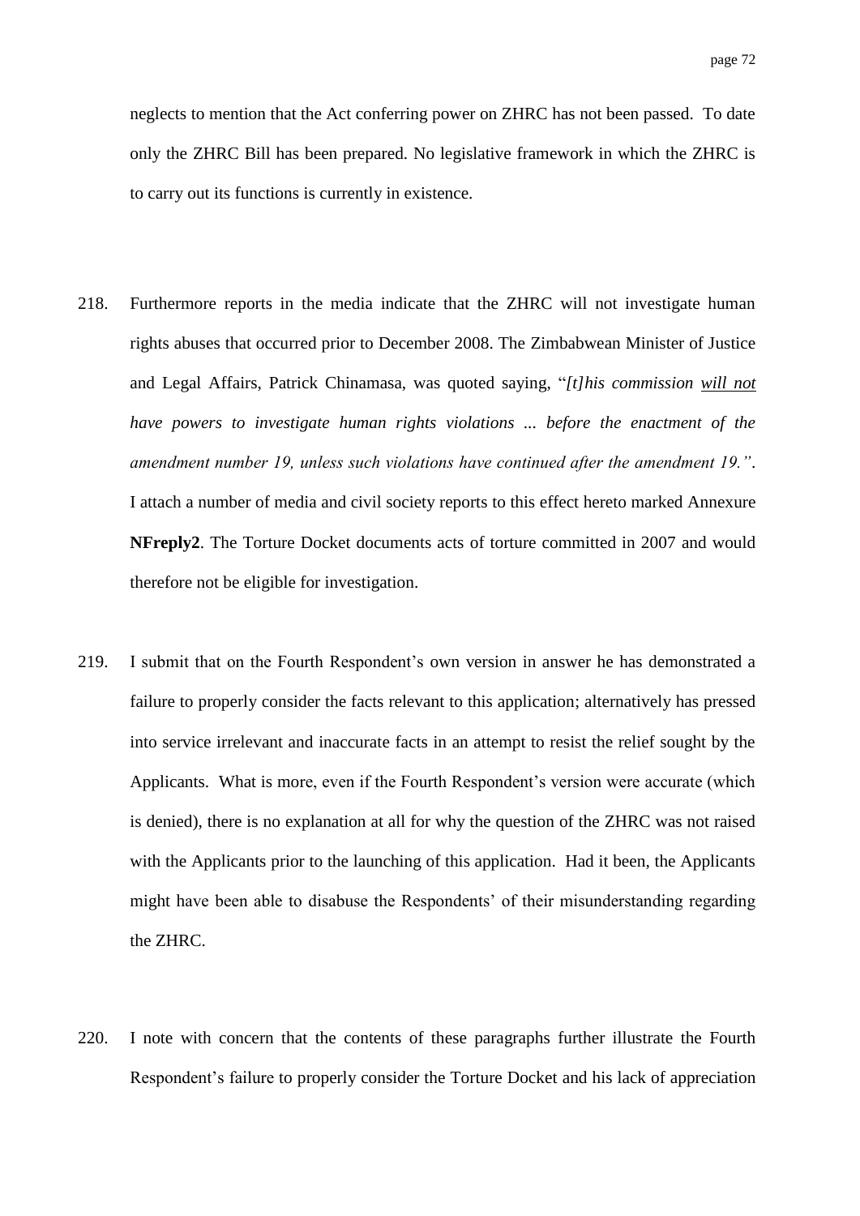neglects to mention that the Act conferring power on ZHRC has not been passed. To date only the ZHRC Bill has been prepared. No legislative framework in which the ZHRC is to carry out its functions is currently in existence.

218. Furthermore reports in the media indicate that the ZHRC will not investigate human rights abuses that occurred prior to December 2008. The Zimbabwean Minister of Justice and Legal Affairs, Patrick Chinamasa, was quoted saying, "*[t]his commission <u>will not</u> have powers to investigate human rights violations ... before the enactment of the amendment number 19, unless such violations have continued after the amendment 19."*. I attach a number of media and civil society reports to this effect hereto marked Annexure **NFreply2**. The Torture Docket documents acts of torture committed in 2007 and would therefore not be eligible for investigation.

219. I submit that on the Fourth Respondent's own version in answer he has demonstrated a failure to properly consider the facts relevant to this application; alternatively has pressed into service irrelevant and inaccurate facts in an attempt to resist the relief sought by the Applicants. What is more, even if the Fourth Respondent's version were accurate (which is denied), there is no explanation at all for why the question of the ZHRC was not raised with the Applicants prior to the launching of this application. Had it been, the Applicants might have been able to disabuse the Respondents' of their misunderstanding regarding the ZHRC.

220. I note with concern that the contents of these paragraphs further illustrate the Fourth Respondent's failure to properly consider the Torture Docket and his lack of appreciation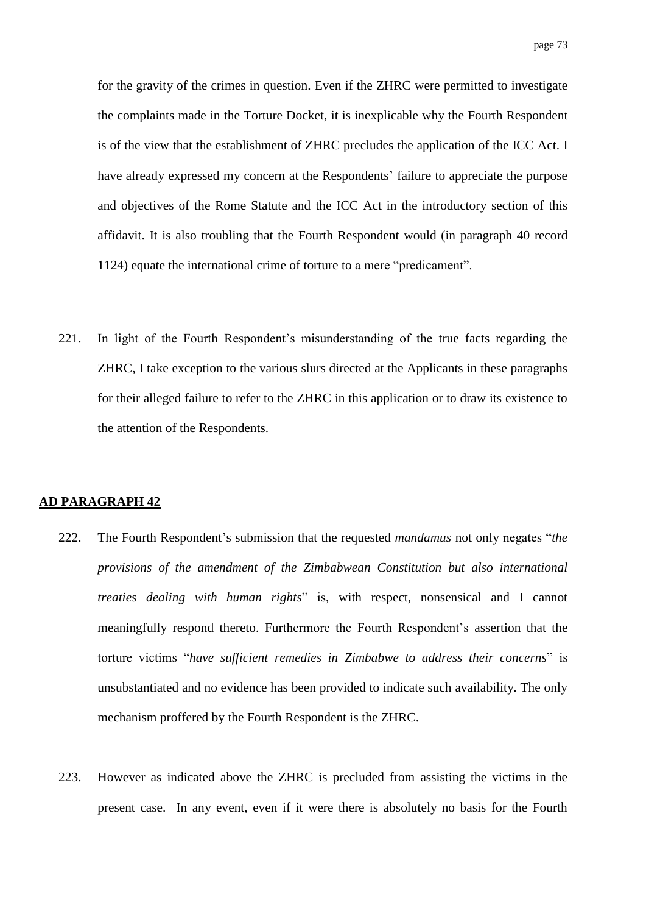for the gravity of the crimes in question. Even if the ZHRC were permitted to investigate the complaints made in the Torture Docket, it is inexplicable why the Fourth Respondent is of the view that the establishment of ZHRC precludes the application of the ICC Act. I have already expressed my concern at the Respondents' failure to appreciate the purpose and objectives of the Rome Statute and the ICC Act in the introductory section of this affidavit. It is also troubling that the Fourth Respondent would (in paragraph 40 record 1124) equate the international crime of torture to a mere "predicament".

221. In light of the Fourth Respondent's misunderstanding of the true facts regarding the ZHRC, I take exception to the various slurs directed at the Applicants in these paragraphs for their alleged failure to refer to the ZHRC in this application or to draw its existence to the attention of the Respondents.

**AD PARAGRAPH 42**

222. The Fourth Respondent's submission that the requested *mandamus* not only negates "*the provisions of the amendment of the Zimbabwean Constitution but also international treaties dealing with human rights*" is, with respect, nonsensical and I cannot meaningfully respond thereto. Furthermore the Fourth Respondent's assertion that the torture victims "*have sufficient remedies in Zimbabwe to address their concerns*" is unsubstantiated and no evidence has been provided to indicate such availability. The only mechanism proffered by the Fourth Respondent is the ZHRC.

223. However as indicated above the ZHRC is precluded from assisting the victims in the present case. In any event, even if it were there is absolutely no basis for the Fourth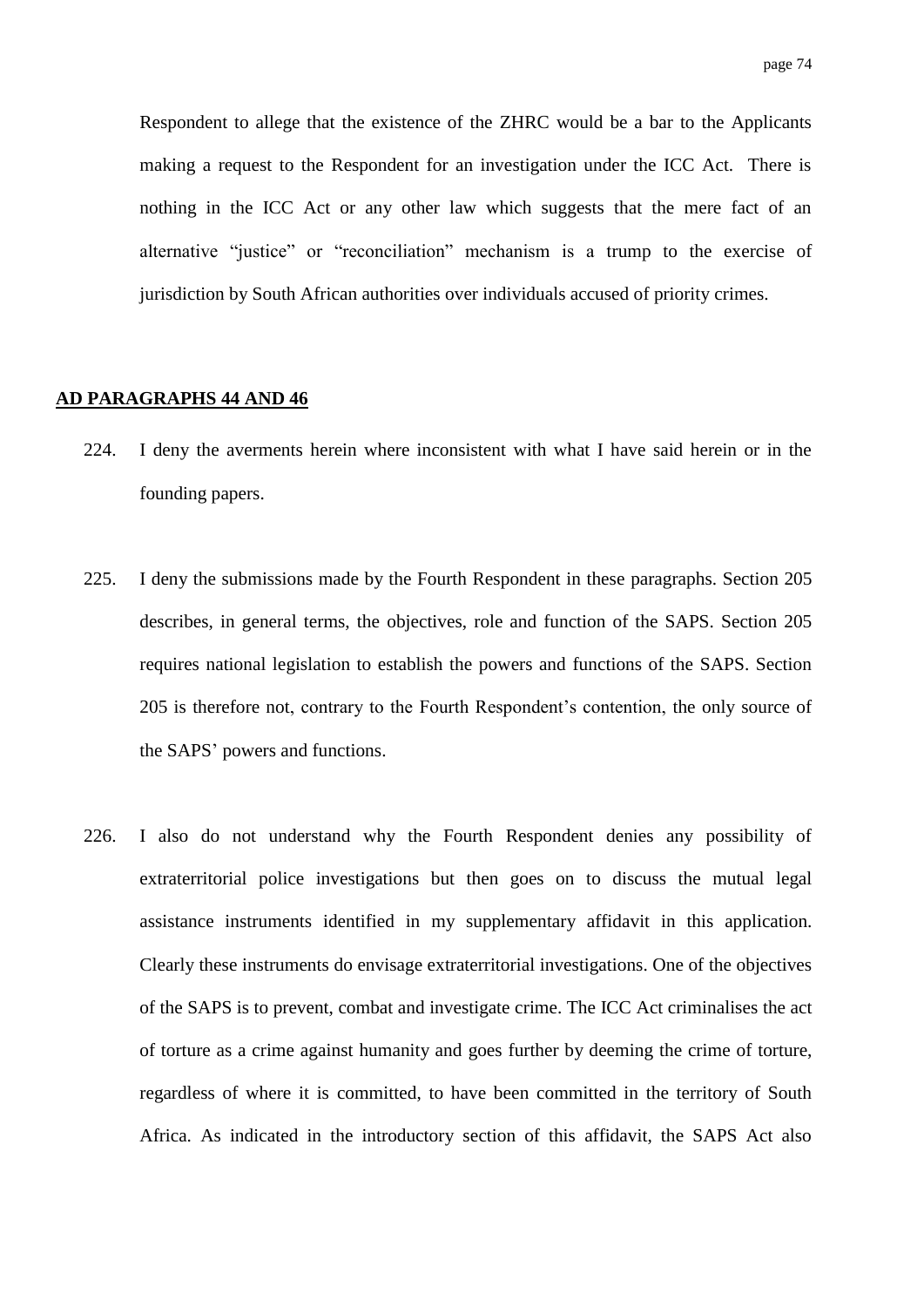Respondent to allege that the existence of the ZHRC would be a bar to the Applicants making a request to the Respondent for an investigation under the ICC Act. There is nothing in the ICC Act or any other law which suggests that the mere fact of an alternative "justice" or "reconciliation" mechanism is a trump to the exercise of jurisdiction by South African authorities over individuals accused of priority crimes.

**AD PARAGRAPHS 44 AND 46**

224. I deny the averments herein where inconsistent with what I have said herein or in the founding papers.

225. I deny the submissions made by the Fourth Respondent in these paragraphs. Section 205 describes, in general terms, the objectives, role and function of the SAPS. Section 205 requires national legislation to establish the powers and functions of the SAPS. Section 205 is therefore not, contrary to the Fourth Respondent's contention, the only source of the SAPS' powers and functions.

226. I also do not understand why the Fourth Respondent denies any possibility of extraterritorial police investigations but then goes on to discuss the mutual legal assistance instruments identified in my supplementary affidavit in this application. Clearly these instruments do envisage extraterritorial investigations. One of the objectives of the SAPS is to prevent, combat and investigate crime. The ICC Act criminalises the act of torture as a crime against humanity and goes further by deeming the crime of torture, regardless of where it is committed, to have been committed in the territory of South Africa. As indicated in the introductory section of this affidavit, the SAPS Act also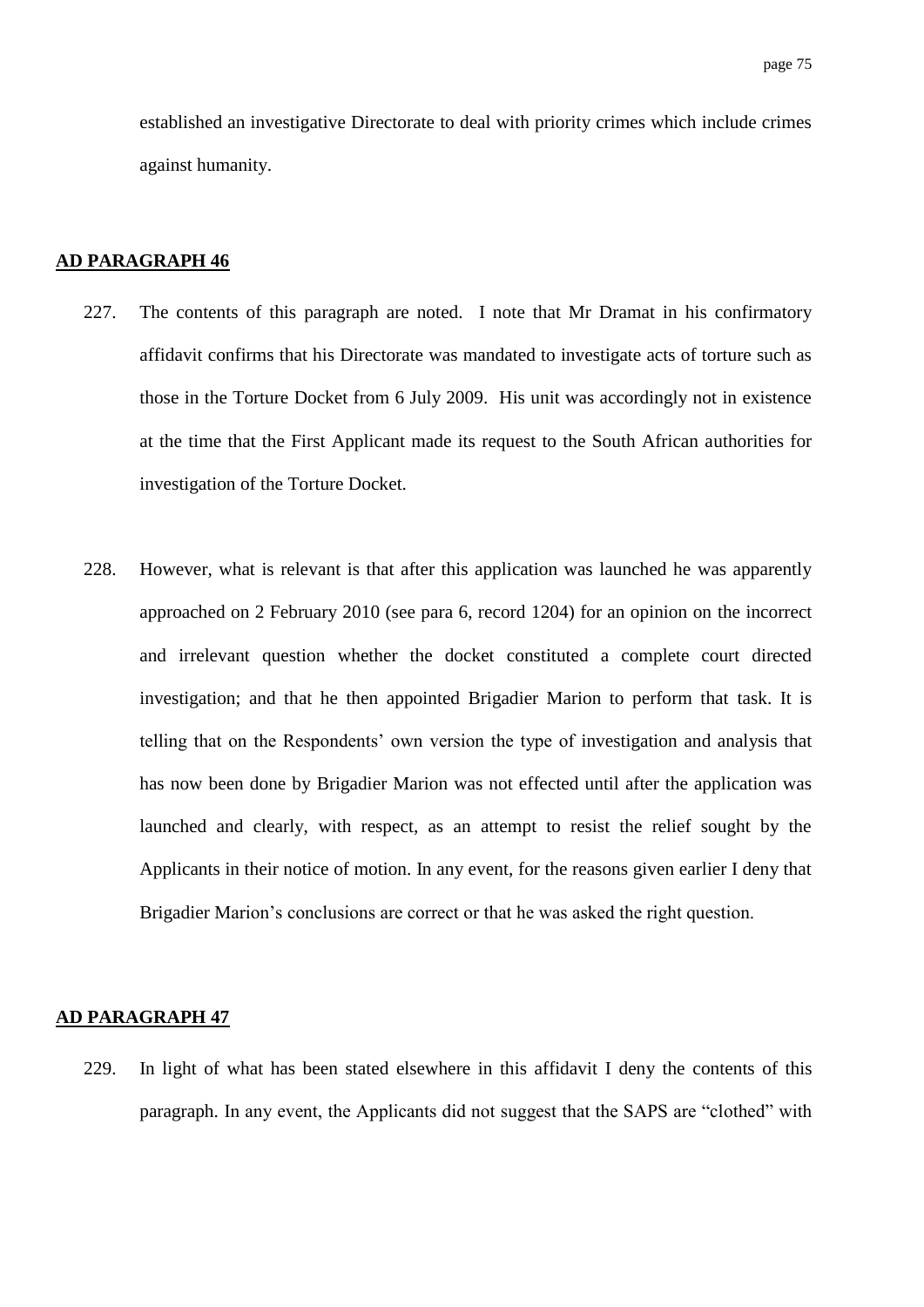established an investigative Directorate to deal with priority crimes which include crimes against humanity.

**AD PARAGRAPH 46**

227. The contents of this paragraph are noted. I note that Mr Dramat in his confirmatory affidavit confirms that his Directorate was mandated to investigate acts of torture such as those in the Torture Docket from 6 July 2009. His unit was accordingly not in existence at the time that the First Applicant made its request to the South African authorities for investigation of the Torture Docket.

228. However, what is relevant is that after this application was launched he was apparently approached on 2 February 2010 (see para 6, record 1204) for an opinion on the incorrect and irrelevant question whether the docket constituted a complete court directed investigation; and that he then appointed Brigadier Marion to perform that task. It is telling that on the Respondents' own version the type of investigation and analysis that has now been done by Brigadier Marion was not effected until after the application was launched and clearly, with respect, as an attempt to resist the relief sought by the Applicants in their notice of motion. In any event, for the reasons given earlier I deny that Brigadier Marion's conclusions are correct or that he was asked the right question.

**AD PARAGRAPH 47**

229. In light of what has been stated elsewhere in this affidavit I deny the contents of this paragraph. In any event, the Applicants did not suggest that the SAPS are "clothed" with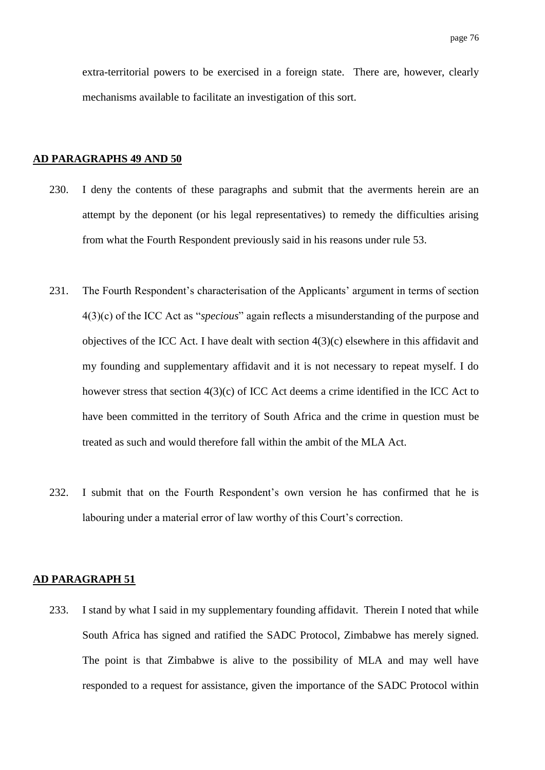extra-territorial powers to be exercised in a foreign state. There are, however, clearly mechanisms available to facilitate an investigation of this sort.

**AD PARAGRAPHS 49 AND 50**

230. I deny the contents of these paragraphs and submit that the averments herein are an attempt by the deponent (or his legal representatives) to remedy the difficulties arising from what the Fourth Respondent previously said in his reasons under rule 53.

231. The Fourth Respondent's characterisation of the Applicants' argument in terms of section 4(3)(c) of the ICC Act as "*specious*" again reflects a misunderstanding of the purpose and objectives of the ICC Act. I have dealt with section 4(3)(c) elsewhere in this affidavit and my founding and supplementary affidavit and it is not necessary to repeat myself. I do however stress that section 4(3)(c) of ICC Act deems a crime identified in the ICC Act to have been committed in the territory of South Africa and the crime in question must be treated as such and would therefore fall within the ambit of the MLA Act.

232. I submit that on the Fourth Respondent's own version he has confirmed that he is labouring under a material error of law worthy of this Court's correction.

**AD PARAGRAPH 51**

233. I stand by what I said in my supplementary founding affidavit. Therein I noted that while South Africa has signed and ratified the SADC Protocol, Zimbabwe has merely signed. The point is that Zimbabwe is alive to the possibility of MLA and may well have responded to a request for assistance, given the importance of the SADC Protocol within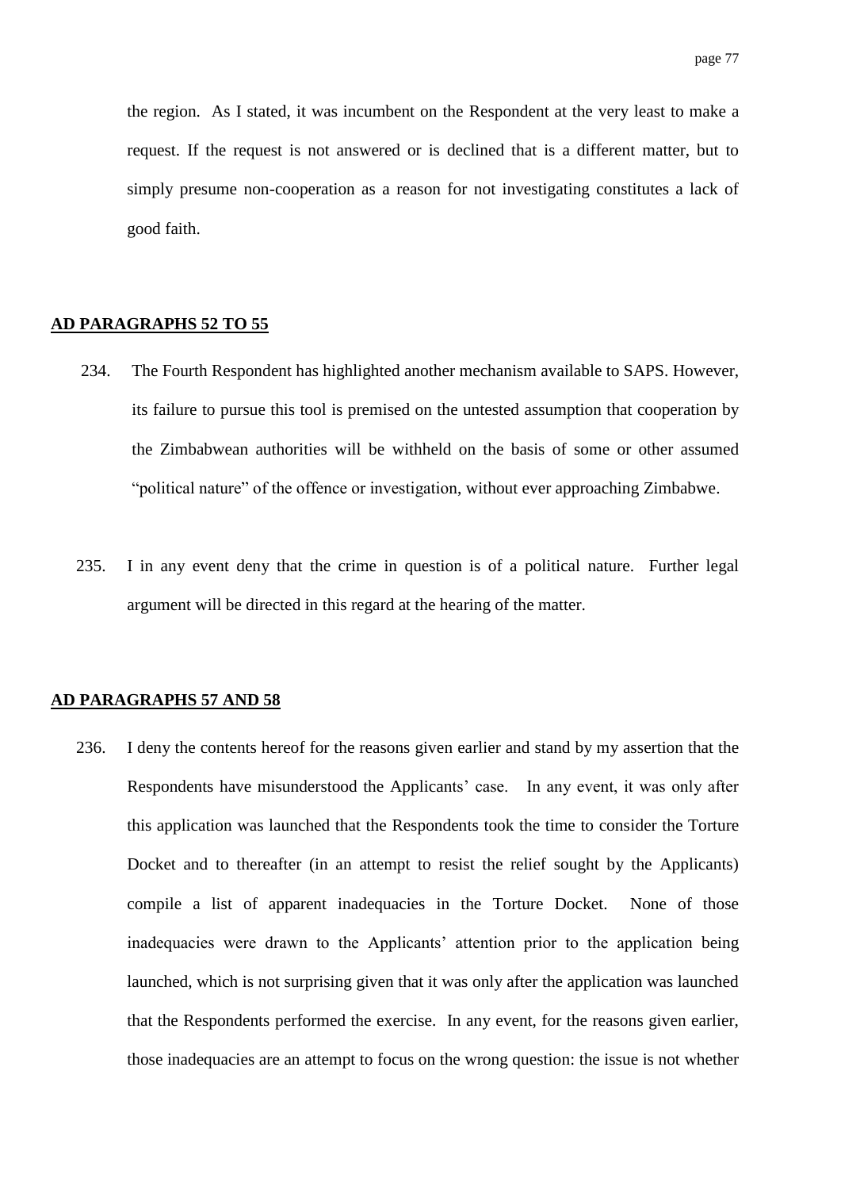the region. As I stated, it was incumbent on the Respondent at the very least to make a request. If the request is not answered or is declined that is a different matter, but to simply presume non-cooperation as a reason for not investigating constitutes a lack of good faith.

**AD PARAGRAPHS 52 TO 55**

234. The Fourth Respondent has highlighted another mechanism available to SAPS. However, its failure to pursue this tool is premised on the untested assumption that cooperation by the Zimbabwean authorities will be withheld on the basis of some or other assumed "political nature" of the offence or investigation, without ever approaching Zimbabwe.

235. I in any event deny that the crime in question is of a political nature. Further legal argument will be directed in this regard at the hearing of the matter.

**AD PARAGRAPHS 57 AND 58**

236. I deny the contents hereof for the reasons given earlier and stand by my assertion that the Respondents have misunderstood the Applicants' case. In any event, it was only after this application was launched that the Respondents took the time to consider the Torture Docket and to thereafter (in an attempt to resist the relief sought by the Applicants) compile a list of apparent inadequacies in the Torture Docket. None of those inadequacies were drawn to the Applicants' attention prior to the application being launched, which is not surprising given that it was only after the application was launched that the Respondents performed the exercise. In any event, for the reasons given earlier, those inadequacies are an attempt to focus on the wrong question: the issue is not whether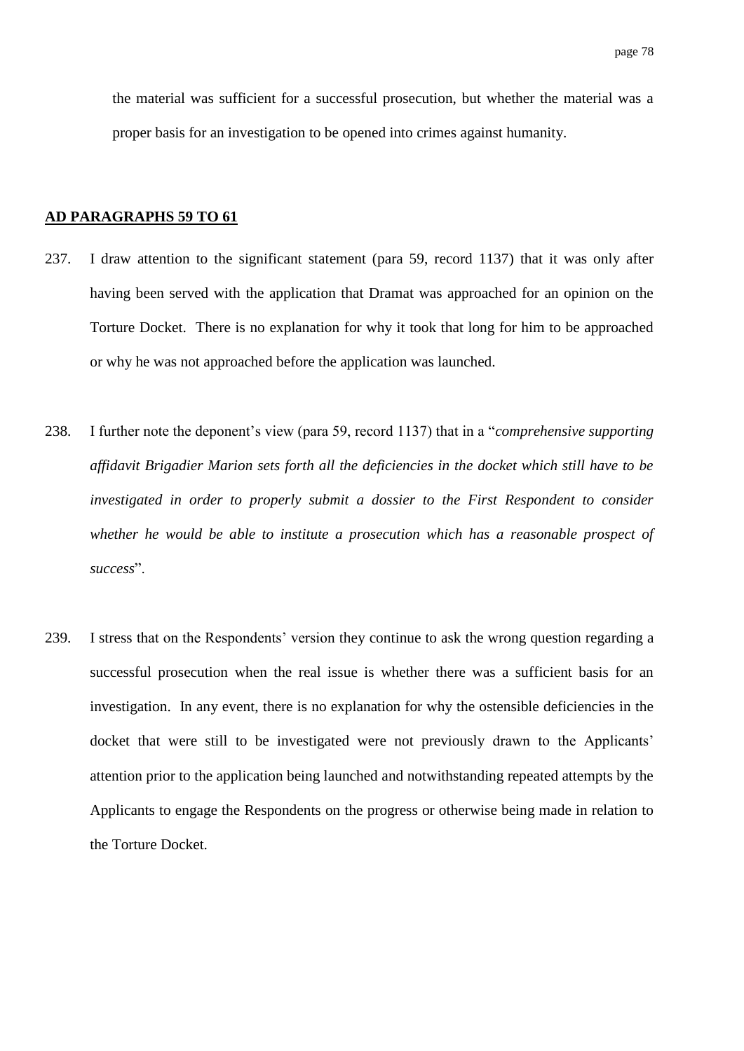the material was sufficient for a successful prosecution, but whether the material was a proper basis for an investigation to be opened into crimes against humanity.

**AD PARAGRAPHS 59 TO 61**

237. I draw attention to the significant statement (para 59, record 1137) that it was only after having been served with the application that Dramat was approached for an opinion on the Torture Docket. There is no explanation for why it took that long for him to be approached or why he was not approached before the application was launched.

238. I further note the deponent's view (para 59, record 1137) that in a "*comprehensive supporting affidavit Brigadier Marion sets forth all the deficiencies in the docket which still have to be investigated in order to properly submit a dossier to the First Respondent to consider whether he would be able to institute a prosecution which has a reasonable prospect of success*".

239. I stress that on the Respondents' version they continue to ask the wrong question regarding a successful prosecution when the real issue is whether there was a sufficient basis for an investigation. In any event, there is no explanation for why the ostensible deficiencies in the docket that were still to be investigated were not previously drawn to the Applicants' attention prior to the application being launched and notwithstanding repeated attempts by the Applicants to engage the Respondents on the progress or otherwise being made in relation to the Torture Docket.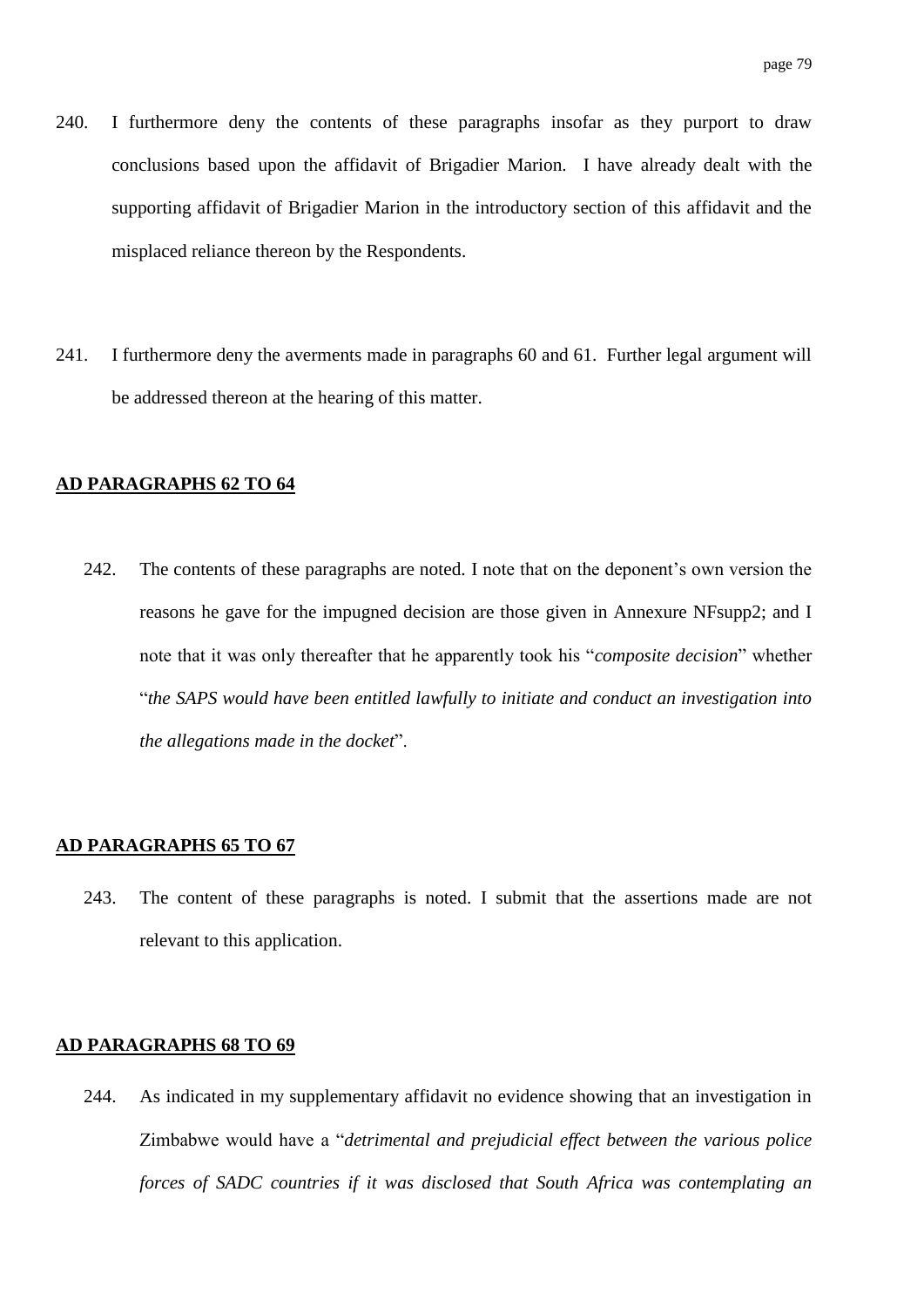240. I furthermore deny the contents of these paragraphs insofar as they purport to draw conclusions based upon the affidavit of Brigadier Marion. I have already dealt with the supporting affidavit of Brigadier Marion in the introductory section of this affidavit and the misplaced reliance thereon by the Respondents.

241. I furthermore deny the averments made in paragraphs 60 and 61. Further legal argument will be addressed thereon at the hearing of this matter.

**AD PARAGRAPHS 62 TO 64**

242. The contents of these paragraphs are noted. I note that on the deponent's own version the reasons he gave for the impugned decision are those given in Annexure NFsupp2; and I note that it was only thereafter that he apparently took his "*composite decision*" whether "*the SAPS would have been entitled lawfully to initiate and conduct an investigation into the allegations made in the docket*".

**AD PARAGRAPHS 65 TO 67**

243. The content of these paragraphs is noted. I submit that the assertions made are not relevant to this application.

**AD PARAGRAPHS 68 TO 69**

244. As indicated in my supplementary affidavit no evidence showing that an investigation in Zimbabwe would have a "*detrimental and prejudicial effect between the various police forces of SADC countries if it was disclosed that South Africa was contemplating an*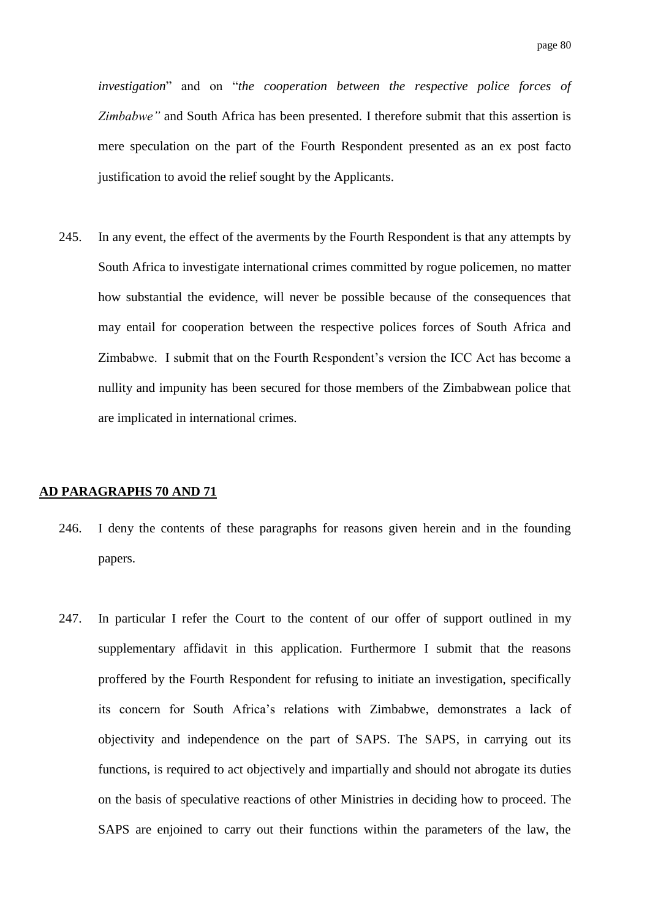*investigation*" and on "*the cooperation between the respective police forces of Zimbabwe"* and South Africa has been presented. I therefore submit that this assertion is mere speculation on the part of the Fourth Respondent presented as an ex post facto justification to avoid the relief sought by the Applicants.

245. In any event, the effect of the averments by the Fourth Respondent is that any attempts by South Africa to investigate international crimes committed by rogue policemen, no matter how substantial the evidence, will never be possible because of the consequences that may entail for cooperation between the respective polices forces of South Africa and Zimbabwe. I submit that on the Fourth Respondent's version the ICC Act has become a nullity and impunity has been secured for those members of the Zimbabwean police that are implicated in international crimes.

**AD PARAGRAPHS 70 AND 71**

246. I deny the contents of these paragraphs for reasons given herein and in the founding papers.

247. In particular I refer the Court to the content of our offer of support outlined in my supplementary affidavit in this application. Furthermore I submit that the reasons proffered by the Fourth Respondent for refusing to initiate an investigation, specifically its concern for South Africa's relations with Zimbabwe, demonstrates a lack of objectivity and independence on the part of SAPS. The SAPS, in carrying out its functions, is required to act objectively and impartially and should not abrogate its duties on the basis of speculative reactions of other Ministries in deciding how to proceed. The SAPS are enjoined to carry out their functions within the parameters of the law, the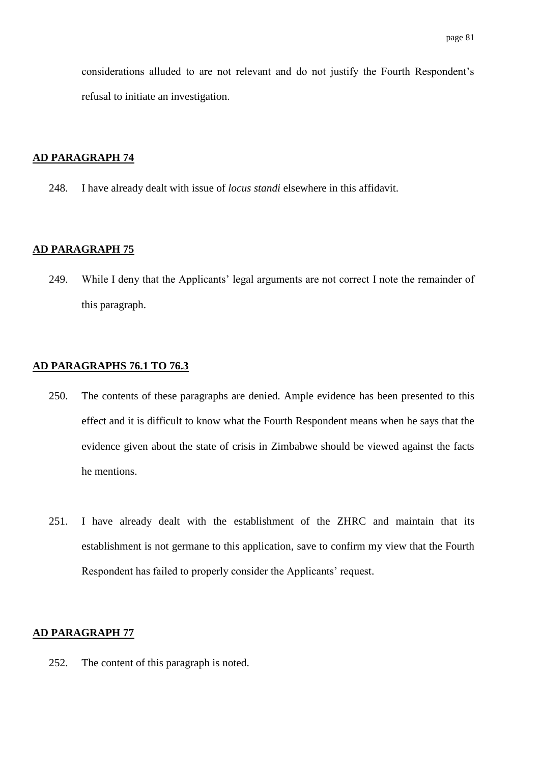considerations alluded to are not relevant and do not justify the Fourth Respondent's refusal to initiate an investigation.

**AD PARAGRAPH 74**

248. I have already dealt with issue of *locus standi* elsewhere in this affidavit.

**AD PARAGRAPH 75**

249. While I deny that the Applicants' legal arguments are not correct I note the remainder of this paragraph.

**AD PARAGRAPHS 76.1 TO 76.3**

250. The contents of these paragraphs are denied. Ample evidence has been presented to this effect and it is difficult to know what the Fourth Respondent means when he says that the evidence given about the state of crisis in Zimbabwe should be viewed against the facts he mentions.

251. I have already dealt with the establishment of the ZHRC and maintain that its establishment is not germane to this application, save to confirm my view that the Fourth Respondent has failed to properly consider the Applicants' request.

**AD PARAGRAPH 77**

252. The content of this paragraph is noted.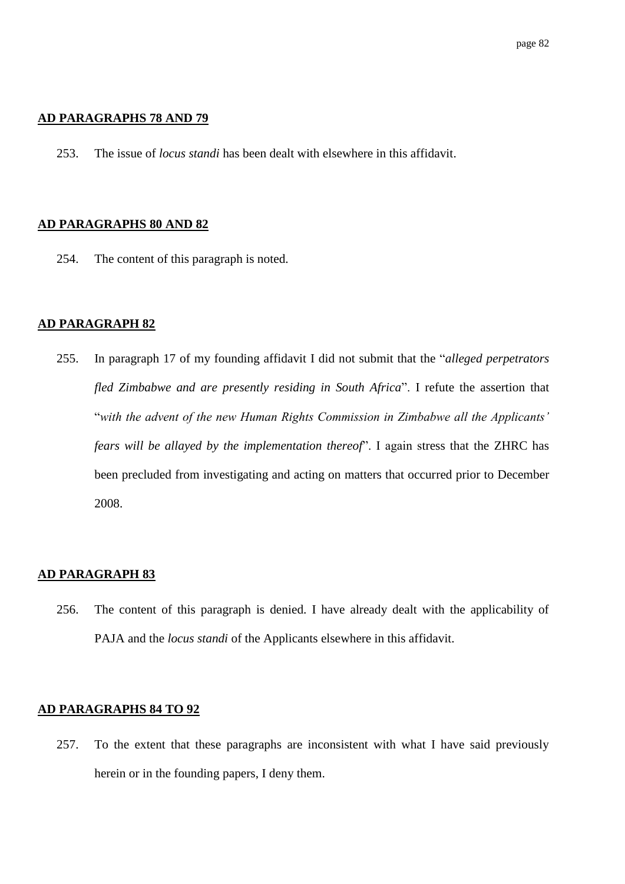**AD PARAGRAPHS 78 AND 79**

253. The issue of *locus standi* has been dealt with elsewhere in this affidavit.

**AD PARAGRAPHS 80 AND 82**

254. The content of this paragraph is noted.

**AD PARAGRAPH 82**

255. In paragraph 17 of my founding affidavit I did not submit that the "*alleged perpetrators fled Zimbabwe and are presently residing in South Africa*". I refute the assertion that "*with the advent of the new Human Rights Commission in Zimbabwe all the Applicants' fears will be allayed by the implementation thereof*". I again stress that the ZHRC has been precluded from investigating and acting on matters that occurred prior to December 2008.

**AD PARAGRAPH 83**

256. The content of this paragraph is denied. I have already dealt with the applicability of PAJA and the *locus standi* of the Applicants elsewhere in this affidavit.

**AD PARAGRAPHS 84 TO 92**

257. To the extent that these paragraphs are inconsistent with what I have said previously herein or in the founding papers, I deny them.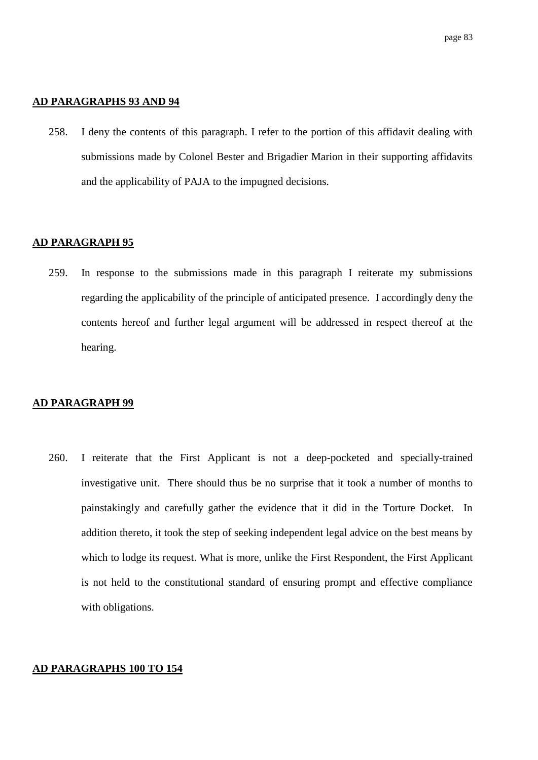**AD PARAGRAPHS 93 AND 94**

258. I deny the contents of this paragraph. I refer to the portion of this affidavit dealing with submissions made by Colonel Bester and Brigadier Marion in their supporting affidavits and the applicability of PAJA to the impugned decisions.

**AD PARAGRAPH 95**

259. In response to the submissions made in this paragraph I reiterate my submissions regarding the applicability of the principle of anticipated presence. I accordingly deny the contents hereof and further legal argument will be addressed in respect thereof at the hearing.

**AD PARAGRAPH 99**

260. I reiterate that the First Applicant is not a deep-pocketed and specially-trained investigative unit. There should thus be no surprise that it took a number of months to painstakingly and carefully gather the evidence that it did in the Torture Docket. In addition thereto, it took the step of seeking independent legal advice on the best means by which to lodge its request. What is more, unlike the First Respondent, the First Applicant is not held to the constitutional standard of ensuring prompt and effective compliance with obligations.

**AD PARAGRAPHS 100 TO 154**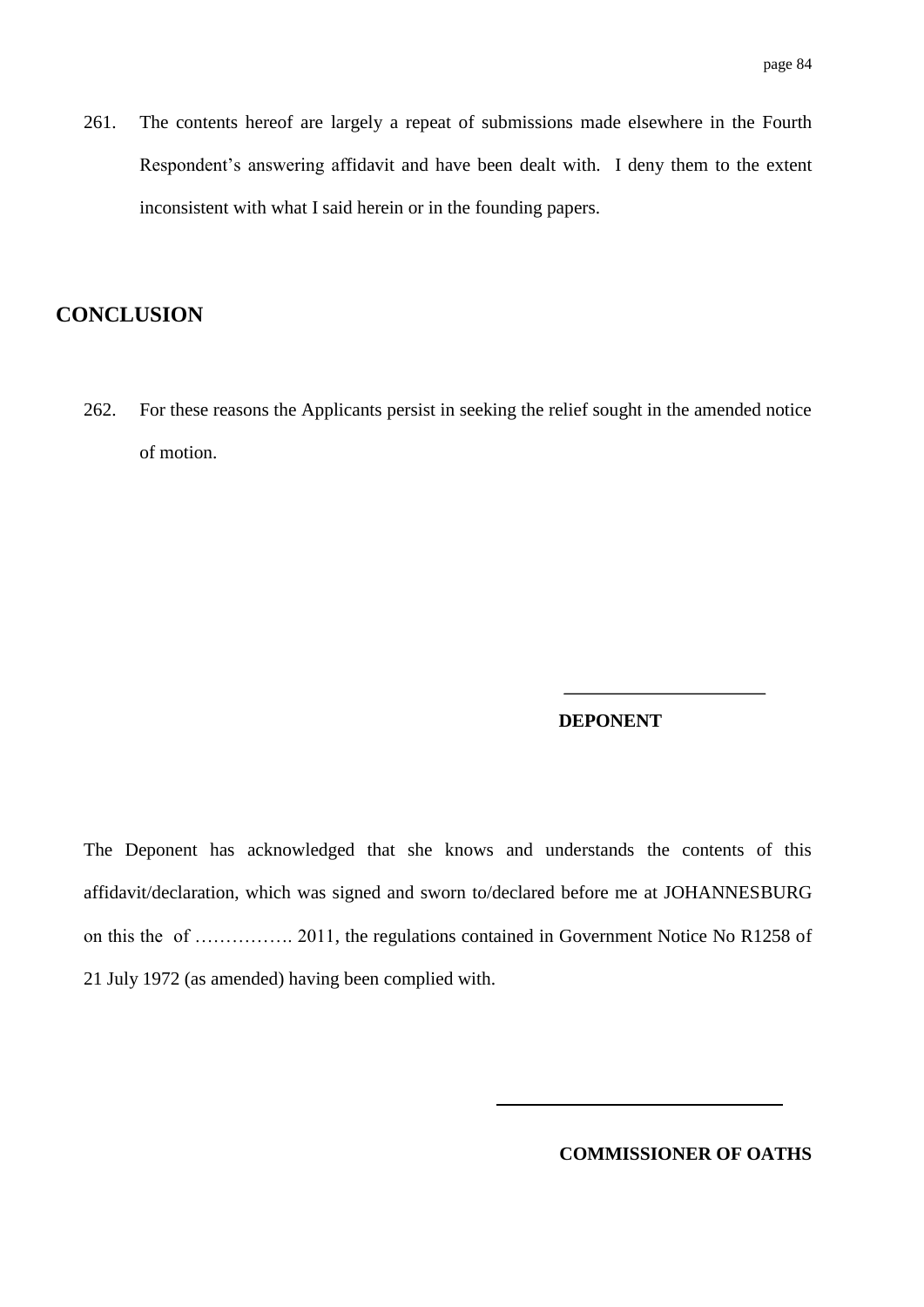261. The contents hereof are largely a repeat of submissions made elsewhere in the Fourth Respondent's answering affidavit and have been dealt with. I deny them to the extent inconsistent with what I said herein or in the founding papers.

## CONCLUSION

262. For these reasons the Applicants persist in seeking the relief sought in the amended notice of motion.

______________________

**DEPONENT**

The Deponent has acknowledged that she knows and understands the contents of this affidavit/declaration, which was signed and sworn to/declared before me at JOHANNESBURG on this the of ……………. 2011, the regulations contained in Government Notice No R1258 of 21 July 1972 (as amended) having been complied with.

______________________________

**COMMISSIONER OF OATHS**